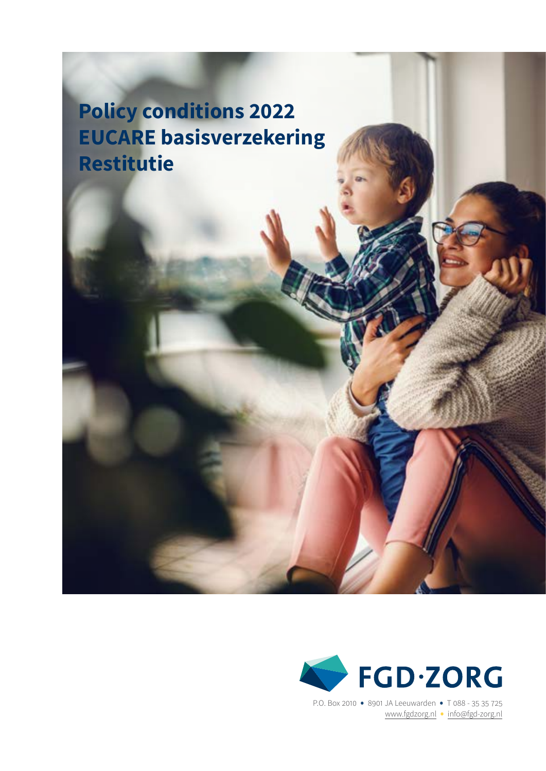# Policy conditions 2022 EUCARE basisverzekering Restitutie

FGD·ZORG

P.O. Box 2010 • 8901 JA Leeuwarden • T 088 - 35 35 725
www.fgdzorg.nl • info@fgd-zorg.nl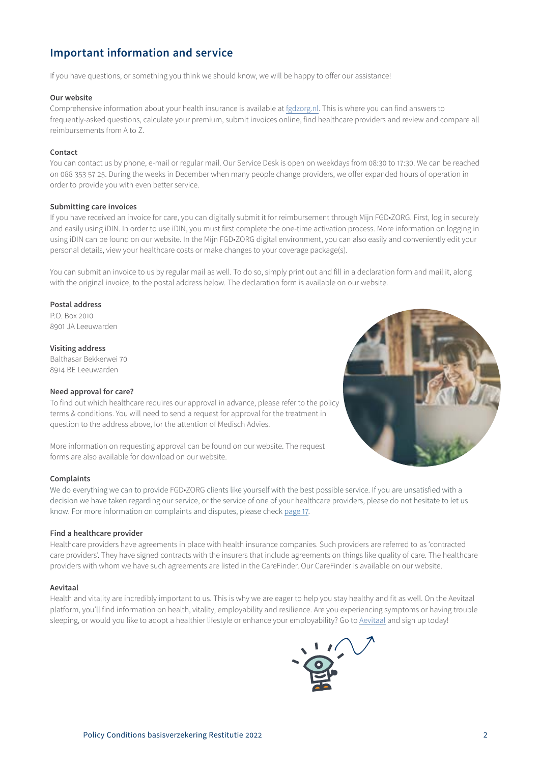## Important information and service

If you have questions, or something you think we should know, we will be happy to offer our assistance!

**Our website**

Comprehensive information about your health insurance is available at fgdzorg.nl. This is where you can find answers to frequently-asked questions, calculate your premium, submit invoices online, find healthcare providers and review and compare all reimbursements from A to Z.

**Contact**

You can contact us by phone, e-mail or regular mail. Our Service Desk is open on weekdays from 08:30 to 17:30. We can be reached on 088 353 57 25. During the weeks in December when many people change providers, we offer expanded hours of operation in order to provide you with even better service.

**Submitting care invoices**

If you have received an invoice for care, you can digitally submit it for reimbursement through Mijn FGD•ZORG. First, log in securely and easily using iDIN. In order to use iDIN, you must first complete the one-time activation process. More information on logging in using iDIN can be found on our website. In the Mijn FGD•ZORG digital environment, you can also easily and conveniently edit your personal details, view your healthcare costs or make changes to your coverage package(s).

You can submit an invoice to us by regular mail as well. To do so, simply print out and fill in a declaration form and mail it, along with the original invoice, to the postal address below. The declaration form is available on our website.

**Postal address**

P.O. Box 2010
8901 JA Leeuwarden

**Visiting address**

Balthasar Bekkerwei 70
8914 BE Leeuwarden

**Need approval for care?**

To find out which healthcare requires our approval in advance, please refer to the policy terms & conditions. You will need to send a request for approval for the treatment in question to the address above, for the attention of Medisch Advies.

More information on requesting approval can be found on our website. The request forms are also available for download on our website.

**Complaints**

We do everything we can to provide FGD•ZORG clients like yourself with the best possible service. If you are unsatisfied with a decision we have taken regarding our service, or the service of one of your healthcare providers, please do not hesitate to let us know. For more information on complaints and disputes, please check page 17.

**Find a healthcare provider**

Healthcare providers have agreements in place with health insurance companies. Such providers are referred to as 'contracted care providers'. They have signed contracts with the insurers that include agreements on things like quality of care. The healthcare providers with whom we have such agreements are listed in the CareFinder. Our CareFinder is available on our website.

**Aevitaal**

Health and vitality are incredibly important to us. This is why we are eager to help you stay healthy and fit as well. On the Aevitaal platform, you'll find information on health, vitality, employability and resilience. Are you experiencing symptoms or having trouble sleeping, or would you like to adopt a healthier lifestyle or enhance your employability? Go to Aevitaal and sign up today!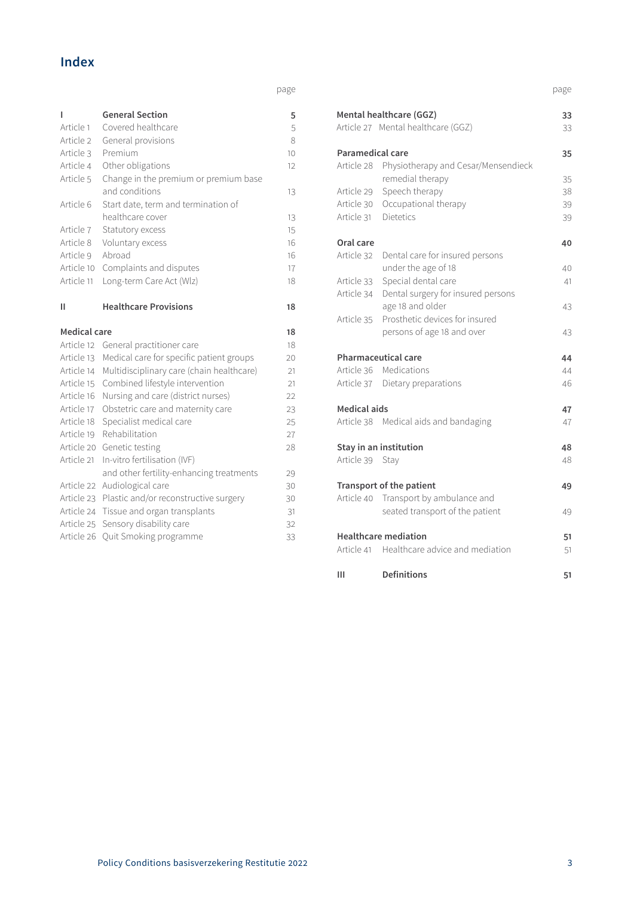# Index

| | | page |
|---|---|---|
| **I** | **General Section** | **5** |
| Article 1 | Covered healthcare | 5 |
| Article 2 | General provisions | 8 |
| Article 3 | Premium | 10 |
| Article 4 | Other obligations | 12 |
| Article 5 | Change in the premium or premium base and conditions | 13 |
| Article 6 | Start date, term and termination of healthcare cover | 13 |
| Article 7 | Statutory excess | 15 |
| Article 8 | Voluntary excess | 16 |
| Article 9 | Abroad | 16 |
| Article 10 | Complaints and disputes | 17 |
| Article 11 | Long-term Care Act (Wlz) | 18 |
| **II** | **Healthcare Provisions** | **18** |
| **Medical care** | | **18** |
| Article 12 | General practitioner care | 18 |
| Article 13 | Medical care for specific patient groups | 20 |
| Article 14 | Multidisciplinary care (chain healthcare) | 21 |
| Article 15 | Combined lifestyle intervention | 21 |
| Article 16 | Nursing and care (district nurses) | 22 |
| Article 17 | Obstetric care and maternity care | 23 |
| Article 18 | Specialist medical care | 25 |
| Article 19 | Rehabilitation | 27 |
| Article 20 | Genetic testing | 28 |
| Article 21 | In-vitro fertilisation (IVF) and other fertility-enhancing treatments | 29 |
| Article 22 | Audiological care | 30 |
| Article 23 | Plastic and/or reconstructive surgery | 30 |
| Article 24 | Tissue and organ transplants | 31 |
| Article 25 | Sensory disability care | 32 |
| Article 26 | Quit Smoking programme | 33 |
| **Mental healthcare (GGZ)** | | **33** |
| Article 27 | Mental healthcare (GGZ) | 33 |
| **Paramedical care** | | **35** |
| Article 28 | Physiotherapy and Cesar/Mensendieck remedial therapy | 35 |
| Article 29 | Speech therapy | 38 |
| Article 30 | Occupational therapy | 39 |
| Article 31 | Dietetics | 39 |
| **Oral care** | | **40** |
| Article 32 | Dental care for insured persons under the age of 18 | 40 |
| Article 33 | Special dental care | 41 |
| Article 34 | Dental surgery for insured persons age 18 and older | 43 |
| Article 35 | Prosthetic devices for insured persons of age 18 and over | 43 |
| **Pharmaceutical care** | | **44** |
| Article 36 | Medications | 44 |
| Article 37 | Dietary preparations | 46 |
| **Medical aids** | | **47** |
| Article 38 | Medical aids and bandaging | 47 |
| **Stay in an institution** | | **48** |
| Article 39 | Stay | 48 |
| **Transport of the patient** | | **49** |
| Article 40 | Transport by ambulance and seated transport of the patient | 49 |
| **Healthcare mediation** | | **51** |
| Article 41 | Healthcare advice and mediation | 51 |
| **III** | **Definitions** | **51** |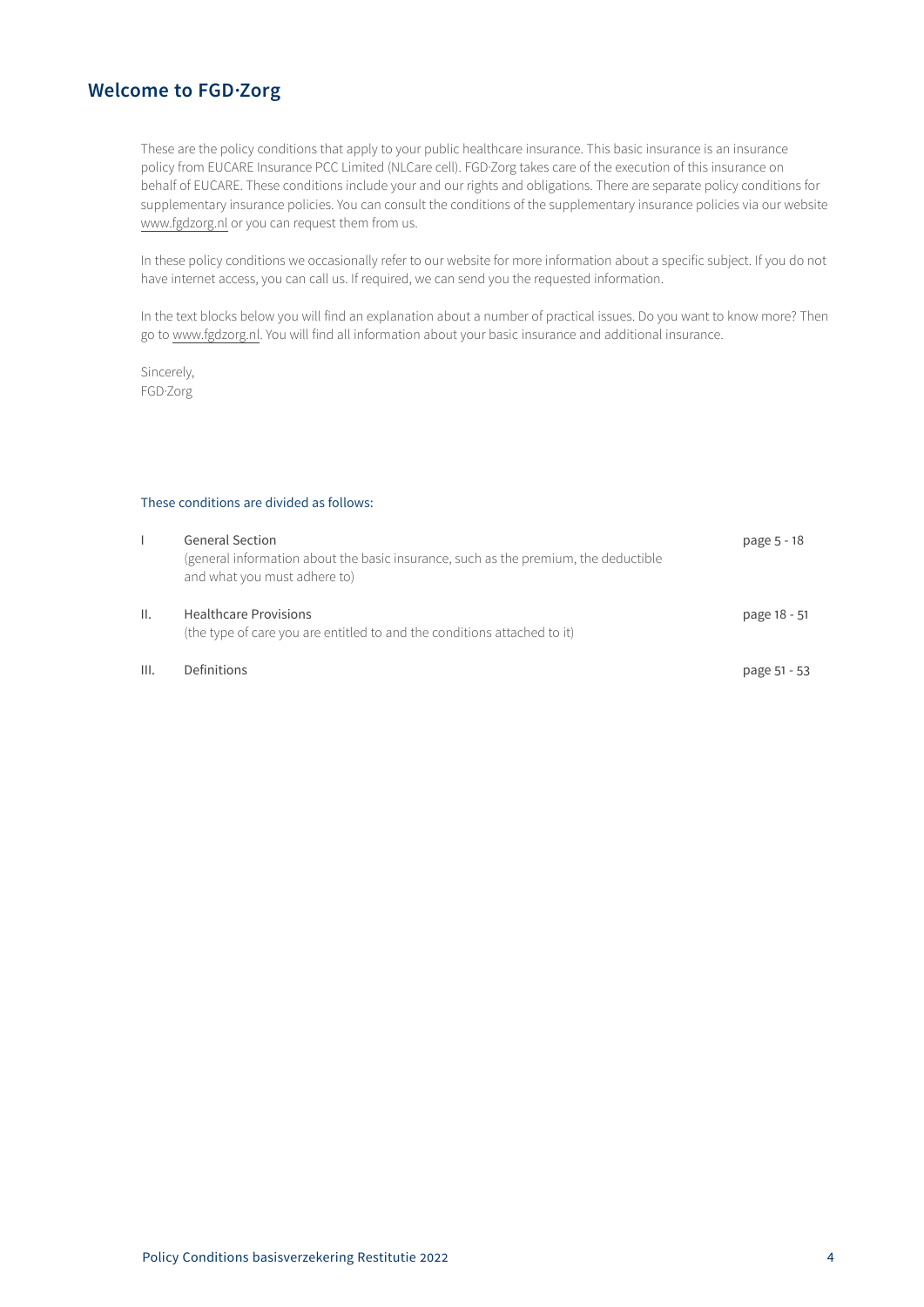## Welcome to FGD·Zorg

These are the policy conditions that apply to your public healthcare insurance. This basic insurance is an insurance policy from EUCARE Insurance PCC Limited (NLCare cell). FGD·Zorg takes care of the execution of this insurance on behalf of EUCARE. These conditions include your and our rights and obligations. There are separate policy conditions for supplementary insurance policies. You can consult the conditions of the supplementary insurance policies via our website www.fgdzorg.nl or you can request them from us.

In these policy conditions we occasionally refer to our website for more information about a specific subject. If you do not have internet access, you can call us. If required, we can send you the requested information.

In the text blocks below you will find an explanation about a number of practical issues. Do you want to know more? Then go to www.fgdzorg.nl. You will find all information about your basic insurance and additional insurance.

Sincerely,
FGD·Zorg

These conditions are divided as follows:

| | | |
|---|---|---|
| I | General Section<br>(general information about the basic insurance, such as the premium, the deductible and what you must adhere to) | page 5 - 18 |
| II. | Healthcare Provisions<br>(the type of care you are entitled to and the conditions attached to it) | page 18 - 51 |
| III. | Definitions | page 51 - 53 |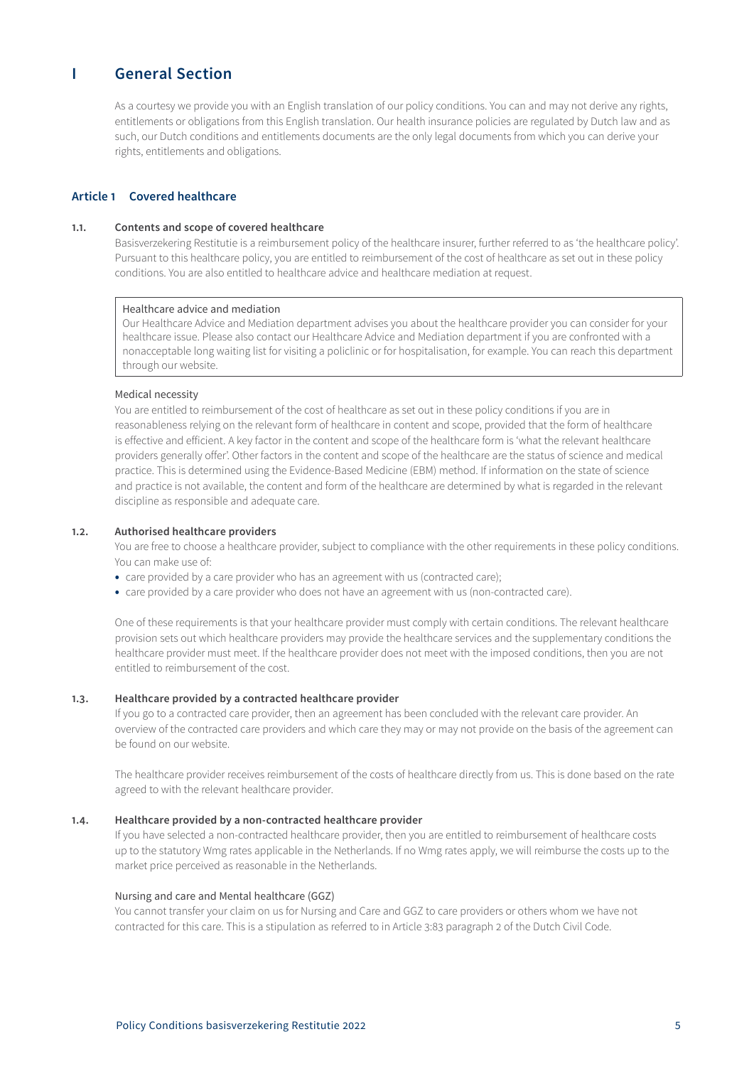# I General Section

As a courtesy we provide you with an English translation of our policy conditions. You can and may not derive any rights, entitlements or obligations from this English translation. Our health insurance policies are regulated by Dutch law and as such, our Dutch conditions and entitlements documents are the only legal documents from which you can derive your rights, entitlements and obligations.

## Article 1 Covered healthcare

### 1.1. Contents and scope of covered healthcare

Basisverzekering Restitutie is a reimbursement policy of the healthcare insurer, further referred to as 'the healthcare policy'. Pursuant to this healthcare policy, you are entitled to reimbursement of the cost of healthcare as set out in these policy conditions. You are also entitled to healthcare advice and healthcare mediation at request.

> Healthcare advice and mediation
> Our Healthcare Advice and Mediation department advises you about the healthcare provider you can consider for your healthcare issue. Please also contact our Healthcare Advice and Mediation department if you are confronted with a nonacceptable long waiting list for visiting a policlinic or for hospitalisation, for example. You can reach this department through our website.

Medical necessity

You are entitled to reimbursement of the cost of healthcare as set out in these policy conditions if you are in reasonableness relying on the relevant form of healthcare in content and scope, provided that the form of healthcare is effective and efficient. A key factor in the content and scope of the healthcare form is 'what the relevant healthcare providers generally offer'. Other factors in the content and scope of the healthcare are the status of science and medical practice. This is determined using the Evidence-Based Medicine (EBM) method. If information on the state of science and practice is not available, the content and form of the healthcare are determined by what is regarded in the relevant discipline as responsible and adequate care.

### 1.2. Authorised healthcare providers

You are free to choose a healthcare provider, subject to compliance with the other requirements in these policy conditions. You can make use of:

- care provided by a care provider who has an agreement with us (contracted care);
- care provided by a care provider who does not have an agreement with us (non-contracted care).

One of these requirements is that your healthcare provider must comply with certain conditions. The relevant healthcare provision sets out which healthcare providers may provide the healthcare services and the supplementary conditions the healthcare provider must meet. If the healthcare provider does not meet with the imposed conditions, then you are not entitled to reimbursement of the cost.

### 1.3. Healthcare provided by a contracted healthcare provider

If you go to a contracted care provider, then an agreement has been concluded with the relevant care provider. An overview of the contracted care providers and which care they may or may not provide on the basis of the agreement can be found on our website.

The healthcare provider receives reimbursement of the costs of healthcare directly from us. This is done based on the rate agreed to with the relevant healthcare provider.

### 1.4. Healthcare provided by a non-contracted healthcare provider

If you have selected a non-contracted healthcare provider, then you are entitled to reimbursement of healthcare costs up to the statutory Wmg rates applicable in the Netherlands. If no Wmg rates apply, we will reimburse the costs up to the market price perceived as reasonable in the Netherlands.

Nursing and care and Mental healthcare (GGZ)

You cannot transfer your claim on us for Nursing and Care and GGZ to care providers or others whom we have not contracted for this care. This is a stipulation as referred to in Article 3:83 paragraph 2 of the Dutch Civil Code.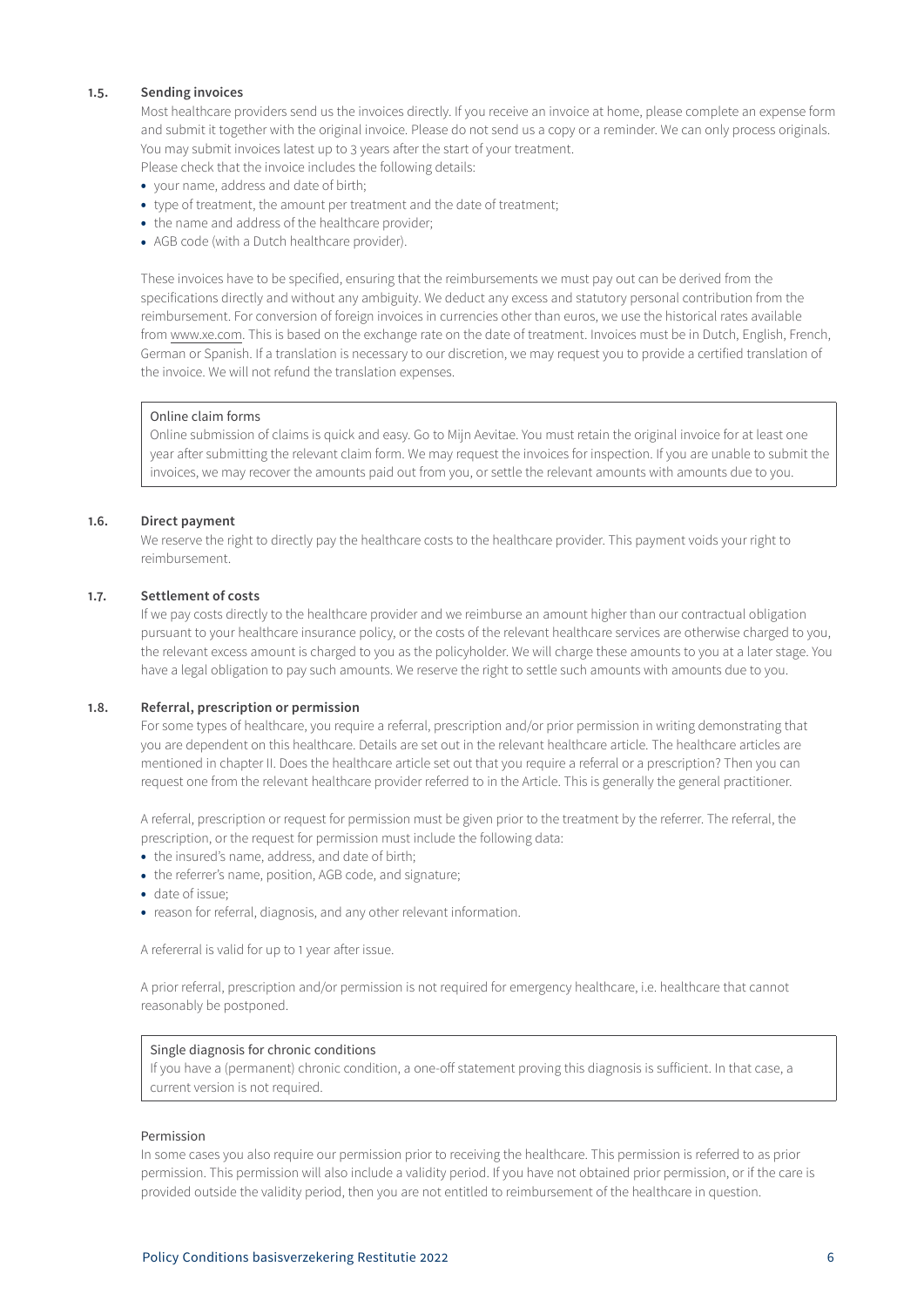### 1.5. Sending invoices

Most healthcare providers send us the invoices directly. If you receive an invoice at home, please complete an expense form and submit it together with the original invoice. Please do not send us a copy or a reminder. We can only process originals. You may submit invoices latest up to 3 years after the start of your treatment.

Please check that the invoice includes the following details:

- your name, address and date of birth;
- type of treatment, the amount per treatment and the date of treatment;
- the name and address of the healthcare provider;
- AGB code (with a Dutch healthcare provider).

These invoices have to be specified, ensuring that the reimbursements we must pay out can be derived from the specifications directly and without any ambiguity. We deduct any excess and statutory personal contribution from the reimbursement. For conversion of foreign invoices in currencies other than euros, we use the historical rates available from www.xe.com. This is based on the exchange rate on the date of treatment. Invoices must be in Dutch, English, French, German or Spanish. If a translation is necessary to our discretion, we may request you to provide a certified translation of the invoice. We will not refund the translation expenses.

> Online claim forms
>
> Online submission of claims is quick and easy. Go to Mijn Aevitae. You must retain the original invoice for at least one year after submitting the relevant claim form. We may request the invoices for inspection. If you are unable to submit the invoices, we may recover the amounts paid out from you, or settle the relevant amounts with amounts due to you.

### 1.6. Direct payment

We reserve the right to directly pay the healthcare costs to the healthcare provider. This payment voids your right to reimbursement.

### 1.7. Settlement of costs

If we pay costs directly to the healthcare provider and we reimburse an amount higher than our contractual obligation pursuant to your healthcare insurance policy, or the costs of the relevant healthcare services are otherwise charged to you, the relevant excess amount is charged to you as the policyholder. We will charge these amounts to you at a later stage. You have a legal obligation to pay such amounts. We reserve the right to settle such amounts with amounts due to you.

### 1.8. Referral, prescription or permission

For some types of healthcare, you require a referral, prescription and/or prior permission in writing demonstrating that you are dependent on this healthcare. Details are set out in the relevant healthcare article. The healthcare articles are mentioned in chapter II. Does the healthcare article set out that you require a referral or a prescription? Then you can request one from the relevant healthcare provider referred to in the Article. This is generally the general practitioner.

A referral, prescription or request for permission must be given prior to the treatment by the referrer. The referral, the prescription, or the request for permission must include the following data:

- the insured's name, address, and date of birth;
- the referrer's name, position, AGB code, and signature;
- date of issue;
- reason for referral, diagnosis, and any other relevant information.

A refererral is valid for up to 1 year after issue.

A prior referral, prescription and/or permission is not required for emergency healthcare, i.e. healthcare that cannot reasonably be postponed.

> Single diagnosis for chronic conditions
>
> If you have a (permanent) chronic condition, a one-off statement proving this diagnosis is sufficient. In that case, a current version is not required.

Permission

In some cases you also require our permission prior to receiving the healthcare. This permission is referred to as prior permission. This permission will also include a validity period. If you have not obtained prior permission, or if the care is provided outside the validity period, then you are not entitled to reimbursement of the healthcare in question.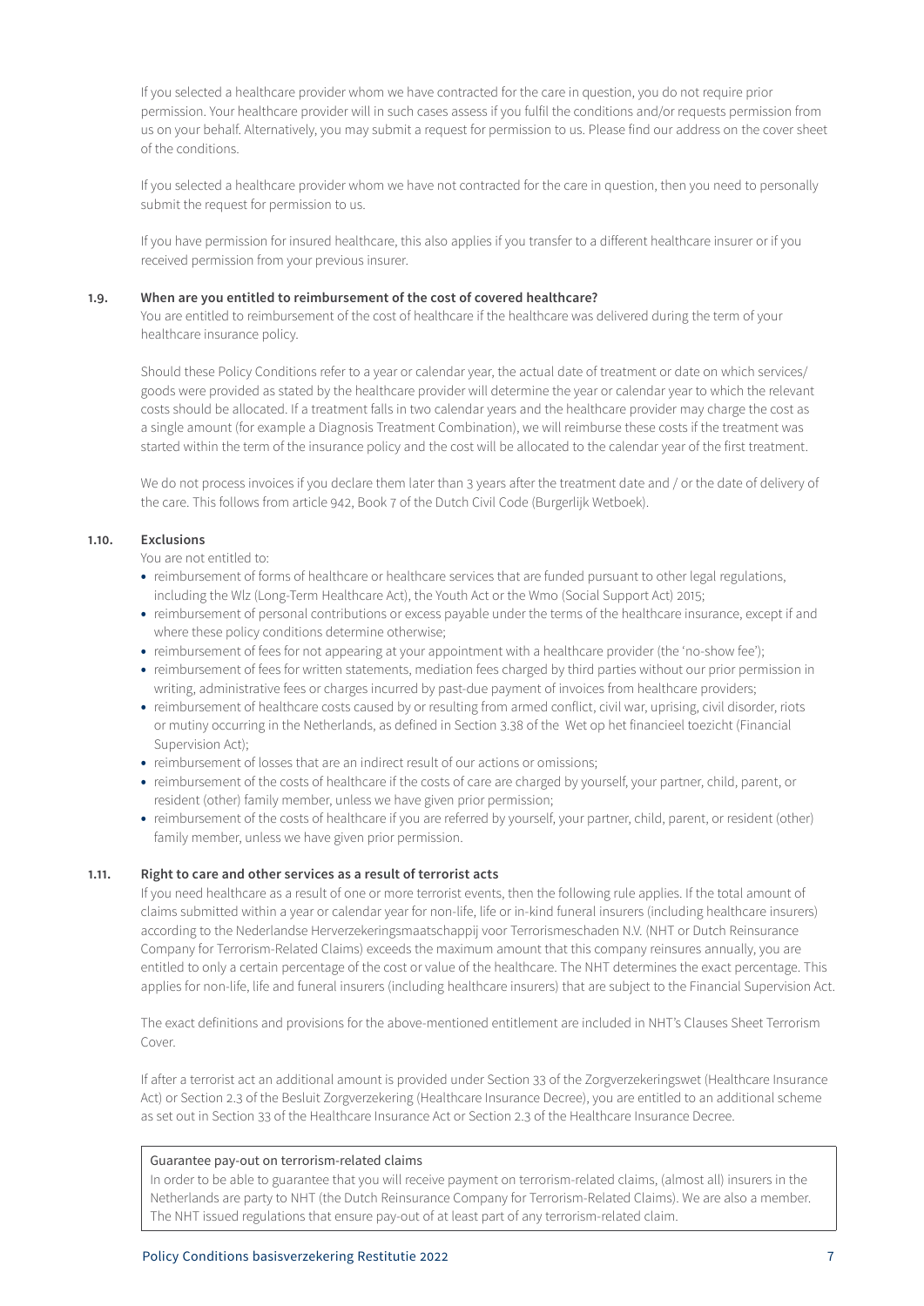If you selected a healthcare provider whom we have contracted for the care in question, you do not require prior permission. Your healthcare provider will in such cases assess if you fulfil the conditions and/or requests permission from us on your behalf. Alternatively, you may submit a request for permission to us. Please find our address on the cover sheet of the conditions.

If you selected a healthcare provider whom we have not contracted for the care in question, then you need to personally submit the request for permission to us.

If you have permission for insured healthcare, this also applies if you transfer to a different healthcare insurer or if you received permission from your previous insurer.

### 1.9. When are you entitled to reimbursement of the cost of covered healthcare?

You are entitled to reimbursement of the cost of healthcare if the healthcare was delivered during the term of your healthcare insurance policy.

Should these Policy Conditions refer to a year or calendar year, the actual date of treatment or date on which services/goods were provided as stated by the healthcare provider will determine the year or calendar year to which the relevant costs should be allocated. If a treatment falls in two calendar years and the healthcare provider may charge the cost as a single amount (for example a Diagnosis Treatment Combination), we will reimburse these costs if the treatment was started within the term of the insurance policy and the cost will be allocated to the calendar year of the first treatment.

We do not process invoices if you declare them later than 3 years after the treatment date and / or the date of delivery of the care. This follows from article 942, Book 7 of the Dutch Civil Code (Burgerlijk Wetboek).

### 1.10. Exclusions

You are not entitled to:

- reimbursement of forms of healthcare or healthcare services that are funded pursuant to other legal regulations, including the Wlz (Long-Term Healthcare Act), the Youth Act or the Wmo (Social Support Act) 2015;
- reimbursement of personal contributions or excess payable under the terms of the healthcare insurance, except if and where these policy conditions determine otherwise;
- reimbursement of fees for not appearing at your appointment with a healthcare provider (the 'no-show fee');
- reimbursement of fees for written statements, mediation fees charged by third parties without our prior permission in writing, administrative fees or charges incurred by past-due payment of invoices from healthcare providers;
- reimbursement of healthcare costs caused by or resulting from armed conflict, civil war, uprising, civil disorder, riots or mutiny occurring in the Netherlands, as defined in Section 3.38 of the Wet op het financieel toezicht (Financial Supervision Act);
- reimbursement of losses that are an indirect result of our actions or omissions;
- reimbursement of the costs of healthcare if the costs of care are charged by yourself, your partner, child, parent, or resident (other) family member, unless we have given prior permission;
- reimbursement of the costs of healthcare if you are referred by yourself, your partner, child, parent, or resident (other) family member, unless we have given prior permission.

### 1.11. Right to care and other services as a result of terrorist acts

If you need healthcare as a result of one or more terrorist events, then the following rule applies. If the total amount of claims submitted within a year or calendar year for non-life, life or in-kind funeral insurers (including healthcare insurers) according to the Nederlandse Herverzekeringsmaatschappij voor Terrorismeschaden N.V. (NHT or Dutch Reinsurance Company for Terrorism-Related Claims) exceeds the maximum amount that this company reinsures annually, you are entitled to only a certain percentage of the cost or value of the healthcare. The NHT determines the exact percentage. This applies for non-life, life and funeral insurers (including healthcare insurers) that are subject to the Financial Supervision Act.

The exact definitions and provisions for the above-mentioned entitlement are included in NHT's Clauses Sheet Terrorism Cover.

If after a terrorist act an additional amount is provided under Section 33 of the Zorgverzekeringswet (Healthcare Insurance Act) or Section 2.3 of the Besluit Zorgverzekering (Healthcare Insurance Decree), you are entitled to an additional scheme as set out in Section 33 of the Healthcare Insurance Act or Section 2.3 of the Healthcare Insurance Decree.

> Guarantee pay-out on terrorism-related claims
>
> In order to be able to guarantee that you will receive payment on terrorism-related claims, (almost all) insurers in the Netherlands are party to NHT (the Dutch Reinsurance Company for Terrorism-Related Claims). We are also a member. The NHT issued regulations that ensure pay-out of at least part of any terrorism-related claim.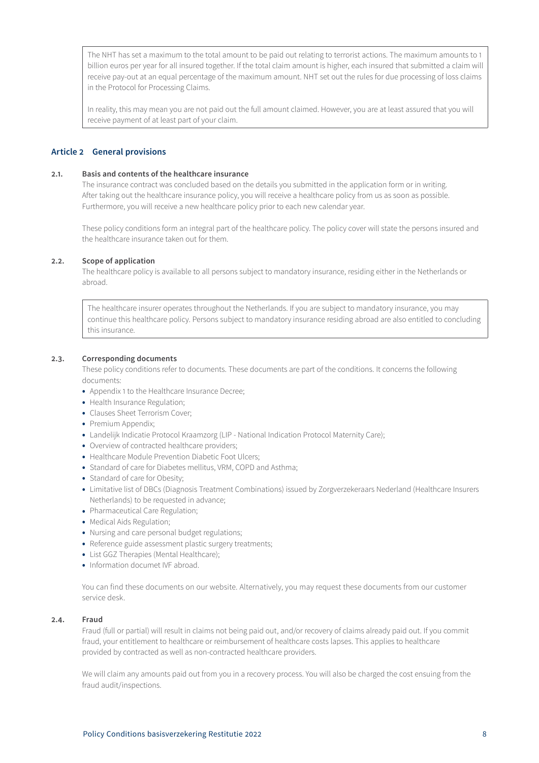> The NHT has set a maximum to the total amount to be paid out relating to terrorist actions. The maximum amounts to 1 billion euros per year for all insured together. If the total claim amount is higher, each insured that submitted a claim will receive pay-out at an equal percentage of the maximum amount. NHT set out the rules for due processing of loss claims in the Protocol for Processing Claims.
>
> In reality, this may mean you are not paid out the full amount claimed. However, you are at least assured that you will receive payment of at least part of your claim.

## Article 2 General provisions

### 2.1. Basis and contents of the healthcare insurance

The insurance contract was concluded based on the details you submitted in the application form or in writing. After taking out the healthcare insurance policy, you will receive a healthcare policy from us as soon as possible. Furthermore, you will receive a new healthcare policy prior to each new calendar year.

These policy conditions form an integral part of the healthcare policy. The policy cover will state the persons insured and the healthcare insurance taken out for them.

### 2.2. Scope of application

The healthcare policy is available to all persons subject to mandatory insurance, residing either in the Netherlands or abroad.

> The healthcare insurer operates throughout the Netherlands. If you are subject to mandatory insurance, you may continue this healthcare policy. Persons subject to mandatory insurance residing abroad are also entitled to concluding this insurance.

### 2.3. Corresponding documents

These policy conditions refer to documents. These documents are part of the conditions. It concerns the following documents:

- Appendix 1 to the Healthcare Insurance Decree;
- Health Insurance Regulation;
- Clauses Sheet Terrorism Cover;
- Premium Appendix;
- Landelijk Indicatie Protocol Kraamzorg (LIP - National Indication Protocol Maternity Care);
- Overview of contracted healthcare providers;
- Healthcare Module Prevention Diabetic Foot Ulcers;
- Standard of care for Diabetes mellitus, VRM, COPD and Asthma;
- Standard of care for Obesity;
- Limitative list of DBCs (Diagnosis Treatment Combinations) issued by Zorgverzekeraars Nederland (Healthcare Insurers Netherlands) to be requested in advance;
- Pharmaceutical Care Regulation;
- Medical Aids Regulation;
- Nursing and care personal budget regulations;
- Reference guide assessment plastic surgery treatments;
- List GGZ Therapies (Mental Healthcare);
- Information documet IVF abroad.

You can find these documents on our website. Alternatively, you may request these documents from our customer service desk.

### 2.4. Fraud

Fraud (full or partial) will result in claims not being paid out, and/or recovery of claims already paid out. If you commit fraud, your entitlement to healthcare or reimbursement of healthcare costs lapses. This applies to healthcare provided by contracted as well as non-contracted healthcare providers.

We will claim any amounts paid out from you in a recovery process. You will also be charged the cost ensuing from the fraud audit/inspections.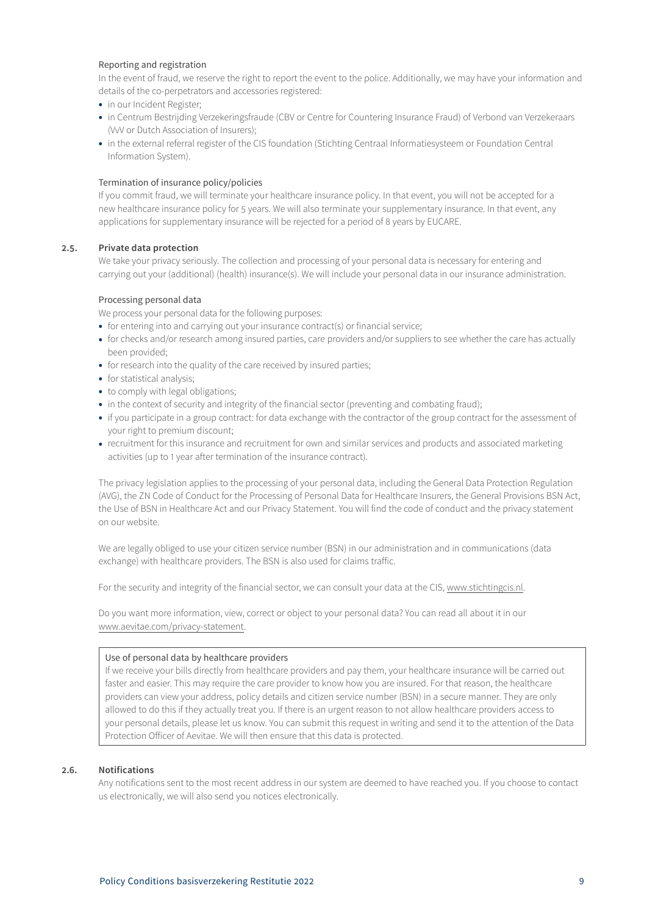Reporting and registration

In the event of fraud, we reserve the right to report the event to the police. Additionally, we may have your information and details of the co-perpetrators and accessories registered:

- in our Incident Register;
- in Centrum Bestrijding Verzekeringsfraude (CBV or Centre for Countering Insurance Fraud) of Verbond van Verzekeraars (VvV or Dutch Association of Insurers);
- in the external referral register of the CIS foundation (Stichting Centraal Informatiesysteem or Foundation Central Information System).

Termination of insurance policy/policies

If you commit fraud, we will terminate your healthcare insurance policy. In that event, you will not be accepted for a new healthcare insurance policy for 5 years. We will also terminate your supplementary insurance. In that event, any applications for supplementary insurance will be rejected for a period of 8 years by EUCARE.

### 2.5. Private data protection

We take your privacy seriously. The collection and processing of your personal data is necessary for entering and carrying out your (additional) (health) insurance(s). We will include your personal data in our insurance administration.

Processing personal data

We process your personal data for the following purposes:

- for entering into and carrying out your insurance contract(s) or financial service;
- for checks and/or research among insured parties, care providers and/or suppliers to see whether the care has actually been provided;
- for research into the quality of the care received by insured parties;
- for statistical analysis;
- to comply with legal obligations;
- in the context of security and integrity of the financial sector (preventing and combating fraud);
- if you participate in a group contract: for data exchange with the contractor of the group contract for the assessment of your right to premium discount;
- recruitment for this insurance and recruitment for own and similar services and products and associated marketing activities (up to 1 year after termination of the insurance contract).

The privacy legislation applies to the processing of your personal data, including the General Data Protection Regulation (AVG), the ZN Code of Conduct for the Processing of Personal Data for Healthcare Insurers, the General Provisions BSN Act, the Use of BSN in Healthcare Act and our Privacy Statement. You will find the code of conduct and the privacy statement on our website.

We are legally obliged to use your citizen service number (BSN) in our administration and in communications (data exchange) with healthcare providers. The BSN is also used for claims traffic.

For the security and integrity of the financial sector, we can consult your data at the CIS, www.stichtingcis.nl.

Do you want more information, view, correct or object to your personal data? You can read all about it in our www.aevitae.com/privacy-statement.

Use of personal data by healthcare providers

If we receive your bills directly from healthcare providers and pay them, your healthcare insurance will be carried out faster and easier. This may require the care provider to know how you are insured. For that reason, the healthcare providers can view your address, policy details and citizen service number (BSN) in a secure manner. They are only allowed to do this if they actually treat you. If there is an urgent reason to not allow healthcare providers access to your personal details, please let us know. You can submit this request in writing and send it to the attention of the Data Protection Officer of Aevitae. We will then ensure that this data is protected.

### 2.6. Notifications

Any notifications sent to the most recent address in our system are deemed to have reached you. If you choose to contact us electronically, we will also send you notices electronically.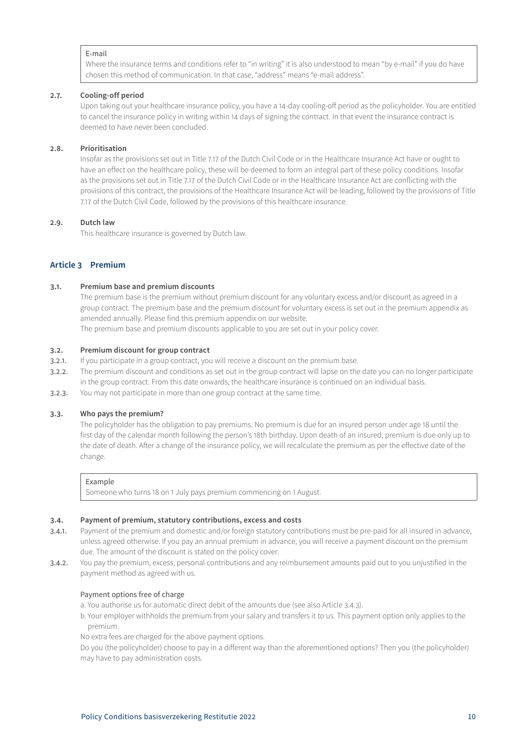> E-mail
> Where the insurance terms and conditions refer to “in writing” it is also understood to mean “by e-mail” if you do have chosen this method of communication. In that case, “address” means “e-mail address”.

**2.7. Cooling-off period**

Upon taking out your healthcare insurance policy, you have a 14-day cooling-off period as the policyholder. You are entitled to cancel the insurance policy in writing within 14 days of signing the contract. In that event the insurance contract is deemed to have never been concluded.

**2.8. Prioritisation**

Insofar as the provisions set out in Title 7.17 of the Dutch Civil Code or in the Healthcare Insurance Act have or ought to have an effect on the healthcare policy, these will be deemed to form an integral part of these policy conditions. Insofar as the provisions set out in Title 7.17 of the Dutch Civil Code or in the Healthcare Insurance Act are conflicting with the provisions of this contract, the provisions of the Healthcare Insurance Act will be leading, followed by the provisions of Title 7.17 of the Dutch Civil Code, followed by the provisions of this healthcare insurance.

**2.9. Dutch law**

This healthcare insurance is governed by Dutch law.

## Article 3 Premium

**3.1. Premium base and premium discounts**

The premium base is the premium without premium discount for any voluntary excess and/or discount as agreed in a group contract. The premium base and the premium discount for voluntary excess is set out in the premium appendix as amended annually. Please find this premium appendix on our website.
The premium base and premium discounts applicable to you are set out in your policy cover.

**3.2. Premium discount for group contract**

3.2.1. If you participate in a group contract, you will receive a discount on the premium base.

3.2.2. The premium discount and conditions as set out in the group contract will lapse on the date you can no longer participate in the group contract. From this date onwards, the healthcare insurance is continued on an individual basis.

3.2.3. You may not participate in more than one group contract at the same time.

**3.3. Who pays the premium?**

The policyholder has the obligation to pay premiums. No premium is due for an insured person under age 18 until the first day of the calendar month following the person’s 18th birthday. Upon death of an insured, premium is due only up to the date of death. After a change of the insurance policy, we will recalculate the premium as per the effective date of the change.

> Example
> Someone who turns 18 on 1 July pays premium commencing on 1 August.

**3.4. Payment of premium, statutory contributions, excess and costs**

3.4.1. Payment of the premium and domestic and/or foreign statutory contributions must be pre-paid for all insured in advance, unless agreed otherwise. If you pay an annual premium in advance, you will receive a payment discount on the premium due. The amount of the discount is stated on the policy cover.

3.4.2. You pay the premium, excess, personal contributions and any reimbursement amounts paid out to you unjustified in the payment method as agreed with us.

Payment options free of charge

a. You authorise us for automatic direct debit of the amounts due (see also Article 3.4.3).

b. Your employer withholds the premium from your salary and transfers it to us. This payment option only applies to the premium.

No extra fees are charged for the above payment options.

Do you (the policyholder) choose to pay in a different way than the aforementioned options? Then you (the policyholder) may have to pay administration costs.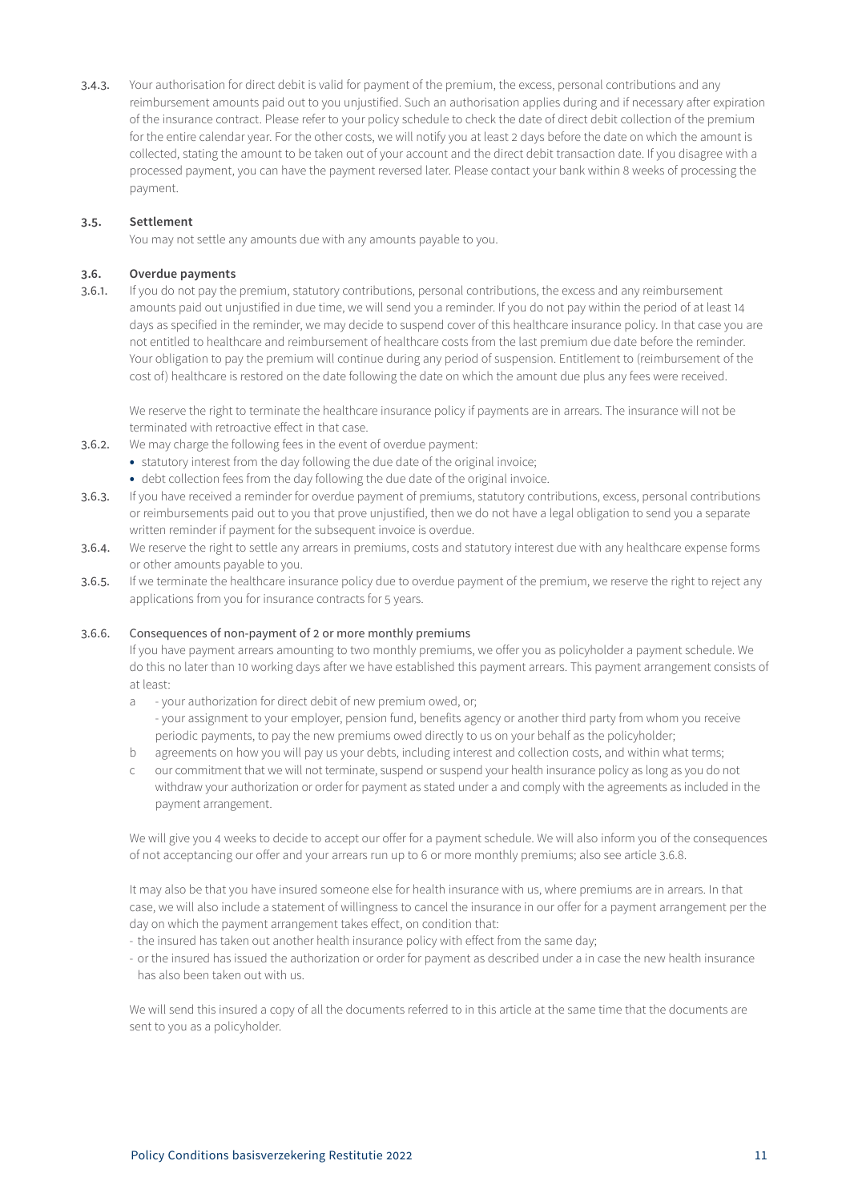3.4.3. Your authorisation for direct debit is valid for payment of the premium, the excess, personal contributions and any reimbursement amounts paid out to you unjustified. Such an authorisation applies during and if necessary after expiration of the insurance contract. Please refer to your policy schedule to check the date of direct debit collection of the premium for the entire calendar year. For the other costs, we will notify you at least 2 days before the date on which the amount is collected, stating the amount to be taken out of your account and the direct debit transaction date. If you disagree with a processed payment, you can have the payment reversed later. Please contact your bank within 8 weeks of processing the payment.

### 3.5. Settlement

You may not settle any amounts due with any amounts payable to you.

### 3.6. Overdue payments

3.6.1. If you do not pay the premium, statutory contributions, personal contributions, the excess and any reimbursement amounts paid out unjustified in due time, we will send you a reminder. If you do not pay within the period of at least 14 days as specified in the reminder, we may decide to suspend cover of this healthcare insurance policy. In that case you are not entitled to healthcare and reimbursement of healthcare costs from the last premium due date before the reminder. Your obligation to pay the premium will continue during any period of suspension. Entitlement to (reimbursement of the cost of) healthcare is restored on the date following the date on which the amount due plus any fees were received.

We reserve the right to terminate the healthcare insurance policy if payments are in arrears. The insurance will not be terminated with retroactive effect in that case.

3.6.2. We may charge the following fees in the event of overdue payment:

- statutory interest from the day following the due date of the original invoice;
- debt collection fees from the day following the due date of the original invoice.

3.6.3. If you have received a reminder for overdue payment of premiums, statutory contributions, excess, personal contributions or reimbursements paid out to you that prove unjustified, then we do not have a legal obligation to send you a separate written reminder if payment for the subsequent invoice is overdue.

3.6.4. We reserve the right to settle any arrears in premiums, costs and statutory interest due with any healthcare expense forms or other amounts payable to you.

3.6.5. If we terminate the healthcare insurance policy due to overdue payment of the premium, we reserve the right to reject any applications from you for insurance contracts for 5 years.

3.6.6. Consequences of non-payment of 2 or more monthly premiums

If you have payment arrears amounting to two monthly premiums, we offer you as policyholder a payment schedule. We do this no later than 10 working days after we have established this payment arrears. This payment arrangement consists of at least:

a - your authorization for direct debit of new premium owed, or;
 - your assignment to your employer, pension fund, benefits agency or another third party from whom you receive periodic payments, to pay the new premiums owed directly to us on your behalf as the policyholder;

b agreements on how you will pay us your debts, including interest and collection costs, and within what terms;

c our commitment that we will not terminate, suspend or suspend your health insurance policy as long as you do not withdraw your authorization or order for payment as stated under a and comply with the agreements as included in the payment arrangement.

We will give you 4 weeks to decide to accept our offer for a payment schedule. We will also inform you of the consequences of not acceptancing our offer and your arrears run up to 6 or more monthly premiums; also see article 3.6.8.

It may also be that you have insured someone else for health insurance with us, where premiums are in arrears. In that case, we will also include a statement of willingness to cancel the insurance in our offer for a payment arrangement per the day on which the payment arrangement takes effect, on condition that:

- the insured has taken out another health insurance policy with effect from the same day;
- or the insured has issued the authorization or order for payment as described under a in case the new health insurance has also been taken out with us.

We will send this insured a copy of all the documents referred to in this article at the same time that the documents are sent to you as a policyholder.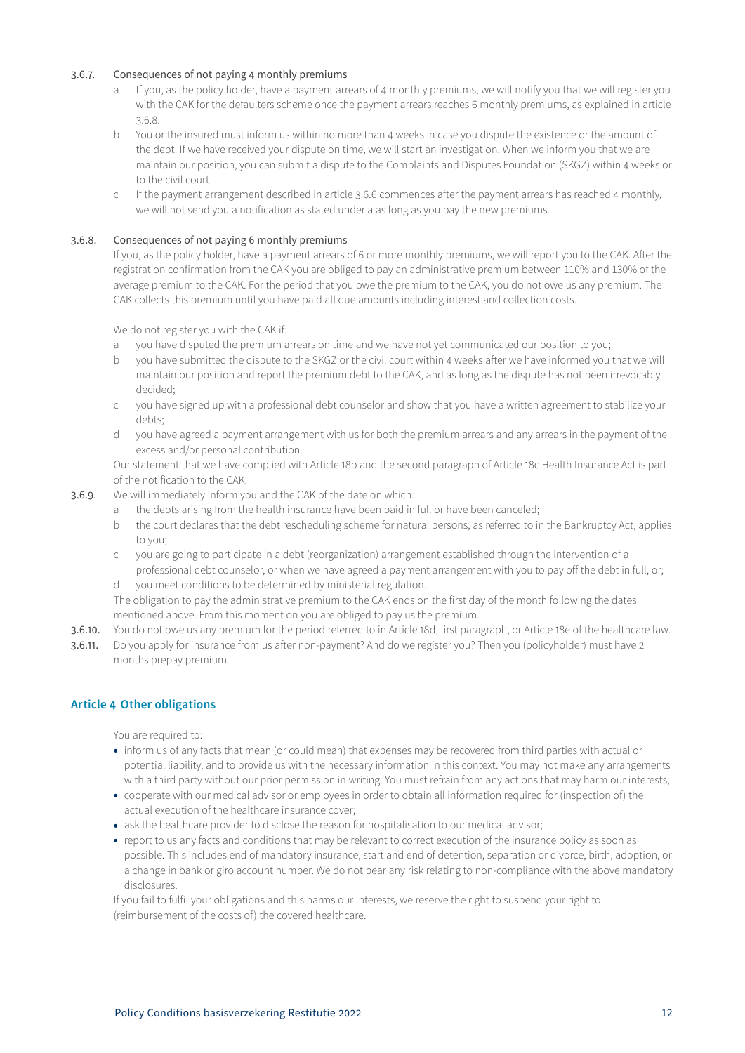3.6.7. Consequences of not paying 4 monthly premiums

a If you, as the policy holder, have a payment arrears of 4 monthly premiums, we will notify you that we will register you with the CAK for the defaulters scheme once the payment arrears reaches 6 monthly premiums, as explained in article 3.6.8.

b You or the insured must inform us within no more than 4 weeks in case you dispute the existence or the amount of the debt. If we have received your dispute on time, we will start an investigation. When we inform you that we are maintain our position, you can submit a dispute to the Complaints and Disputes Foundation (SKGZ) within 4 weeks or to the civil court.

c If the payment arrangement described in article 3.6.6 commences after the payment arrears has reached 4 monthly, we will not send you a notification as stated under a as long as you pay the new premiums.

3.6.8. Consequences of not paying 6 monthly premiums

If you, as the policy holder, have a payment arrears of 6 or more monthly premiums, we will report you to the CAK. After the registration confirmation from the CAK you are obliged to pay an administrative premium between 110% and 130% of the average premium to the CAK. For the period that you owe the premium to the CAK, you do not owe us any premium. The CAK collects this premium until you have paid all due amounts including interest and collection costs.

We do not register you with the CAK if:

a you have disputed the premium arrears on time and we have not yet communicated our position to you;

b you have submitted the dispute to the SKGZ or the civil court within 4 weeks after we have informed you that we will maintain our position and report the premium debt to the CAK, and as long as the dispute has not been irrevocably decided;

c you have signed up with a professional debt counselor and show that you have a written agreement to stabilize your debts;

d you have agreed a payment arrangement with us for both the premium arrears and any arrears in the payment of the excess and/or personal contribution.

Our statement that we have complied with Article 18b and the second paragraph of Article 18c Health Insurance Act is part of the notification to the CAK.

3.6.9. We will immediately inform you and the CAK of the date on which:

a the debts arising from the health insurance have been paid in full or have been canceled;

b the court declares that the debt rescheduling scheme for natural persons, as referred to in the Bankruptcy Act, applies to you;

c you are going to participate in a debt (reorganization) arrangement established through the intervention of a professional debt counselor, or when we have agreed a payment arrangement with you to pay off the debt in full, or;

d you meet conditions to be determined by ministerial regulation.

The obligation to pay the administrative premium to the CAK ends on the first day of the month following the dates mentioned above. From this moment on you are obliged to pay us the premium.

3.6.10. You do not owe us any premium for the period referred to in Article 18d, first paragraph, or Article 18e of the healthcare law.

3.6.11. Do you apply for insurance from us after non-payment? And do we register you? Then you (policyholder) must have 2 months prepay premium.

## Article 4 Other obligations

You are required to:

- inform us of any facts that mean (or could mean) that expenses may be recovered from third parties with actual or potential liability, and to provide us with the necessary information in this context. You may not make any arrangements with a third party without our prior permission in writing. You must refrain from any actions that may harm our interests;
- cooperate with our medical advisor or employees in order to obtain all information required for (inspection of) the actual execution of the healthcare insurance cover;
- ask the healthcare provider to disclose the reason for hospitalisation to our medical advisor;
- report to us any facts and conditions that may be relevant to correct execution of the insurance policy as soon as possible. This includes end of mandatory insurance, start and end of detention, separation or divorce, birth, adoption, or a change in bank or giro account number. We do not bear any risk relating to non-compliance with the above mandatory disclosures.

If you fail to fulfil your obligations and this harms our interests, we reserve the right to suspend your right to (reimbursement of the costs of) the covered healthcare.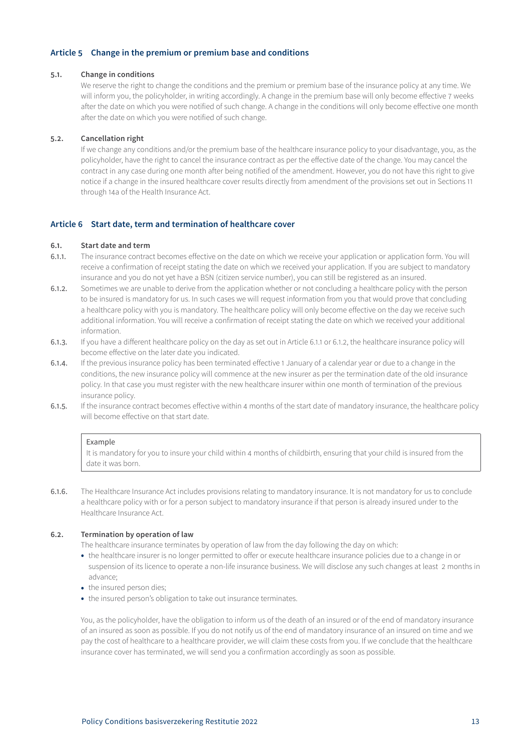## Article 5 Change in the premium or premium base and conditions

### 5.1. Change in conditions

We reserve the right to change the conditions and the premium or premium base of the insurance policy at any time. We will inform you, the policyholder, in writing accordingly. A change in the premium base will only become effective 7 weeks after the date on which you were notified of such change. A change in the conditions will only become effective one month after the date on which you were notified of such change.

### 5.2. Cancellation right

If we change any conditions and/or the premium base of the healthcare insurance policy to your disadvantage, you, as the policyholder, have the right to cancel the insurance contract as per the effective date of the change. You may cancel the contract in any case during one month after being notified of the amendment. However, you do not have this right to give notice if a change in the insured healthcare cover results directly from amendment of the provisions set out in Sections 11 through 14a of the Health Insurance Act.

## Article 6 Start date, term and termination of healthcare cover

### 6.1. Start date and term

6.1.1. The insurance contract becomes effective on the date on which we receive your application or application form. You will receive a confirmation of receipt stating the date on which we received your application. If you are subject to mandatory insurance and you do not yet have a BSN (citizen service number), you can still be registered as an insured.

6.1.2. Sometimes we are unable to derive from the application whether or not concluding a healthcare policy with the person to be insured is mandatory for us. In such cases we will request information from you that would prove that concluding a healthcare policy with you is mandatory. The healthcare policy will only become effective on the day we receive such additional information. You will receive a confirmation of receipt stating the date on which we received your additional information.

6.1.3. If you have a different healthcare policy on the day as set out in Article 6.1.1 or 6.1.2, the healthcare insurance policy will become effective on the later date you indicated.

6.1.4. If the previous insurance policy has been terminated effective 1 January of a calendar year or due to a change in the conditions, the new insurance policy will commence at the new insurer as per the termination date of the old insurance policy. In that case you must register with the new healthcare insurer within one month of termination of the previous insurance policy.

6.1.5. If the insurance contract becomes effective within 4 months of the start date of mandatory insurance, the healthcare policy will become effective on that start date.

> Example
> It is mandatory for you to insure your child within 4 months of childbirth, ensuring that your child is insured from the date it was born.

6.1.6. The Healthcare Insurance Act includes provisions relating to mandatory insurance. It is not mandatory for us to conclude a healthcare policy with or for a person subject to mandatory insurance if that person is already insured under to the Healthcare Insurance Act.

### 6.2. Termination by operation of law

The healthcare insurance terminates by operation of law from the day following the day on which:

- the healthcare insurer is no longer permitted to offer or execute healthcare insurance policies due to a change in or suspension of its licence to operate a non-life insurance business. We will disclose any such changes at least 2 months in advance;
- the insured person dies;
- the insured person's obligation to take out insurance terminates.

You, as the policyholder, have the obligation to inform us of the death of an insured or of the end of mandatory insurance of an insured as soon as possible. If you do not notify us of the end of mandatory insurance of an insured on time and we pay the cost of healthcare to a healthcare provider, we will claim these costs from you. If we conclude that the healthcare insurance cover has terminated, we will send you a confirmation accordingly as soon as possible.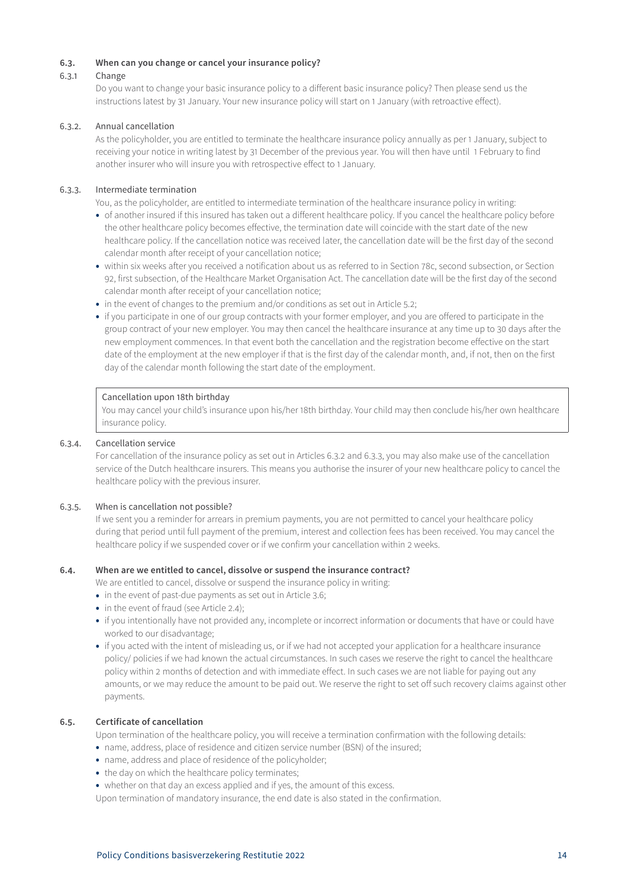### 6.3. When can you change or cancel your insurance policy?

#### 6.3.1 Change

Do you want to change your basic insurance policy to a different basic insurance policy? Then please send us the instructions latest by 31 January. Your new insurance policy will start on 1 January (with retroactive effect).

#### 6.3.2. Annual cancellation

As the policyholder, you are entitled to terminate the healthcare insurance policy annually as per 1 January, subject to receiving your notice in writing latest by 31 December of the previous year. You will then have until 1 February to find another insurer who will insure you with retrospective effect to 1 January.

#### 6.3.3. Intermediate termination

You, as the policyholder, are entitled to intermediate termination of the healthcare insurance policy in writing:

- of another insured if this insured has taken out a different healthcare policy. If you cancel the healthcare policy before the other healthcare policy becomes effective, the termination date will coincide with the start date of the new healthcare policy. If the cancellation notice was received later, the cancellation date will be the first day of the second calendar month after receipt of your cancellation notice;
- within six weeks after you received a notification about us as referred to in Section 78c, second subsection, or Section 92, first subsection, of the Healthcare Market Organisation Act. The cancellation date will be the first day of the second calendar month after receipt of your cancellation notice;
- in the event of changes to the premium and/or conditions as set out in Article 5.2;
- if you participate in one of our group contracts with your former employer, and you are offered to participate in the group contract of your new employer. You may then cancel the healthcare insurance at any time up to 30 days after the new employment commences. In that event both the cancellation and the registration become effective on the start date of the employment at the new employer if that is the first day of the calendar month, and, if not, then on the first day of the calendar month following the start date of the employment.

> Cancellation upon 18th birthday
>
> You may cancel your child's insurance upon his/her 18th birthday. Your child may then conclude his/her own healthcare insurance policy.

#### 6.3.4. Cancellation service

For cancellation of the insurance policy as set out in Articles 6.3.2 and 6.3.3, you may also make use of the cancellation service of the Dutch healthcare insurers. This means you authorise the insurer of your new healthcare policy to cancel the healthcare policy with the previous insurer.

#### 6.3.5. When is cancellation not possible?

If we sent you a reminder for arrears in premium payments, you are not permitted to cancel your healthcare policy during that period until full payment of the premium, interest and collection fees has been received. You may cancel the healthcare policy if we suspended cover or if we confirm your cancellation within 2 weeks.

### 6.4. When are we entitled to cancel, dissolve or suspend the insurance contract?

We are entitled to cancel, dissolve or suspend the insurance policy in writing:

- in the event of past-due payments as set out in Article 3.6;
- in the event of fraud (see Article 2.4);
- if you intentionally have not provided any, incomplete or incorrect information or documents that have or could have worked to our disadvantage;
- if you acted with the intent of misleading us, or if we had not accepted your application for a healthcare insurance policy/ policies if we had known the actual circumstances. In such cases we reserve the right to cancel the healthcare policy within 2 months of detection and with immediate effect. In such cases we are not liable for paying out any amounts, or we may reduce the amount to be paid out. We reserve the right to set off such recovery claims against other payments.

### 6.5. Certificate of cancellation

Upon termination of the healthcare policy, you will receive a termination confirmation with the following details:

- name, address, place of residence and citizen service number (BSN) of the insured;
- name, address and place of residence of the policyholder;
- the day on which the healthcare policy terminates;
- whether on that day an excess applied and if yes, the amount of this excess.

Upon termination of mandatory insurance, the end date is also stated in the confirmation.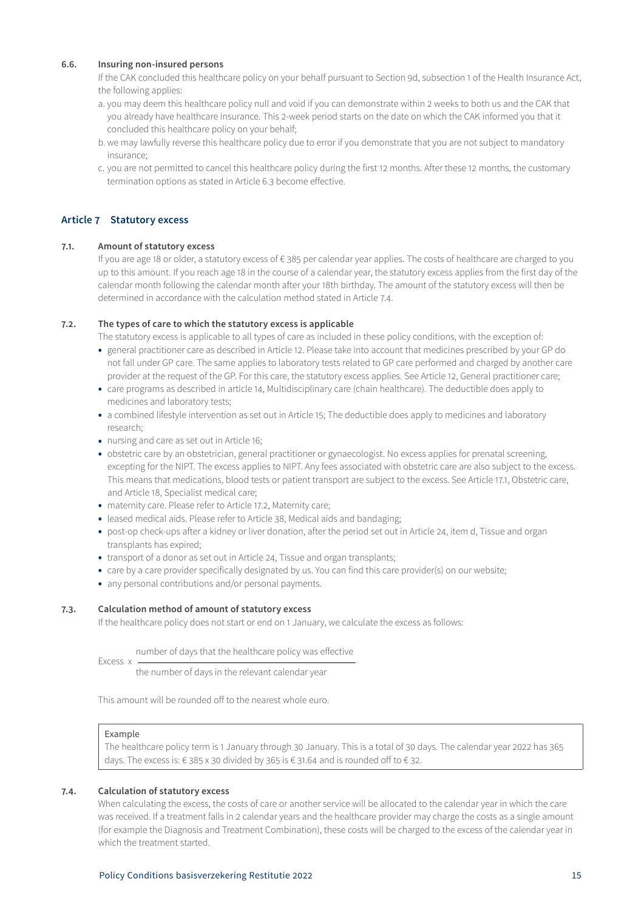### 6.6. Insuring non-insured persons

If the CAK concluded this healthcare policy on your behalf pursuant to Section 9d, subsection 1 of the Health Insurance Act, the following applies:

a. you may deem this healthcare policy null and void if you can demonstrate within 2 weeks to both us and the CAK that you already have healthcare insurance. This 2-week period starts on the date on which the CAK informed you that it concluded this healthcare policy on your behalf;
b. we may lawfully reverse this healthcare policy due to error if you demonstrate that you are not subject to mandatory insurance;
c. you are not permitted to cancel this healthcare policy during the first 12 months. After these 12 months, the customary termination options as stated in Article 6.3 become effective.

## Article 7 Statutory excess

### 7.1. Amount of statutory excess

If you are age 18 or older, a statutory excess of € 385 per calendar year applies. The costs of healthcare are charged to you up to this amount. If you reach age 18 in the course of a calendar year, the statutory excess applies from the first day of the calendar month following the calendar month after your 18th birthday. The amount of the statutory excess will then be determined in accordance with the calculation method stated in Article 7.4.

### 7.2. The types of care to which the statutory excess is applicable

The statutory excess is applicable to all types of care as included in these policy conditions, with the exception of:

- general practitioner care as described in Article 12. Please take into account that medicines prescribed by your GP do not fall under GP care. The same applies to laboratory tests related to GP care performed and charged by another care provider at the request of the GP. For this care, the statutory excess applies. See Article 12, General practitioner care;
- care programs as described in article 14, Multidisciplinary care (chain healthcare). The deductible does apply to medicines and laboratory tests;
- a combined lifestyle intervention as set out in Article 15; The deductible does apply to medicines and laboratory research;
- nursing and care as set out in Article 16;
- obstetric care by an obstetrician, general practitioner or gynaecologist. No excess applies for prenatal screening, excepting for the NIPT. The excess applies to NIPT. Any fees associated with obstetric care are also subject to the excess. This means that medications, blood tests or patient transport are subject to the excess. See Article 17.1, Obstetric care, and Article 18, Specialist medical care;
- maternity care. Please refer to Article 17.2, Maternity care;
- leased medical aids. Please refer to Article 38, Medical aids and bandaging;
- post-op check-ups after a kidney or liver donation, after the period set out in Article 24, item d, Tissue and organ transplants has expired;
- transport of a donor as set out in Article 24, Tissue and organ transplants;
- care by a care provider specifically designated by us. You can find this care provider(s) on our website;
- any personal contributions and/or personal payments.

### 7.3. Calculation method of amount of statutory excess

If the healthcare policy does not start or end on 1 January, we calculate the excess as follows:

$$\text{Excess} \times \frac{\text{number of days that the healthcare policy was effective}}{\text{the number of days in the relevant calendar year}}$$

This amount will be rounded off to the nearest whole euro.

> Example
> The healthcare policy term is 1 January through 30 January. This is a total of 30 days. The calendar year 2022 has 365 days. The excess is: € 385 x 30 divided by 365 is € 31.64 and is rounded off to € 32.

### 7.4. Calculation of statutory excess

When calculating the excess, the costs of care or another service will be allocated to the calendar year in which the care was received. If a treatment falls in 2 calendar years and the healthcare provider may charge the costs as a single amount (for example the Diagnosis and Treatment Combination), these costs will be charged to the excess of the calendar year in which the treatment started.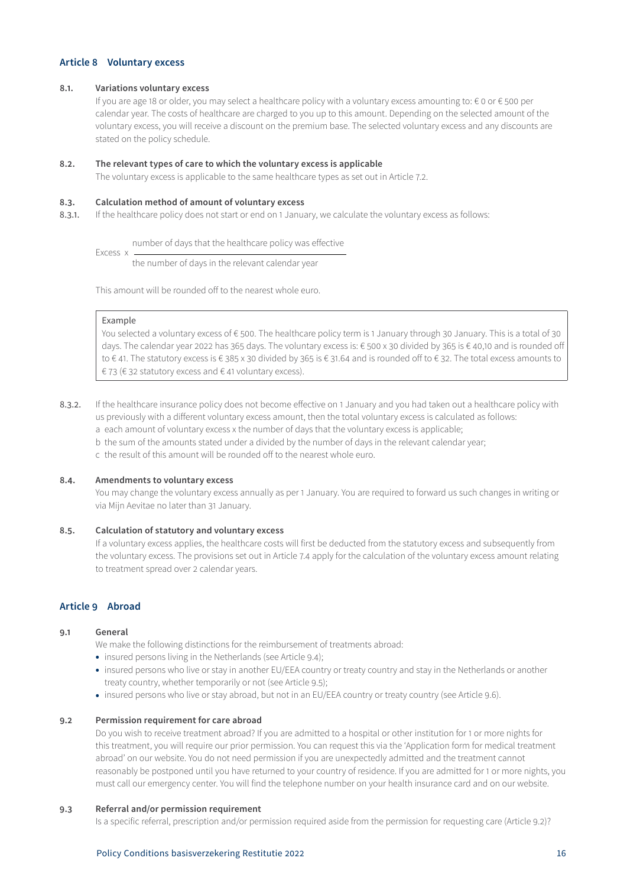## Article 8 Voluntary excess

### 8.1. Variations voluntary excess

If you are age 18 or older, you may select a healthcare policy with a voluntary excess amounting to: € 0 or € 500 per calendar year. The costs of healthcare are charged to you up to this amount. Depending on the selected amount of the voluntary excess, you will receive a discount on the premium base. The selected voluntary excess and any discounts are stated on the policy schedule.

### 8.2. The relevant types of care to which the voluntary excess is applicable

The voluntary excess is applicable to the same healthcare types as set out in Article 7.2.

### 8.3. Calculation method of amount of voluntary excess

8.3.1. If the healthcare policy does not start or end on 1 January, we calculate the voluntary excess as follows:

$$\text{Excess} \times \frac{\text{number of days that the healthcare policy was effective}}{\text{the number of days in the relevant calendar year}}$$

This amount will be rounded off to the nearest whole euro.

> Example
>
> You selected a voluntary excess of € 500. The healthcare policy term is 1 January through 30 January. This is a total of 30 days. The calendar year 2022 has 365 days. The voluntary excess is: € 500 x 30 divided by 365 is € 40,10 and is rounded off to € 41. The statutory excess is € 385 x 30 divided by 365 is € 31.64 and is rounded off to € 32. The total excess amounts to € 73 (€ 32 statutory excess and € 41 voluntary excess).

8.3.2. If the healthcare insurance policy does not become effective on 1 January and you had taken out a healthcare policy with us previously with a different voluntary excess amount, then the total voluntary excess is calculated as follows:

a each amount of voluntary excess x the number of days that the voluntary excess is applicable;
b the sum of the amounts stated under a divided by the number of days in the relevant calendar year;
c the result of this amount will be rounded off to the nearest whole euro.

### 8.4. Amendments to voluntary excess

You may change the voluntary excess annually as per 1 January. You are required to forward us such changes in writing or via Mijn Aevitae no later than 31 January.

### 8.5. Calculation of statutory and voluntary excess

If a voluntary excess applies, the healthcare costs will first be deducted from the statutory excess and subsequently from the voluntary excess. The provisions set out in Article 7.4 apply for the calculation of the voluntary excess amount relating to treatment spread over 2 calendar years.

## Article 9 Abroad

### 9.1 General

We make the following distinctions for the reimbursement of treatments abroad:

- insured persons living in the Netherlands (see Article 9.4);
- insured persons who live or stay in another EU/EEA country or treaty country and stay in the Netherlands or another treaty country, whether temporarily or not (see Article 9.5);
- insured persons who live or stay abroad, but not in an EU/EEA country or treaty country (see Article 9.6).

### 9.2 Permission requirement for care abroad

Do you wish to receive treatment abroad? If you are admitted to a hospital or other institution for 1 or more nights for this treatment, you will require our prior permission. You can request this via the 'Application form for medical treatment abroad' on our website. You do not need permission if you are unexpectedly admitted and the treatment cannot reasonably be postponed until you have returned to your country of residence. If you are admitted for 1 or more nights, you must call our emergency center. You will find the telephone number on your health insurance card and on our website.

### 9.3 Referral and/or permission requirement

Is a specific referral, prescription and/or permission required aside from the permission for requesting care (Article 9.2)?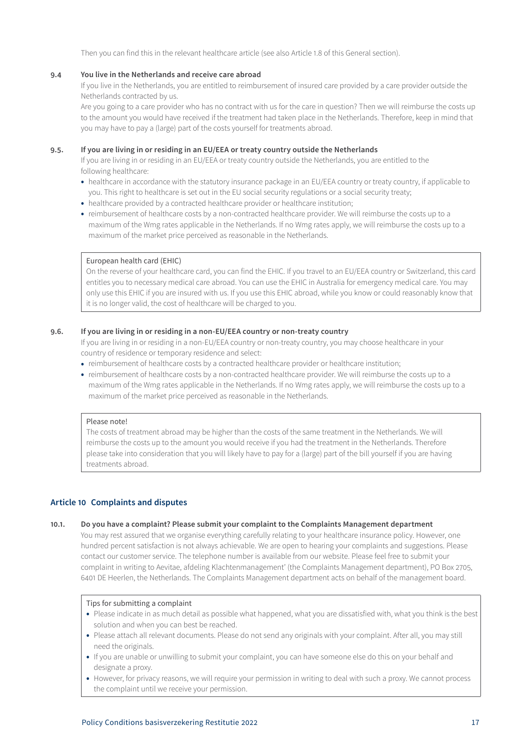Then you can find this in the relevant healthcare article (see also Article 1.8 of this General section).

### 9.4 You live in the Netherlands and receive care abroad

If you live in the Netherlands, you are entitled to reimbursement of insured care provided by a care provider outside the Netherlands contracted by us.

Are you going to a care provider who has no contract with us for the care in question? Then we will reimburse the costs up to the amount you would have received if the treatment had taken place in the Netherlands. Therefore, keep in mind that you may have to pay a (large) part of the costs yourself for treatments abroad.

### 9.5. If you are living in or residing in an EU/EEA or treaty country outside the Netherlands

If you are living in or residing in an EU/EEA or treaty country outside the Netherlands, you are entitled to the following healthcare:

- healthcare in accordance with the statutory insurance package in an EU/EEA country or treaty country, if applicable to you. This right to healthcare is set out in the EU social security regulations or a social security treaty;
- healthcare provided by a contracted healthcare provider or healthcare institution;
- reimbursement of healthcare costs by a non-contracted healthcare provider. We will reimburse the costs up to a maximum of the Wmg rates applicable in the Netherlands. If no Wmg rates apply, we will reimburse the costs up to a maximum of the market price perceived as reasonable in the Netherlands.

> European health card (EHIC)
>
> On the reverse of your healthcare card, you can find the EHIC. If you travel to an EU/EEA country or Switzerland, this card entitles you to necessary medical care abroad. You can use the EHIC in Australia for emergency medical care. You may only use this EHIC if you are insured with us. If you use this EHIC abroad, while you know or could reasonably know that it is no longer valid, the cost of healthcare will be charged to you.

### 9.6. If you are living in or residing in a non-EU/EEA country or non-treaty country

If you are living in or residing in a non-EU/EEA country or non-treaty country, you may choose healthcare in your country of residence or temporary residence and select:

- reimbursement of healthcare costs by a contracted healthcare provider or healthcare institution;
- reimbursement of healthcare costs by a non-contracted healthcare provider. We will reimburse the costs up to a maximum of the Wmg rates applicable in the Netherlands. If no Wmg rates apply, we will reimburse the costs up to a maximum of the market price perceived as reasonable in the Netherlands.

> Please note!
>
> The costs of treatment abroad may be higher than the costs of the same treatment in the Netherlands. We will reimburse the costs up to the amount you would receive if you had the treatment in the Netherlands. Therefore please take into consideration that you will likely have to pay for a (large) part of the bill yourself if you are having treatments abroad.

## Article 10 Complaints and disputes

### 10.1. Do you have a complaint? Please submit your complaint to the Complaints Management department

You may rest assured that we organise everything carefully relating to your healthcare insurance policy. However, one hundred percent satisfaction is not always achievable. We are open to hearing your complaints and suggestions. Please contact our customer service. The telephone number is available from our website. Please feel free to submit your complaint in writing to Aevitae, afdeling Klachtenmanagement' (the Complaints Management department), PO Box 2705, 6401 DE Heerlen, the Netherlands. The Complaints Management department acts on behalf of the management board.

> Tips for submitting a complaint
>
> - Please indicate in as much detail as possible what happened, what you are dissatisfied with, what you think is the best solution and when you can best be reached.
> - Please attach all relevant documents. Please do not send any originals with your complaint. After all, you may still need the originals.
> - If you are unable or unwilling to submit your complaint, you can have someone else do this on your behalf and designate a proxy.
> - However, for privacy reasons, we will require your permission in writing to deal with such a proxy. We cannot process the complaint until we receive your permission.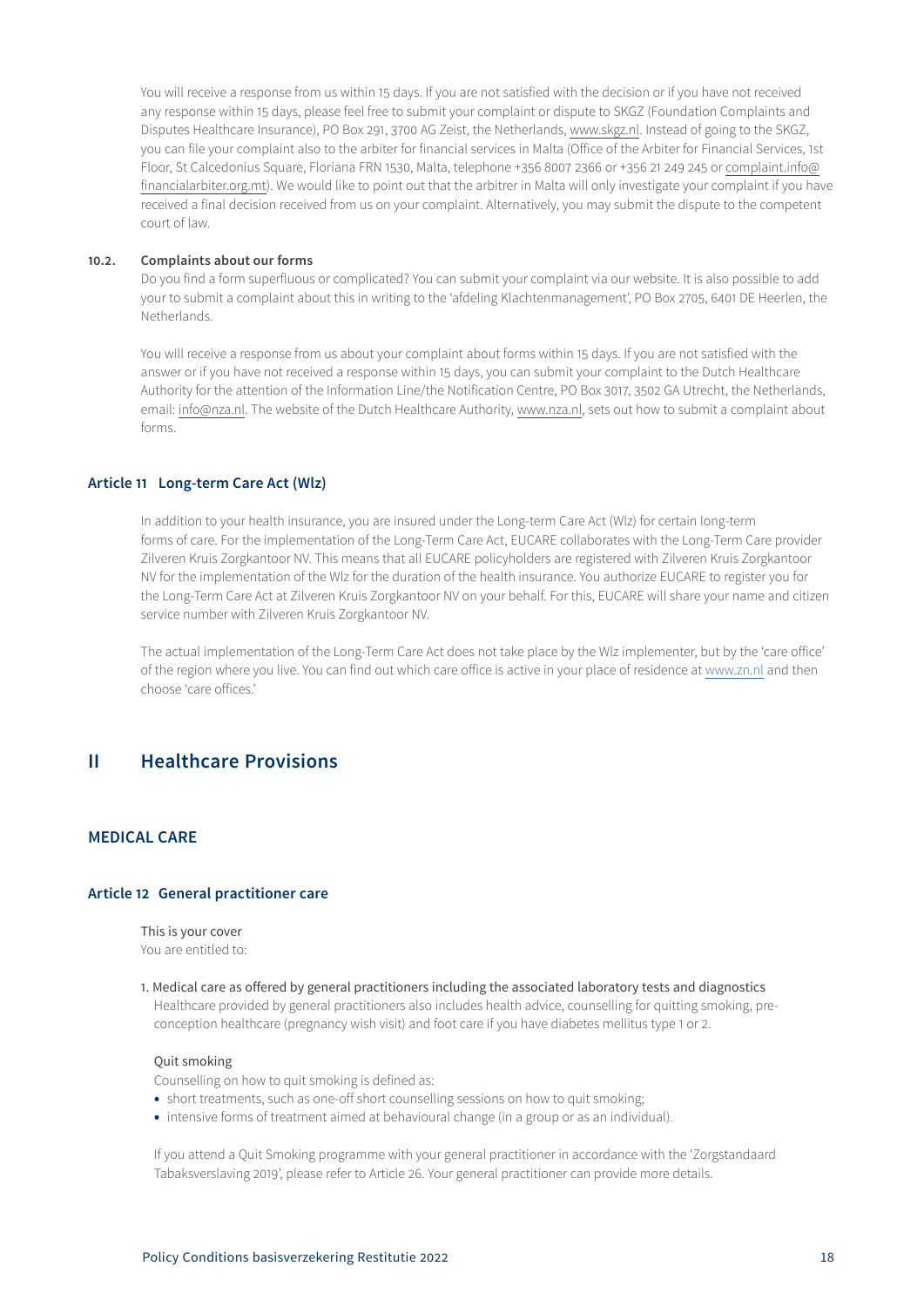You will receive a response from us within 15 days. If you are not satisfied with the decision or if you have not received any response within 15 days, please feel free to submit your complaint or dispute to SKGZ (Foundation Complaints and Disputes Healthcare Insurance), PO Box 291, 3700 AG Zeist, the Netherlands, www.skgz.nl. Instead of going to the SKGZ, you can file your complaint also to the arbiter for financial services in Malta (Office of the Arbiter for Financial Services, 1st Floor, St Calcedonius Square, Floriana FRN 1530, Malta, telephone +356 8007 2366 or +356 21 249 245 or complaint.info@financialarbiter.org.mt). We would like to point out that the arbitrer in Malta will only investigate your complaint if you have received a final decision received from us on your complaint. Alternatively, you may submit the dispute to the competent court of law.

### 10.2. Complaints about our forms

Do you find a form superfluous or complicated? You can submit your complaint via our website. It is also possible to add your to submit a complaint about this in writing to the 'afdeling Klachtenmanagement', PO Box 2705, 6401 DE Heerlen, the Netherlands.

You will receive a response from us about your complaint about forms within 15 days. If you are not satisfied with the answer or if you have not received a response within 15 days, you can submit your complaint to the Dutch Healthcare Authority for the attention of the Information Line/the Notification Centre, PO Box 3017, 3502 GA Utrecht, the Netherlands, email: info@nza.nl. The website of the Dutch Healthcare Authority, www.nza.nl, sets out how to submit a complaint about forms.

## Article 11 Long-term Care Act (Wlz)

In addition to your health insurance, you are insured under the Long-term Care Act (Wlz) for certain long-term forms of care. For the implementation of the Long-Term Care Act, EUCARE collaborates with the Long-Term Care provider Zilveren Kruis Zorgkantoor NV. This means that all EUCARE policyholders are registered with Zilveren Kruis Zorgkantoor NV for the implementation of the Wlz for the duration of the health insurance. You authorize EUCARE to register you for the Long-Term Care Act at Zilveren Kruis Zorgkantoor NV on your behalf. For this, EUCARE will share your name and citizen service number with Zilveren Kruis Zorgkantoor NV.

The actual implementation of the Long-Term Care Act does not take place by the Wlz implementer, but by the 'care office' of the region where you live. You can find out which care office is active in your place of residence at www.zn.nl and then choose 'care offices.'

# II Healthcare Provisions

## MEDICAL CARE

## Article 12 General practitioner care

This is your cover

You are entitled to:

1. Medical care as offered by general practitioners including the associated laboratory tests and diagnostics

   Healthcare provided by general practitioners also includes health advice, counselling for quitting smoking, pre-conception healthcare (pregnancy wish visit) and foot care if you have diabetes mellitus type 1 or 2.

   Quit smoking

   Counselling on how to quit smoking is defined as:

   - short treatments, such as one-off short counselling sessions on how to quit smoking;
   - intensive forms of treatment aimed at behavioural change (in a group or as an individual).

   If you attend a Quit Smoking programme with your general practitioner in accordance with the 'Zorgstandaard Tabaksverslaving 2019', please refer to Article 26. Your general practitioner can provide more details.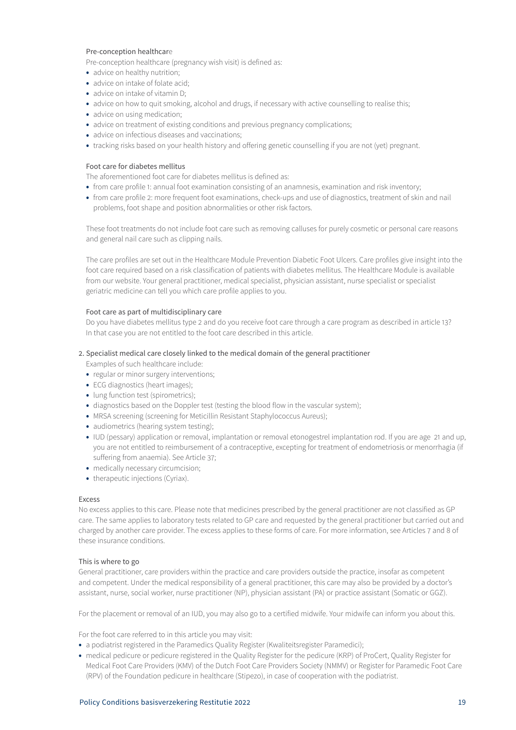#### Pre-conception healthcare

Pre-conception healthcare (pregnancy wish visit) is defined as:

- advice on healthy nutrition;
- advice on intake of folate acid;
- advice on intake of vitamin D;
- advice on how to quit smoking, alcohol and drugs, if necessary with active counselling to realise this;
- advice on using medication;
- advice on treatment of existing conditions and previous pregnancy complications;
- advice on infectious diseases and vaccinations;
- tracking risks based on your health history and offering genetic counselling if you are not (yet) pregnant.

#### Foot care for diabetes mellitus

The aforementioned foot care for diabetes mellitus is defined as:

- from care profile 1: annual foot examination consisting of an anamnesis, examination and risk inventory;
- from care profile 2: more frequent foot examinations, check-ups and use of diagnostics, treatment of skin and nail problems, foot shape and position abnormalities or other risk factors.

These foot treatments do not include foot care such as removing calluses for purely cosmetic or personal care reasons and general nail care such as clipping nails.

The care profiles are set out in the Healthcare Module Prevention Diabetic Foot Ulcers. Care profiles give insight into the foot care required based on a risk classification of patients with diabetes mellitus. The Healthcare Module is available from our website. Your general practitioner, medical specialist, physician assistant, nurse specialist or specialist geriatric medicine can tell you which care profile applies to you.

#### Foot care as part of multidisciplinary care

Do you have diabetes mellitus type 2 and do you receive foot care through a care program as described in article 13? In that case you are not entitled to the foot care described in this article.

### 2. Specialist medical care closely linked to the medical domain of the general practitioner

Examples of such healthcare include:

- regular or minor surgery interventions;
- ECG diagnostics (heart images);
- lung function test (spirometrics);
- diagnostics based on the Doppler test (testing the blood flow in the vascular system);
- MRSA screening (screening for Meticillin Resistant Staphylococcus Aureus);
- audiometrics (hearing system testing);
- IUD (pessary) application or removal, implantation or removal etonogestrel implantation rod. If you are age 21 and up, you are not entitled to reimbursement of a contraceptive, excepting for treatment of endometriosis or menorrhagia (if suffering from anaemia). See Article 37;
- medically necessary circumcision;
- therapeutic injections (Cyriax).

#### Excess

No excess applies to this care. Please note that medicines prescribed by the general practitioner are not classified as GP care. The same applies to laboratory tests related to GP care and requested by the general practitioner but carried out and charged by another care provider. The excess applies to these forms of care. For more information, see Articles 7 and 8 of these insurance conditions.

#### This is where to go

General practitioner, care providers within the practice and care providers outside the practice, insofar as competent and competent. Under the medical responsibility of a general practitioner, this care may also be provided by a doctor's assistant, nurse, social worker, nurse practitioner (NP), physician assistant (PA) or practice assistant (Somatic or GGZ).

For the placement or removal of an IUD, you may also go to a certified midwife. Your midwife can inform you about this.

For the foot care referred to in this article you may visit:

- a podiatrist registered in the Paramedics Quality Register (Kwaliteitsregister Paramedici);
- medical pedicure or pedicure registered in the Quality Register for the pedicure (KRP) of ProCert, Quality Register for Medical Foot Care Providers (KMV) of the Dutch Foot Care Providers Society (NMMV) or Register for Paramedic Foot Care (RPV) of the Foundation pedicure in healthcare (Stipezo), in case of cooperation with the podiatrist.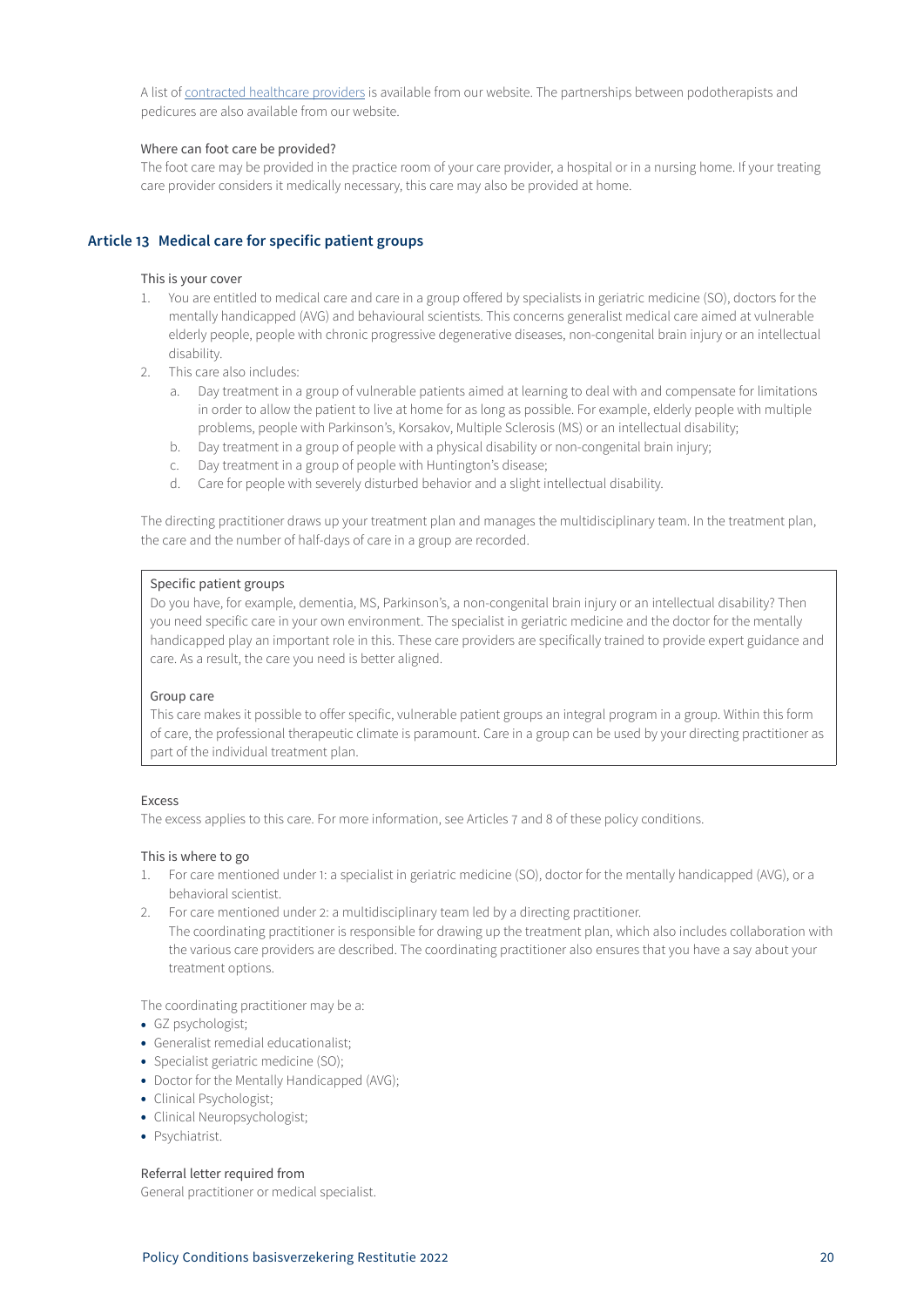A list of contracted healthcare providers is available from our website. The partnerships between podotherapists and pedicures are also available from our website.

Where can foot care be provided?

The foot care may be provided in the practice room of your care provider, a hospital or in a nursing home. If your treating care provider considers it medically necessary, this care may also be provided at home.

## Article 13 Medical care for specific patient groups

This is your cover

1. You are entitled to medical care and care in a group offered by specialists in geriatric medicine (SO), doctors for the mentally handicapped (AVG) and behavioural scientists. This concerns generalist medical care aimed at vulnerable elderly people, people with chronic progressive degenerative diseases, non-congenital brain injury or an intellectual disability.
2. This care also includes:
   a. Day treatment in a group of vulnerable patients aimed at learning to deal with and compensate for limitations in order to allow the patient to live at home for as long as possible. For example, elderly people with multiple problems, people with Parkinson's, Korsakov, Multiple Sclerosis (MS) or an intellectual disability;
   b. Day treatment in a group of people with a physical disability or non-congenital brain injury;
   c. Day treatment in a group of people with Huntington's disease;
   d. Care for people with severely disturbed behavior and a slight intellectual disability.

The directing practitioner draws up your treatment plan and manages the multidisciplinary team. In the treatment plan, the care and the number of half-days of care in a group are recorded.

> Specific patient groups
>
> Do you have, for example, dementia, MS, Parkinson's, a non-congenital brain injury or an intellectual disability? Then you need specific care in your own environment. The specialist in geriatric medicine and the doctor for the mentally handicapped play an important role in this. These care providers are specifically trained to provide expert guidance and care. As a result, the care you need is better aligned.
>
> Group care
>
> This care makes it possible to offer specific, vulnerable patient groups an integral program in a group. Within this form of care, the professional therapeutic climate is paramount. Care in a group can be used by your directing practitioner as part of the individual treatment plan.

Excess

The excess applies to this care. For more information, see Articles 7 and 8 of these policy conditions.

This is where to go

1. For care mentioned under 1: a specialist in geriatric medicine (SO), doctor for the mentally handicapped (AVG), or a behavioral scientist.
2. For care mentioned under 2: a multidisciplinary team led by a directing practitioner.
   The coordinating practitioner is responsible for drawing up the treatment plan, which also includes collaboration with the various care providers are described. The coordinating practitioner also ensures that you have a say about your treatment options.

The coordinating practitioner may be a:

- GZ psychologist;
- Generalist remedial educationalist;
- Specialist geriatric medicine (SO);
- Doctor for the Mentally Handicapped (AVG);
- Clinical Psychologist;
- Clinical Neuropsychologist;
- Psychiatrist.

Referral letter required from

General practitioner or medical specialist.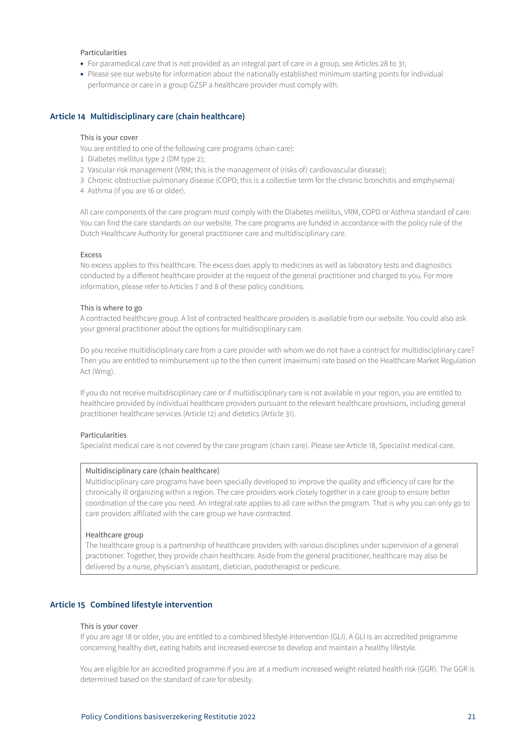Particularities

- For paramedical care that is not provided as an integral part of care in a group, see Articles 28 to 31;
- Please see our website for information about the nationally established minimum starting points for individual performance or care in a group GZSP a healthcare provider must comply with.

## Article 14 Multidisciplinary care (chain healthcare)

This is your cover

You are entitled to one of the following care programs (chain care):

1. Diabetes mellitus type 2 (DM type 2);
2. Vascular risk management (VRM; this is the management of (risks of) cardiovascular disease);
3. Chronic obstructive pulmonary disease (COPD; this is a collective term for the chronic bronchitis and emphysema)
4. Asthma (if you are 16 or older).

All care components of the care program must comply with the Diabetes mellitus, VRM, COPD or Asthma standard of care. You can find the care standards on our website. The care programs are funded in accordance with the policy rule of the Dutch Healthcare Authority for general practitioner care and multidisciplinary care.

Excess

No excess applies to this healthcare. The excess does apply to medicines as well as laboratory tests and diagnostics conducted by a different healthcare provider at the request of the general practitioner and charged to you. For more information, please refer to Articles 7 and 8 of these policy conditions.

This is where to go

A contracted healthcare group. A list of contracted healthcare providers is available from our website. You could also ask your general practitioner about the options for multidisciplinary care.

Do you receive multidisciplinary care from a care provider with whom we do not have a contract for multidisciplinary care? Then you are entitled to reimbursement up to the then current (maximum) rate based on the Healthcare Market Regulation Act (Wmg).

If you do not receive multidisciplinary care or if multidisciplinary care is not available in your region, you are entitled to healthcare provided by individual healthcare providers pursuant to the relevant healthcare provisions, including general practitioner healthcare services (Article 12) and dietetics (Article 31).

Particularities

Specialist medical care is not covered by the care program (chain care). Please see Article 18, Specialist medical care.

> Multidisciplinary care (chain healthcare)
>
> Multidisciplinary care programs have been specially developed to improve the quality and efficiency of care for the chronically ill organizing within a region. The care providers work closely together in a care group to ensure better coordination of the care you need. An integral rate applies to all care within the program. That is why you can only go to care providers affiliated with the care group we have contracted.
>
> Healthcare group
>
> The healthcare group is a partnership of healthcare providers with various disciplines under supervision of a general practitioner. Together, they provide chain healthcare. Aside from the general practitioner, healthcare may also be delivered by a nurse, physician's assistant, dietician, podotherapist or pedicure.

## Article 15 Combined lifestyle intervention

This is your cover

If you are age 18 or older, you are entitled to a combined lifestyle intervention (GLI). A GLI is an accredited programme concerning healthy diet, eating habits and increased exercise to develop and maintain a healthy lifestyle.

You are eligible for an accredited programme if you are at a medium increased weight-related health risk (GGR). The GGR is determined based on the standard of care for obesity.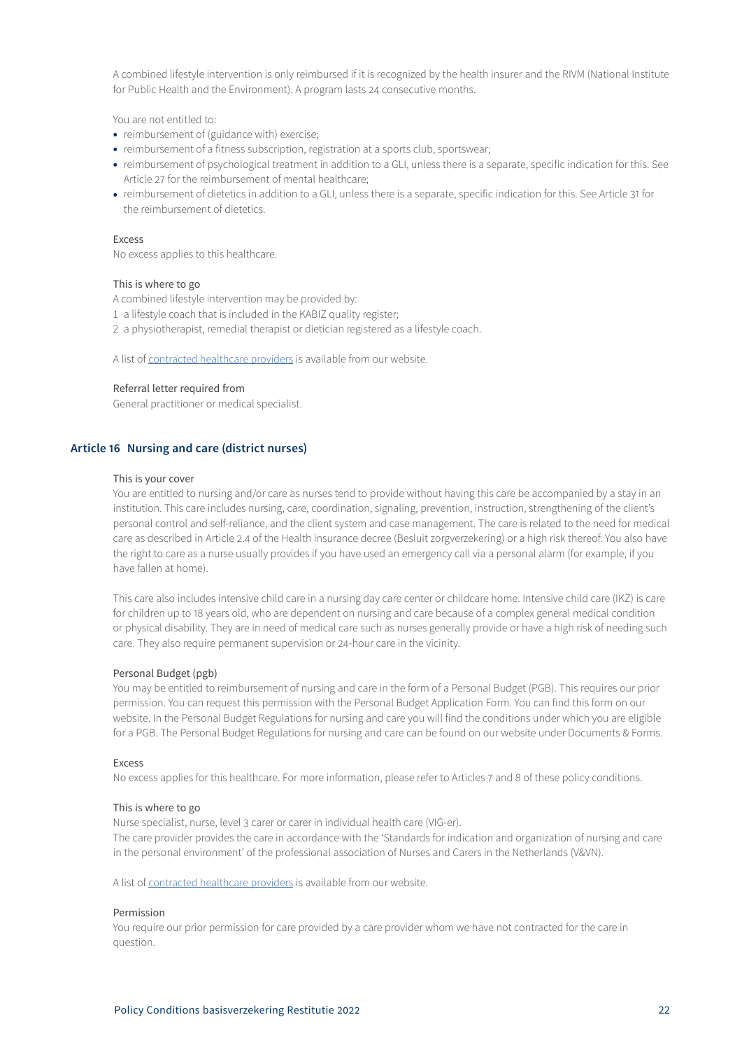A combined lifestyle intervention is only reimbursed if it is recognized by the health insurer and the RIVM (National Institute for Public Health and the Environment). A program lasts 24 consecutive months.

You are not entitled to:

- reimbursement of (guidance with) exercise;
- reimbursement of a fitness subscription, registration at a sports club, sportswear;
- reimbursement of psychological treatment in addition to a GLI, unless there is a separate, specific indication for this. See Article 27 for the reimbursement of mental healthcare;
- reimbursement of dietetics in addition to a GLI, unless there is a separate, specific indication for this. See Article 31 for the reimbursement of dietetics.

Excess

No excess applies to this healthcare.

This is where to go

A combined lifestyle intervention may be provided by:

1. a lifestyle coach that is included in the KABIZ quality register;
2. a physiotherapist, remedial therapist or dietician registered as a lifestyle coach.

A list of contracted healthcare providers is available from our website.

Referral letter required from

General practitioner or medical specialist.

## Article 16 Nursing and care (district nurses)

This is your cover

You are entitled to nursing and/or care as nurses tend to provide without having this care be accompanied by a stay in an institution. This care includes nursing, care, coordination, signaling, prevention, instruction, strengthening of the client's personal control and self-reliance, and the client system and case management. The care is related to the need for medical care as described in Article 2.4 of the Health insurance decree (Besluit zorgverzekering) or a high risk thereof. You also have the right to care as a nurse usually provides if you have used an emergency call via a personal alarm (for example, if you have fallen at home).

This care also includes intensive child care in a nursing day care center or childcare home. Intensive child care (IKZ) is care for children up to 18 years old, who are dependent on nursing and care because of a complex general medical condition or physical disability. They are in need of medical care such as nurses generally provide or have a high risk of needing such care. They also require permanent supervision or 24-hour care in the vicinity.

Personal Budget (pgb)

You may be entitled to reimbursement of nursing and care in the form of a Personal Budget (PGB). This requires our prior permission. You can request this permission with the Personal Budget Application Form. You can find this form on our website. In the Personal Budget Regulations for nursing and care you will find the conditions under which you are eligible for a PGB. The Personal Budget Regulations for nursing and care can be found on our website under Documents & Forms.

Excess

No excess applies for this healthcare. For more information, please refer to Articles 7 and 8 of these policy conditions.

This is where to go

Nurse specialist, nurse, level 3 carer or carer in individual health care (VIG-er).
The care provider provides the care in accordance with the 'Standards for indication and organization of nursing and care in the personal environment' of the professional association of Nurses and Carers in the Netherlands (V&VN).

A list of contracted healthcare providers is available from our website.

Permission

You require our prior permission for care provided by a care provider whom we have not contracted for the care in question.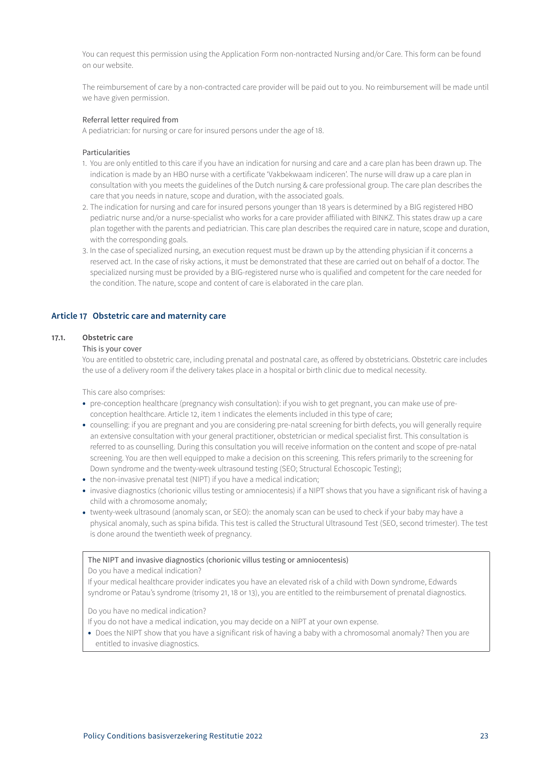You can request this permission using the Application Form non-nontracted Nursing and/or Care. This form can be found on our website.

The reimbursement of care by a non-contracted care provider will be paid out to you. No reimbursement will be made until we have given permission.

Referral letter required from

A pediatrician: for nursing or care for insured persons under the age of 18.

Particularities

1. You are only entitled to this care if you have an indication for nursing and care and a care plan has been drawn up. The indication is made by an HBO nurse with a certificate 'Vakbekwaam indiceren'. The nurse will draw up a care plan in consultation with you meets the guidelines of the Dutch nursing & care professional group. The care plan describes the care that you needs in nature, scope and duration, with the associated goals.
2. The indication for nursing and care for insured persons younger than 18 years is determined by a BIG registered HBO pediatric nurse and/or a nurse-specialist who works for a care provider affiliated with BINKZ. This states draw up a care plan together with the parents and pediatrician. This care plan describes the required care in nature, scope and duration, with the corresponding goals.
3. In the case of specialized nursing, an execution request must be drawn up by the attending physician if it concerns a reserved act. In the case of risky actions, it must be demonstrated that these are carried out on behalf of a doctor. The specialized nursing must be provided by a BIG-registered nurse who is qualified and competent for the care needed for the condition. The nature, scope and content of care is elaborated in the care plan.

## Article 17 Obstetric care and maternity care

### 17.1. Obstetric care

This is your cover

You are entitled to obstetric care, including prenatal and postnatal care, as offered by obstetricians. Obstetric care includes the use of a delivery room if the delivery takes place in a hospital or birth clinic due to medical necessity.

This care also comprises:

- pre-conception healthcare (pregnancy wish consultation): if you wish to get pregnant, you can make use of pre-conception healthcare. Article 12, item 1 indicates the elements included in this type of care;
- counselling: if you are pregnant and you are considering pre-natal screening for birth defects, you will generally require an extensive consultation with your general practitioner, obstetrician or medical specialist first. This consultation is referred to as counselling. During this consultation you will receive information on the content and scope of pre-natal screening. You are then well equipped to make a decision on this screening. This refers primarily to the screening for Down syndrome and the twenty-week ultrasound testing (SEO; Structural Echoscopic Testing);
- the non-invasive prenatal test (NIPT) if you have a medical indication;
- invasive diagnostics (chorionic villus testing or amniocentesis) if a NIPT shows that you have a significant risk of having a child with a chromosome anomaly;
- twenty-week ultrasound (anomaly scan, or SEO): the anomaly scan can be used to check if your baby may have a physical anomaly, such as spina bifida. This test is called the Structural Ultrasound Test (SEO, second trimester). The test is done around the twentieth week of pregnancy.

> The NIPT and invasive diagnostics (chorionic villus testing or amniocentesis)
>
> Do you have a medical indication?
>
> If your medical healthcare provider indicates you have an elevated risk of a child with Down syndrome, Edwards syndrome or Patau's syndrome (trisomy 21, 18 or 13), you are entitled to the reimbursement of prenatal diagnostics.
>
> Do you have no medical indication?
>
> If you do not have a medical indication, you may decide on a NIPT at your own expense.
>
> - Does the NIPT show that you have a significant risk of having a baby with a chromosomal anomaly? Then you are entitled to invasive diagnostics.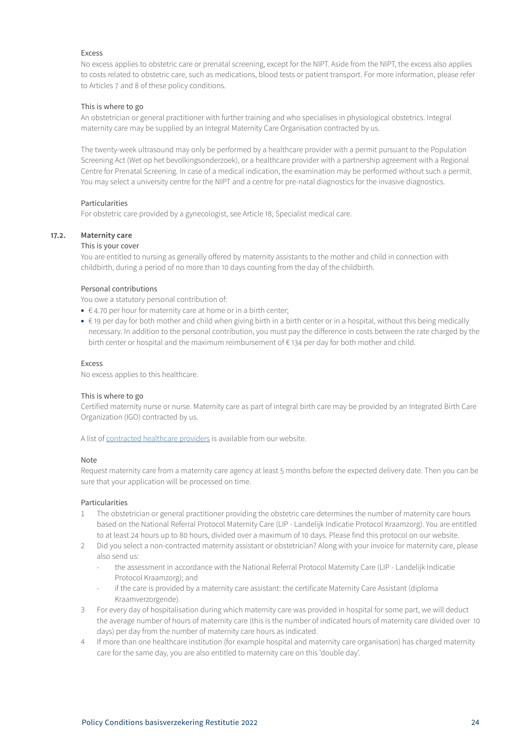Excess

No excess applies to obstetric care or prenatal screening, except for the NIPT. Aside from the NIPT, the excess also applies to costs related to obstetric care, such as medications, blood tests or patient transport. For more information, please refer to Articles 7 and 8 of these policy conditions.

This is where to go

An obstetrician or general practitioner with further training and who specialises in physiological obstetrics. Integral maternity care may be supplied by an Integral Maternity Care Organisation contracted by us.

The twenty-week ultrasound may only be performed by a healthcare provider with a permit pursuant to the Population Screening Act (Wet op het bevolkingsonderzoek), or a healthcare provider with a partnership agreement with a Regional Centre for Prenatal Screening. In case of a medical indication, the examination may be performed without such a permit. You may select a university centre for the NIPT and a centre for pre-natal diagnostics for the invasive diagnostics.

Particularities

For obstetric care provided by a gynecologist, see Article 18, Specialist medical care.

### 17.2. Maternity care

This is your cover

You are entitled to nursing as generally offered by maternity assistants to the mother and child in connection with childbirth, during a period of no more than 10 days counting from the day of the childbirth.

Personal contributions

You owe a statutory personal contribution of:

- € 4.70 per hour for maternity care at home or in a birth center;
- € 19 per day for both mother and child when giving birth in a birth center or in a hospital, without this being medically necessary. In addition to the personal contribution, you must pay the difference in costs between the rate charged by the birth center or hospital and the maximum reimbursement of € 134 per day for both mother and child.

Excess

No excess applies to this healthcare.

This is where to go

Certified maternity nurse or nurse. Maternity care as part of integral birth care may be provided by an Integrated Birth Care Organization (IGO) contracted by us.

A list of contracted healthcare providers is available from our website.

Note

Request maternity care from a maternity care agency at least 5 months before the expected delivery date. Then you can be sure that your application will be processed on time.

Particularities

1. The obstetrician or general practitioner providing the obstetric care determines the number of maternity care hours based on the National Referral Protocol Maternity Care (LIP - Landelijk Indicatie Protocol Kraamzorg). You are entitled to at least 24 hours up to 80 hours, divided over a maximum of 10 days. Please find this protocol on our website.
2. Did you select a non-contracted maternity assistant or obstetrician? Along with your invoice for maternity care, please also send us:
   - the assessment in accordance with the National Referral Protocol Maternity Care (LIP - Landelijk Indicatie Protocol Kraamzorg); and
   - if the care is provided by a maternity care assistant: the certificate Maternity Care Assistant (diploma Kraamverzorgende).
3. For every day of hospitalisation during which maternity care was provided in hospital for some part, we will deduct the average number of hours of maternity care (this is the number of indicated hours of maternity care divided over 10 days) per day from the number of maternity care hours as indicated.
4. If more than one healthcare institution (for example hospital and maternity care organisation) has charged maternity care for the same day, you are also entitled to maternity care on this 'double day'.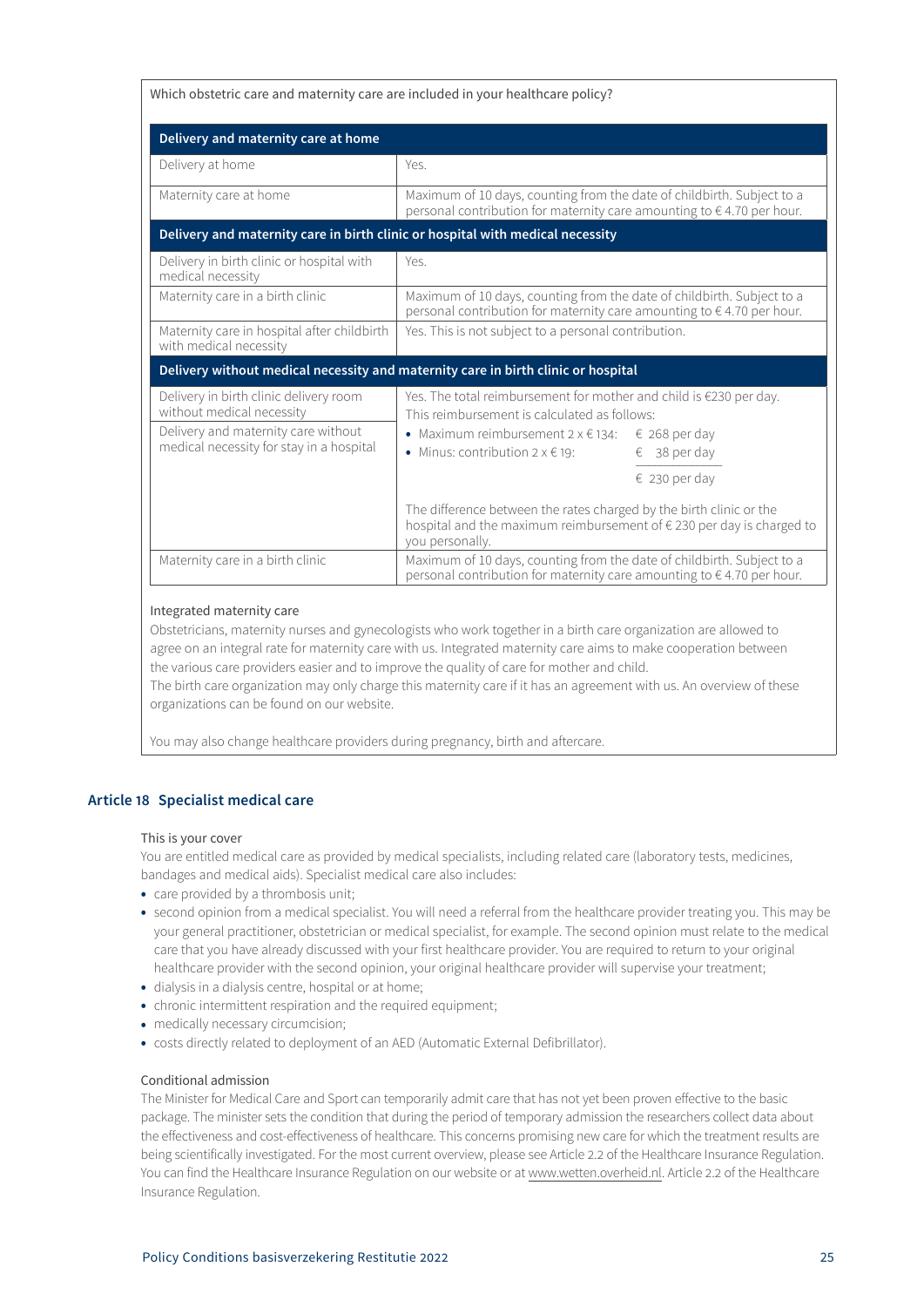Which obstetric care and maternity care are included in your healthcare policy?

| Delivery and maternity care at home | |
|---|---|
| Delivery at home | Yes. |
| Maternity care at home | Maximum of 10 days, counting from the date of childbirth. Subject to a personal contribution for maternity care amounting to € 4.70 per hour. |
| **Delivery and maternity care in birth clinic or hospital with medical necessity** | |
| Delivery in birth clinic or hospital with medical necessity | Yes. |
| Maternity care in a birth clinic | Maximum of 10 days, counting from the date of childbirth. Subject to a personal contribution for maternity care amounting to € 4.70 per hour. |
| Maternity care in hospital after childbirth with medical necessity | Yes. This is not subject to a personal contribution. |
| **Delivery without medical necessity and maternity care in birth clinic or hospital** | |
| Delivery in birth clinic delivery room without medical necessity<br><br>Delivery and maternity care without medical necessity for stay in a hospital | Yes. The total reimbursement for mother and child is €230 per day. This reimbursement is calculated as follows:<br>• Maximum reimbursement 2 x € 134: € 268 per day<br>• Minus: contribution 2 x € 19: € 38 per day<br>€ 230 per day<br><br>The difference between the rates charged by the birth clinic or the hospital and the maximum reimbursement of € 230 per day is charged to you personally. |
| Maternity care in a birth clinic | Maximum of 10 days, counting from the date of childbirth. Subject to a personal contribution for maternity care amounting to € 4.70 per hour. |

Integrated maternity care

Obstetricians, maternity nurses and gynecologists who work together in a birth care organization are allowed to agree on an integral rate for maternity care with us. Integrated maternity care aims to make cooperation between the various care providers easier and to improve the quality of care for mother and child.
The birth care organization may only charge this maternity care if it has an agreement with us. An overview of these organizations can be found on our website.

You may also change healthcare providers during pregnancy, birth and aftercare.

## Article 18 Specialist medical care

This is your cover

You are entitled medical care as provided by medical specialists, including related care (laboratory tests, medicines, bandages and medical aids). Specialist medical care also includes:

- care provided by a thrombosis unit;
- second opinion from a medical specialist. You will need a referral from the healthcare provider treating you. This may be your general practitioner, obstetrician or medical specialist, for example. The second opinion must relate to the medical care that you have already discussed with your first healthcare provider. You are required to return to your original healthcare provider with the second opinion, your original healthcare provider will supervise your treatment;
- dialysis in a dialysis centre, hospital or at home;
- chronic intermittent respiration and the required equipment;
- medically necessary circumcision;
- costs directly related to deployment of an AED (Automatic External Defibrillator).

Conditional admission

The Minister for Medical Care and Sport can temporarily admit care that has not yet been proven effective to the basic package. The minister sets the condition that during the period of temporary admission the researchers collect data about the effectiveness and cost-effectiveness of healthcare. This concerns promising new care for which the treatment results are being scientifically investigated. For the most current overview, please see Article 2.2 of the Healthcare Insurance Regulation. You can find the Healthcare Insurance Regulation on our website or at www.wetten.overheid.nl. Article 2.2 of the Healthcare Insurance Regulation.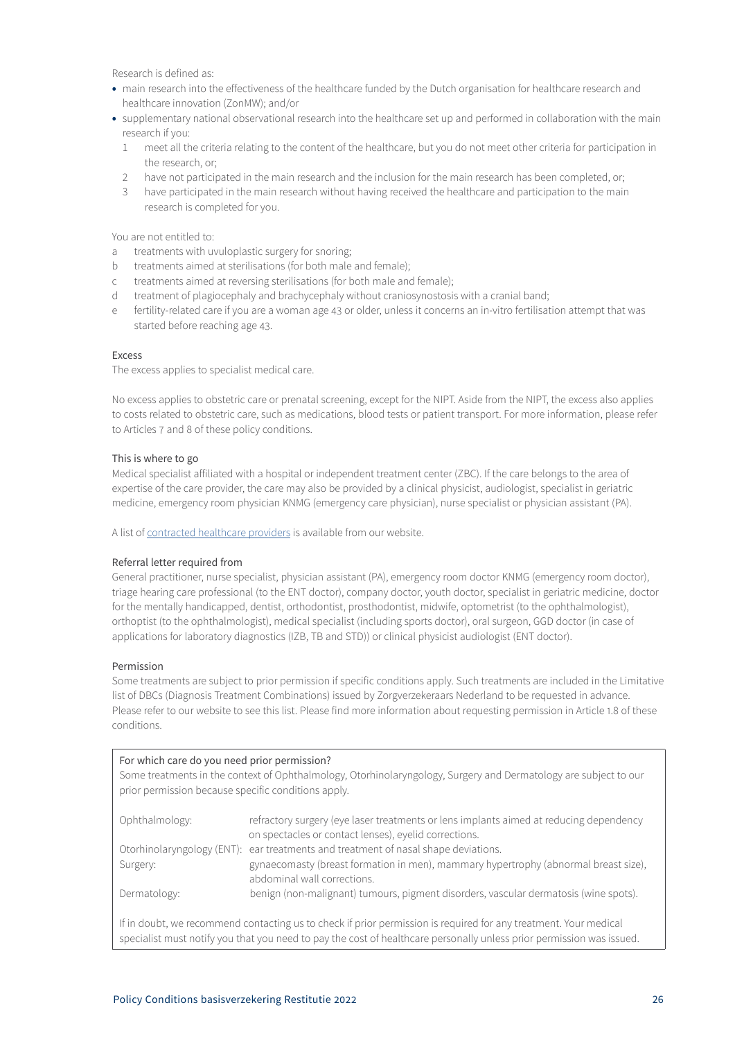Research is defined as:

- main research into the effectiveness of the healthcare funded by the Dutch organisation for healthcare research and healthcare innovation (ZonMW); and/or
- supplementary national observational research into the healthcare set up and performed in collaboration with the main research if you:
  1. meet all the criteria relating to the content of the healthcare, but you do not meet other criteria for participation in the research, or;
  2. have not participated in the main research and the inclusion for the main research has been completed, or;
  3. have participated in the main research without having received the healthcare and participation to the main research is completed for you.

You are not entitled to:

a. treatments with uvuloplastic surgery for snoring;
b. treatments aimed at sterilisations (for both male and female);
c. treatments aimed at reversing sterilisations (for both male and female);
d. treatment of plagiocephaly and brachycephaly without craniosynostosis with a cranial band;
e. fertility-related care if you are a woman age 43 or older, unless it concerns an in-vitro fertilisation attempt that was started before reaching age 43.

### Excess

The excess applies to specialist medical care.

No excess applies to obstetric care or prenatal screening, except for the NIPT. Aside from the NIPT, the excess also applies to costs related to obstetric care, such as medications, blood tests or patient transport. For more information, please refer to Articles 7 and 8 of these policy conditions.

### This is where to go

Medical specialist affiliated with a hospital or independent treatment center (ZBC). If the care belongs to the area of expertise of the care provider, the care may also be provided by a clinical physicist, audiologist, specialist in geriatric medicine, emergency room physician KNMG (emergency care physician), nurse specialist or physician assistant (PA).

A list of contracted healthcare providers is available from our website.

### Referral letter required from

General practitioner, nurse specialist, physician assistant (PA), emergency room doctor KNMG (emergency room doctor), triage hearing care professional (to the ENT doctor), company doctor, youth doctor, specialist in geriatric medicine, doctor for the mentally handicapped, dentist, orthodontist, prosthodontist, midwife, optometrist (to the ophthalmologist), orthoptist (to the ophthalmologist), medical specialist (including sports doctor), oral surgeon, GGD doctor (in case of applications for laboratory diagnostics (IZB, TB and STD)) or clinical physicist audiologist (ENT doctor).

### Permission

Some treatments are subject to prior permission if specific conditions apply. Such treatments are included in the Limitative list of DBCs (Diagnosis Treatment Combinations) issued by Zorgverzekeraars Nederland to be requested in advance. Please refer to our website to see this list. Please find more information about requesting permission in Article 1.8 of these conditions.

#### For which care do you need prior permission?

Some treatments in the context of Ophthalmology, Otorhinolaryngology, Surgery and Dermatology are subject to our prior permission because specific conditions apply.

| | |
|---|---|
| Ophthalmology: | refractory surgery (eye laser treatments or lens implants aimed at reducing dependency on spectacles or contact lenses), eyelid corrections. |
| Otorhinolaryngology (ENT): | ear treatments and treatment of nasal shape deviations. |
| Surgery: | gynaecomasty (breast formation in men), mammary hypertrophy (abnormal breast size), abdominal wall corrections. |
| Dermatology: | benign (non-malignant) tumours, pigment disorders, vascular dermatosis (wine spots). |

If in doubt, we recommend contacting us to check if prior permission is required for any treatment. Your medical specialist must notify you that you need to pay the cost of healthcare personally unless prior permission was issued.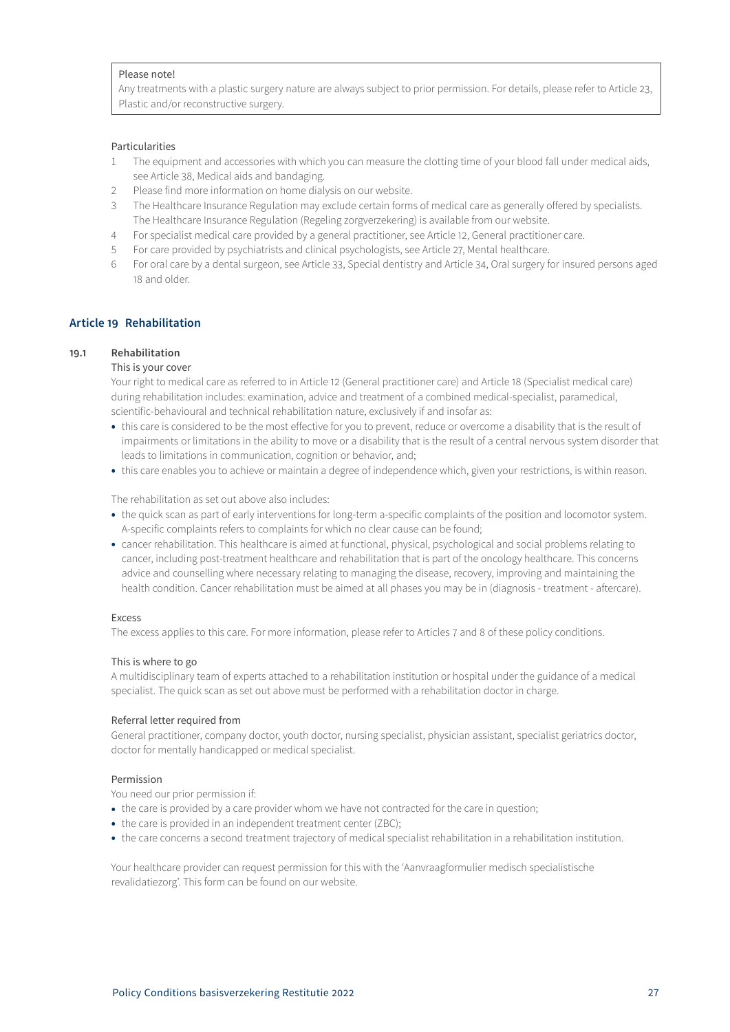> Please note!
> Any treatments with a plastic surgery nature are always subject to prior permission. For details, please refer to Article 23, Plastic and/or reconstructive surgery.

Particularities

1. The equipment and accessories with which you can measure the clotting time of your blood fall under medical aids, see Article 38, Medical aids and bandaging.
2. Please find more information on home dialysis on our website.
3. The Healthcare Insurance Regulation may exclude certain forms of medical care as generally offered by specialists. The Healthcare Insurance Regulation (Regeling zorgverzekering) is available from our website.
4. For specialist medical care provided by a general practitioner, see Article 12, General practitioner care.
5. For care provided by psychiatrists and clinical psychologists, see Article 27, Mental healthcare.
6. For oral care by a dental surgeon, see Article 33, Special dentistry and Article 34, Oral surgery for insured persons aged 18 and older.

## Article 19 Rehabilitation

### 19.1 Rehabilitation

This is your cover

Your right to medical care as referred to in Article 12 (General practitioner care) and Article 18 (Specialist medical care) during rehabilitation includes: examination, advice and treatment of a combined medical-specialist, paramedical, scientific-behavioural and technical rehabilitation nature, exclusively if and insofar as:

- this care is considered to be the most effective for you to prevent, reduce or overcome a disability that is the result of impairments or limitations in the ability to move or a disability that is the result of a central nervous system disorder that leads to limitations in communication, cognition or behavior, and;
- this care enables you to achieve or maintain a degree of independence which, given your restrictions, is within reason.

The rehabilitation as set out above also includes:

- the quick scan as part of early interventions for long-term a-specific complaints of the position and locomotor system. A-specific complaints refers to complaints for which no clear cause can be found;
- cancer rehabilitation. This healthcare is aimed at functional, physical, psychological and social problems relating to cancer, including post-treatment healthcare and rehabilitation that is part of the oncology healthcare. This concerns advice and counselling where necessary relating to managing the disease, recovery, improving and maintaining the health condition. Cancer rehabilitation must be aimed at all phases you may be in (diagnosis - treatment - aftercare).

Excess

The excess applies to this care. For more information, please refer to Articles 7 and 8 of these policy conditions.

This is where to go

A multidisciplinary team of experts attached to a rehabilitation institution or hospital under the guidance of a medical specialist. The quick scan as set out above must be performed with a rehabilitation doctor in charge.

Referral letter required from

General practitioner, company doctor, youth doctor, nursing specialist, physician assistant, specialist geriatrics doctor, doctor for mentally handicapped or medical specialist.

Permission

You need our prior permission if:

- the care is provided by a care provider whom we have not contracted for the care in question;
- the care is provided in an independent treatment center (ZBC);
- the care concerns a second treatment trajectory of medical specialist rehabilitation in a rehabilitation institution.

Your healthcare provider can request permission for this with the 'Aanvraagformulier medisch specialistische revalidatiezorg'. This form can be found on our website.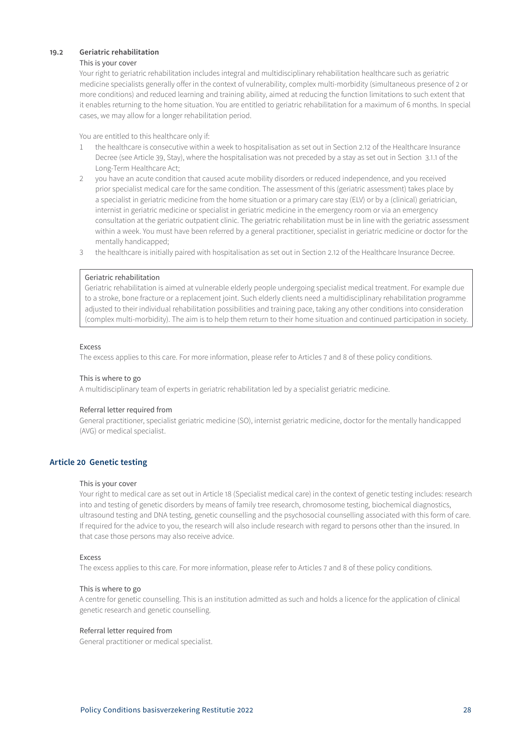### 19.2 Geriatric rehabilitation

This is your cover

Your right to geriatric rehabilitation includes integral and multidisciplinary rehabilitation healthcare such as geriatric medicine specialists generally offer in the context of vulnerability, complex multi-morbidity (simultaneous presence of 2 or more conditions) and reduced learning and training ability, aimed at reducing the function limitations to such extent that it enables returning to the home situation. You are entitled to geriatric rehabilitation for a maximum of 6 months. In special cases, we may allow for a longer rehabilitation period.

You are entitled to this healthcare only if:

1. the healthcare is consecutive within a week to hospitalisation as set out in Section 2.12 of the Healthcare Insurance Decree (see Article 39, Stay), where the hospitalisation was not preceded by a stay as set out in Section 3.1.1 of the Long-Term Healthcare Act;
2. you have an acute condition that caused acute mobility disorders or reduced independence, and you received prior specialist medical care for the same condition. The assessment of this (geriatric assessment) takes place by a specialist in geriatric medicine from the home situation or a primary care stay (ELV) or by a (clinical) geriatrician, internist in geriatric medicine or specialist in geriatric medicine in the emergency room or via an emergency consultation at the geriatric outpatient clinic. The geriatric rehabilitation must be in line with the geriatric assessment within a week. You must have been referred by a general practitioner, specialist in geriatric medicine or doctor for the mentally handicapped;
3. the healthcare is initially paired with hospitalisation as set out in Section 2.12 of the Healthcare Insurance Decree.

> Geriatric rehabilitation
>
> Geriatric rehabilitation is aimed at vulnerable elderly people undergoing specialist medical treatment. For example due to a stroke, bone fracture or a replacement joint. Such elderly clients need a multidisciplinary rehabilitation programme adjusted to their individual rehabilitation possibilities and training pace, taking any other conditions into consideration (complex multi-morbidity). The aim is to help them return to their home situation and continued participation in society.

Excess

The excess applies to this care. For more information, please refer to Articles 7 and 8 of these policy conditions.

This is where to go

A multidisciplinary team of experts in geriatric rehabilitation led by a specialist geriatric medicine.

Referral letter required from

General practitioner, specialist geriatric medicine (SO), internist geriatric medicine, doctor for the mentally handicapped (AVG) or medical specialist.

## Article 20 Genetic testing

This is your cover

Your right to medical care as set out in Article 18 (Specialist medical care) in the context of genetic testing includes: research into and testing of genetic disorders by means of family tree research, chromosome testing, biochemical diagnostics, ultrasound testing and DNA testing, genetic counselling and the psychosocial counselling associated with this form of care. If required for the advice to you, the research will also include research with regard to persons other than the insured. In that case those persons may also receive advice.

Excess

The excess applies to this care. For more information, please refer to Articles 7 and 8 of these policy conditions.

This is where to go

A centre for genetic counselling. This is an institution admitted as such and holds a licence for the application of clinical genetic research and genetic counselling.

Referral letter required from

General practitioner or medical specialist.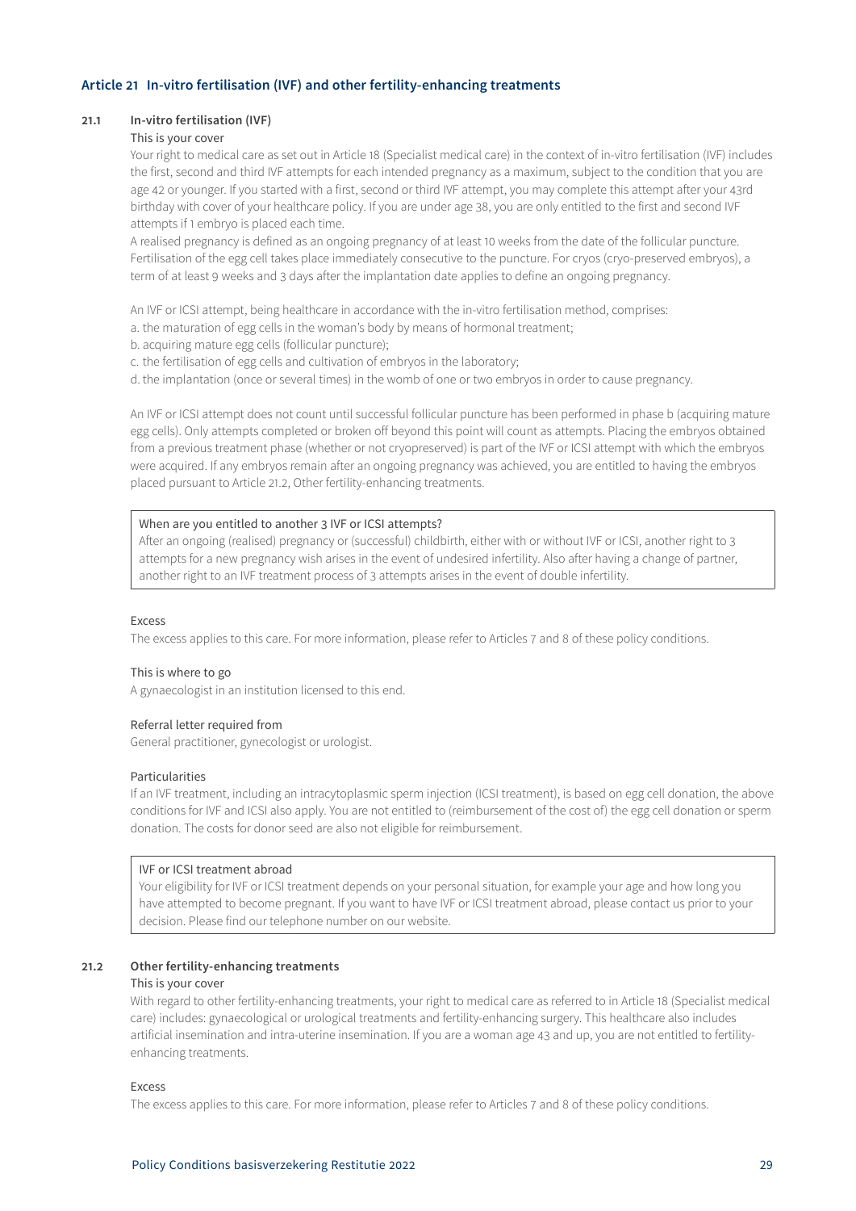## Article 21 In-vitro fertilisation (IVF) and other fertility-enhancing treatments

### 21.1 In-vitro fertilisation (IVF)

This is your cover

Your right to medical care as set out in Article 18 (Specialist medical care) in the context of in-vitro fertilisation (IVF) includes the first, second and third IVF attempts for each intended pregnancy as a maximum, subject to the condition that you are age 42 or younger. If you started with a first, second or third IVF attempt, you may complete this attempt after your 43rd birthday with cover of your healthcare policy. If you are under age 38, you are only entitled to the first and second IVF attempts if 1 embryo is placed each time.

A realised pregnancy is defined as an ongoing pregnancy of at least 10 weeks from the date of the follicular puncture. Fertilisation of the egg cell takes place immediately consecutive to the puncture. For cryos (cryo-preserved embryos), a term of at least 9 weeks and 3 days after the implantation date applies to define an ongoing pregnancy.

An IVF or ICSI attempt, being healthcare in accordance with the in-vitro fertilisation method, comprises:

a. the maturation of egg cells in the woman's body by means of hormonal treatment;
b. acquiring mature egg cells (follicular puncture);
c. the fertilisation of egg cells and cultivation of embryos in the laboratory;
d. the implantation (once or several times) in the womb of one or two embryos in order to cause pregnancy.

An IVF or ICSI attempt does not count until successful follicular puncture has been performed in phase b (acquiring mature egg cells). Only attempts completed or broken off beyond this point will count as attempts. Placing the embryos obtained from a previous treatment phase (whether or not cryopreserved) is part of the IVF or ICSI attempt with which the embryos were acquired. If any embryos remain after an ongoing pregnancy was achieved, you are entitled to having the embryos placed pursuant to Article 21.2, Other fertility-enhancing treatments.

> When are you entitled to another 3 IVF or ICSI attempts?
> After an ongoing (realised) pregnancy or (successful) childbirth, either with or without IVF or ICSI, another right to 3 attempts for a new pregnancy wish arises in the event of undesired infertility. Also after having a change of partner, another right to an IVF treatment process of 3 attempts arises in the event of double infertility.

Excess

The excess applies to this care. For more information, please refer to Articles 7 and 8 of these policy conditions.

This is where to go

A gynaecologist in an institution licensed to this end.

Referral letter required from

General practitioner, gynecologist or urologist.

Particularities

If an IVF treatment, including an intracytoplasmic sperm injection (ICSI treatment), is based on egg cell donation, the above conditions for IVF and ICSI also apply. You are not entitled to (reimbursement of the cost of) the egg cell donation or sperm donation. The costs for donor seed are also not eligible for reimbursement.

> IVF or ICSI treatment abroad
> Your eligibility for IVF or ICSI treatment depends on your personal situation, for example your age and how long you have attempted to become pregnant. If you want to have IVF or ICSI treatment abroad, please contact us prior to your decision. Please find our telephone number on our website.

### 21.2 Other fertility-enhancing treatments

This is your cover

With regard to other fertility-enhancing treatments, your right to medical care as referred to in Article 18 (Specialist medical care) includes: gynaecological or urological treatments and fertility-enhancing surgery. This healthcare also includes artificial insemination and intra-uterine insemination. If you are a woman age 43 and up, you are not entitled to fertility-enhancing treatments.

Excess

The excess applies to this care. For more information, please refer to Articles 7 and 8 of these policy conditions.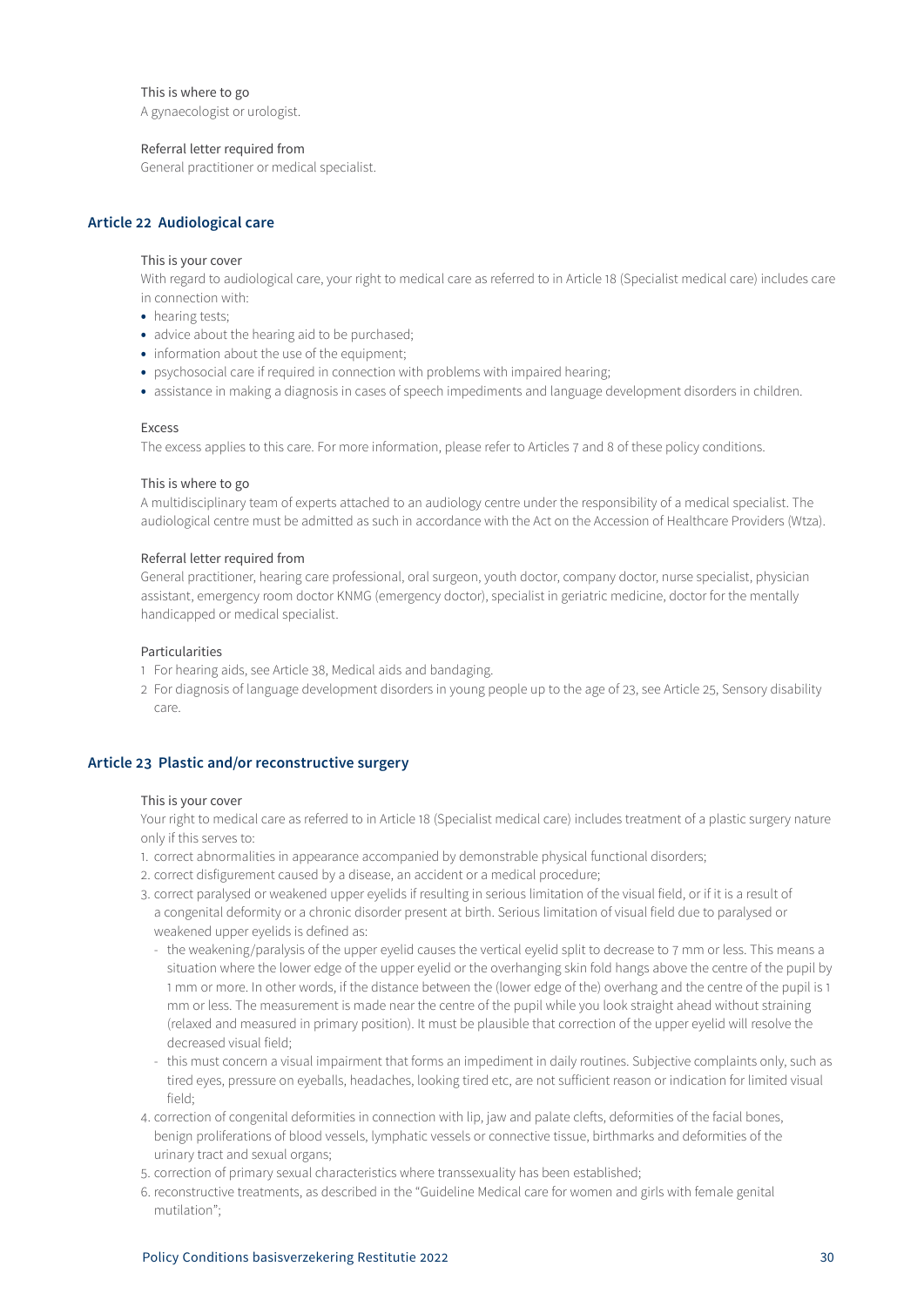This is where to go

A gynaecologist or urologist.

Referral letter required from

General practitioner or medical specialist.

## Article 22 Audiological care

This is your cover

With regard to audiological care, your right to medical care as referred to in Article 18 (Specialist medical care) includes care in connection with:

- hearing tests;
- advice about the hearing aid to be purchased;
- information about the use of the equipment;
- psychosocial care if required in connection with problems with impaired hearing;
- assistance in making a diagnosis in cases of speech impediments and language development disorders in children.

Excess

The excess applies to this care. For more information, please refer to Articles 7 and 8 of these policy conditions.

This is where to go

A multidisciplinary team of experts attached to an audiology centre under the responsibility of a medical specialist. The audiological centre must be admitted as such in accordance with the Act on the Accession of Healthcare Providers (Wtza).

Referral letter required from

General practitioner, hearing care professional, oral surgeon, youth doctor, company doctor, nurse specialist, physician assistant, emergency room doctor KNMG (emergency doctor), specialist in geriatric medicine, doctor for the mentally handicapped or medical specialist.

Particularities

1 For hearing aids, see Article 38, Medical aids and bandaging.

2 For diagnosis of language development disorders in young people up to the age of 23, see Article 25, Sensory disability care.

## Article 23 Plastic and/or reconstructive surgery

This is your cover

Your right to medical care as referred to in Article 18 (Specialist medical care) includes treatment of a plastic surgery nature only if this serves to:

1. correct abnormalities in appearance accompanied by demonstrable physical functional disorders;
2. correct disfigurement caused by a disease, an accident or a medical procedure;
3. correct paralysed or weakened upper eyelids if resulting in serious limitation of the visual field, or if it is a result of a congenital deformity or a chronic disorder present at birth. Serious limitation of visual field due to paralysed or weakened upper eyelids is defined as:
   - the weakening/paralysis of the upper eyelid causes the vertical eyelid split to decrease to 7 mm or less. This means a situation where the lower edge of the upper eyelid or the overhanging skin fold hangs above the centre of the pupil by 1 mm or more. In other words, if the distance between the (lower edge of the) overhang and the centre of the pupil is 1 mm or less. The measurement is made near the centre of the pupil while you look straight ahead without straining (relaxed and measured in primary position). It must be plausible that correction of the upper eyelid will resolve the decreased visual field;
   - this must concern a visual impairment that forms an impediment in daily routines. Subjective complaints only, such as tired eyes, pressure on eyeballs, headaches, looking tired etc, are not sufficient reason or indication for limited visual field;
4. correction of congenital deformities in connection with lip, jaw and palate clefts, deformities of the facial bones, benign proliferations of blood vessels, lymphatic vessels or connective tissue, birthmarks and deformities of the urinary tract and sexual organs;
5. correction of primary sexual characteristics where transsexuality has been established;
6. reconstructive treatments, as described in the "Guideline Medical care for women and girls with female genital mutilation";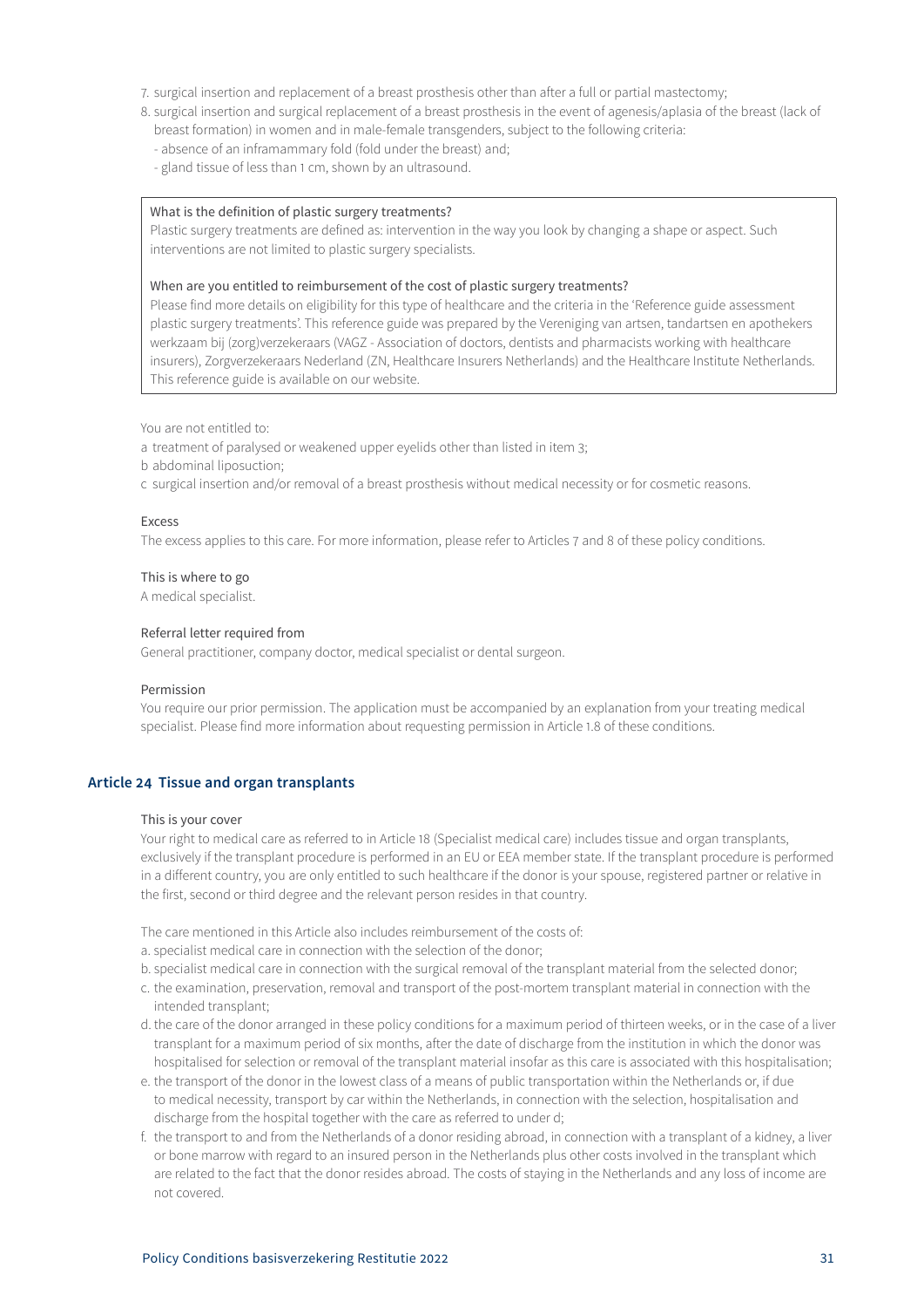7. surgical insertion and replacement of a breast prosthesis other than after a full or partial mastectomy;
8. surgical insertion and surgical replacement of a breast prosthesis in the event of agenesis/aplasia of the breast (lack of breast formation) in women and in male-female transgenders, subject to the following criteria:
   - absence of an inframammary fold (fold under the breast) and;
   - gland tissue of less than 1 cm, shown by an ultrasound.

> What is the definition of plastic surgery treatments?
> Plastic surgery treatments are defined as: intervention in the way you look by changing a shape or aspect. Such interventions are not limited to plastic surgery specialists.
>
> When are you entitled to reimbursement of the cost of plastic surgery treatments?
> Please find more details on eligibility for this type of healthcare and the criteria in the 'Reference guide assessment plastic surgery treatments'. This reference guide was prepared by the Vereniging van artsen, tandartsen en apothekers werkzaam bij (zorg)verzekeraars (VAGZ - Association of doctors, dentists and pharmacists working with healthcare insurers), Zorgverzekeraars Nederland (ZN, Healthcare Insurers Netherlands) and the Healthcare Institute Netherlands. This reference guide is available on our website.

You are not entitled to:

a treatment of paralysed or weakened upper eyelids other than listed in item 3;
b abdominal liposuction;
c surgical insertion and/or removal of a breast prosthesis without medical necessity or for cosmetic reasons.

Excess
The excess applies to this care. For more information, please refer to Articles 7 and 8 of these policy conditions.

This is where to go
A medical specialist.

Referral letter required from
General practitioner, company doctor, medical specialist or dental surgeon.

Permission
You require our prior permission. The application must be accompanied by an explanation from your treating medical specialist. Please find more information about requesting permission in Article 1.8 of these conditions.

## Article 24 Tissue and organ transplants

This is your cover
Your right to medical care as referred to in Article 18 (Specialist medical care) includes tissue and organ transplants, exclusively if the transplant procedure is performed in an EU or EEA member state. If the transplant procedure is performed in a different country, you are only entitled to such healthcare if the donor is your spouse, registered partner or relative in the first, second or third degree and the relevant person resides in that country.

The care mentioned in this Article also includes reimbursement of the costs of:

a. specialist medical care in connection with the selection of the donor;
b. specialist medical care in connection with the surgical removal of the transplant material from the selected donor;
c. the examination, preservation, removal and transport of the post-mortem transplant material in connection with the intended transplant;
d. the care of the donor arranged in these policy conditions for a maximum period of thirteen weeks, or in the case of a liver transplant for a maximum period of six months, after the date of discharge from the institution in which the donor was hospitalised for selection or removal of the transplant material insofar as this care is associated with this hospitalisation;
e. the transport of the donor in the lowest class of a means of public transportation within the Netherlands or, if due to medical necessity, transport by car within the Netherlands, in connection with the selection, hospitalisation and discharge from the hospital together with the care as referred to under d;
f. the transport to and from the Netherlands of a donor residing abroad, in connection with a transplant of a kidney, a liver or bone marrow with regard to an insured person in the Netherlands plus other costs involved in the transplant which are related to the fact that the donor resides abroad. The costs of staying in the Netherlands and any loss of income are not covered.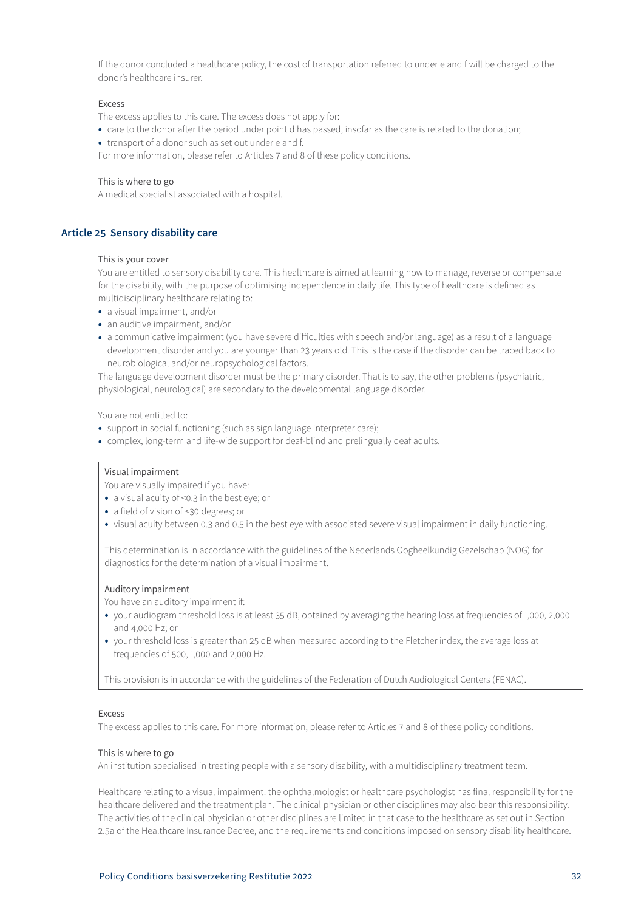If the donor concluded a healthcare policy, the cost of transportation referred to under e and f will be charged to the donor's healthcare insurer.

Excess

The excess applies to this care. The excess does not apply for:

- care to the donor after the period under point d has passed, insofar as the care is related to the donation;
- transport of a donor such as set out under e and f.

For more information, please refer to Articles 7 and 8 of these policy conditions.

This is where to go

A medical specialist associated with a hospital.

## Article 25 Sensory disability care

This is your cover

You are entitled to sensory disability care. This healthcare is aimed at learning how to manage, reverse or compensate for the disability, with the purpose of optimising independence in daily life. This type of healthcare is defined as multidisciplinary healthcare relating to:

- a visual impairment, and/or
- an auditive impairment, and/or
- a communicative impairment (you have severe difficulties with speech and/or language) as a result of a language development disorder and you are younger than 23 years old. This is the case if the disorder can be traced back to neurobiological and/or neuropsychological factors.

The language development disorder must be the primary disorder. That is to say, the other problems (psychiatric, physiological, neurological) are secondary to the developmental language disorder.

You are not entitled to:

- support in social functioning (such as sign language interpreter care);
- complex, long-term and life-wide support for deaf-blind and prelingually deaf adults.

Visual impairment

You are visually impaired if you have:

- a visual acuity of <0.3 in the best eye; or
- a field of vision of <30 degrees; or
- visual acuity between 0.3 and 0.5 in the best eye with associated severe visual impairment in daily functioning.

This determination is in accordance with the guidelines of the Nederlands Oogheelkundig Gezelschap (NOG) for diagnostics for the determination of a visual impairment.

Auditory impairment

You have an auditory impairment if:

- your audiogram threshold loss is at least 35 dB, obtained by averaging the hearing loss at frequencies of 1,000, 2,000 and 4,000 Hz; or
- your threshold loss is greater than 25 dB when measured according to the Fletcher index, the average loss at frequencies of 500, 1,000 and 2,000 Hz.

This provision is in accordance with the guidelines of the Federation of Dutch Audiological Centers (FENAC).

Excess

The excess applies to this care. For more information, please refer to Articles 7 and 8 of these policy conditions.

This is where to go

An institution specialised in treating people with a sensory disability, with a multidisciplinary treatment team.

Healthcare relating to a visual impairment: the ophthalmologist or healthcare psychologist has final responsibility for the healthcare delivered and the treatment plan. The clinical physician or other disciplines may also bear this responsibility. The activities of the clinical physician or other disciplines are limited in that case to the healthcare as set out in Section 2.5a of the Healthcare Insurance Decree, and the requirements and conditions imposed on sensory disability healthcare.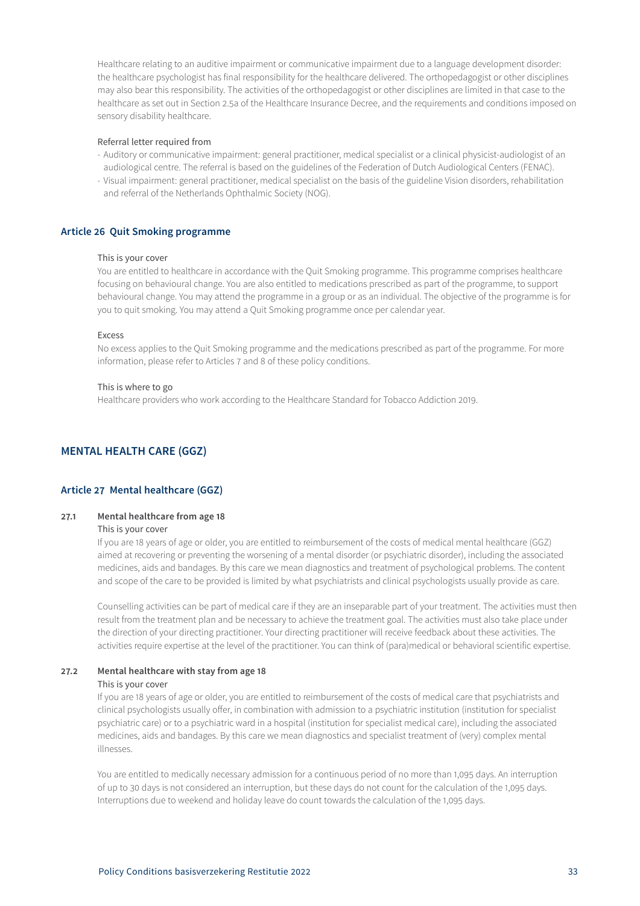Healthcare relating to an auditive impairment or communicative impairment due to a language development disorder: the healthcare psychologist has final responsibility for the healthcare delivered. The orthopedagogist or other disciplines may also bear this responsibility. The activities of the orthopedagogist or other disciplines are limited in that case to the healthcare as set out in Section 2.5a of the Healthcare Insurance Decree, and the requirements and conditions imposed on sensory disability healthcare.

Referral letter required from

- Auditory or communicative impairment: general practitioner, medical specialist or a clinical physicist-audiologist of an audiological centre. The referral is based on the guidelines of the Federation of Dutch Audiological Centers (FENAC).
- Visual impairment: general practitioner, medical specialist on the basis of the guideline Vision disorders, rehabilitation and referral of the Netherlands Ophthalmic Society (NOG).

### Article 26 Quit Smoking programme

This is your cover

You are entitled to healthcare in accordance with the Quit Smoking programme. This programme comprises healthcare focusing on behavioural change. You are also entitled to medications prescribed as part of the programme, to support behavioural change. You may attend the programme in a group or as an individual. The objective of the programme is for you to quit smoking. You may attend a Quit Smoking programme once per calendar year.

Excess

No excess applies to the Quit Smoking programme and the medications prescribed as part of the programme. For more information, please refer to Articles 7 and 8 of these policy conditions.

This is where to go

Healthcare providers who work according to the Healthcare Standard for Tobacco Addiction 2019.

## MENTAL HEALTH CARE (GGZ)

### Article 27 Mental healthcare (GGZ)

**27.1 Mental healthcare from age 18**

This is your cover

If you are 18 years of age or older, you are entitled to reimbursement of the costs of medical mental healthcare (GGZ) aimed at recovering or preventing the worsening of a mental disorder (or psychiatric disorder), including the associated medicines, aids and bandages. By this care we mean diagnostics and treatment of psychological problems. The content and scope of the care to be provided is limited by what psychiatrists and clinical psychologists usually provide as care.

Counselling activities can be part of medical care if they are an inseparable part of your treatment. The activities must then result from the treatment plan and be necessary to achieve the treatment goal. The activities must also take place under the direction of your directing practitioner. Your directing practitioner will receive feedback about these activities. The activities require expertise at the level of the practitioner. You can think of (para)medical or behavioral scientific expertise.

**27.2 Mental healthcare with stay from age 18**

This is your cover

If you are 18 years of age or older, you are entitled to reimbursement of the costs of medical care that psychiatrists and clinical psychologists usually offer, in combination with admission to a psychiatric institution (institution for specialist psychiatric care) or to a psychiatric ward in a hospital (institution for specialist medical care), including the associated medicines, aids and bandages. By this care we mean diagnostics and specialist treatment of (very) complex mental illnesses.

You are entitled to medically necessary admission for a continuous period of no more than 1,095 days. An interruption of up to 30 days is not considered an interruption, but these days do not count for the calculation of the 1,095 days. Interruptions due to weekend and holiday leave do count towards the calculation of the 1,095 days.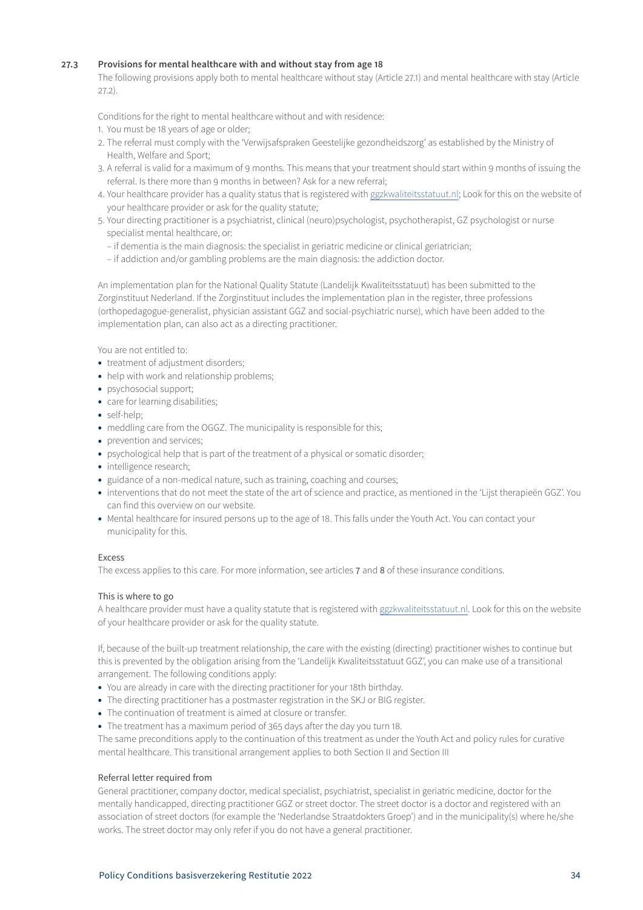### 27.3 Provisions for mental healthcare with and without stay from age 18

The following provisions apply both to mental healthcare without stay (Article 27.1) and mental healthcare with stay (Article 27.2).

Conditions for the right to mental healthcare without and with residence:

1. You must be 18 years of age or older;
2. The referral must comply with the 'Verwijsafspraken Geestelijke gezondheidszorg' as established by the Ministry of Health, Welfare and Sport;
3. A referral is valid for a maximum of 9 months. This means that your treatment should start within 9 months of issuing the referral. Is there more than 9 months in between? Ask for a new referral;
4. Your healthcare provider has a quality status that is registered with ggzkwaliteitsstatuut.nl; Look for this on the website of your healthcare provider or ask for the quality statute;
5. Your directing practitioner is a psychiatrist, clinical (neuro)psychologist, psychotherapist, GZ psychologist or nurse specialist mental healthcare, or:
   - if dementia is the main diagnosis: the specialist in geriatric medicine or clinical geriatrician;
   - if addiction and/or gambling problems are the main diagnosis: the addiction doctor.

An implementation plan for the National Quality Statute (Landelijk Kwaliteitsstatuut) has been submitted to the Zorginstituut Nederland. If the Zorginstituut includes the implementation plan in the register, three professions (orthopedagogue-generalist, physician assistant GGZ and social-psychiatric nurse), which have been added to the implementation plan, can also act as a directing practitioner.

You are not entitled to:

- treatment of adjustment disorders;
- help with work and relationship problems;
- psychosocial support;
- care for learning disabilities;
- self-help;
- meddling care from the OGGZ. The municipality is responsible for this;
- prevention and services;
- psychological help that is part of the treatment of a physical or somatic disorder;
- intelligence research;
- guidance of a non-medical nature, such as training, coaching and courses;
- interventions that do not meet the state of the art of science and practice, as mentioned in the 'Lijst therapieën GGZ'. You can find this overview on our website.
- Mental healthcare for insured persons up to the age of 18. This falls under the Youth Act. You can contact your municipality for this.

Excess

The excess applies to this care. For more information, see articles 7 and 8 of these insurance conditions.

This is where to go

A healthcare provider must have a quality statute that is registered with ggzkwaliteitsstatuut.nl. Look for this on the website of your healthcare provider or ask for the quality statute.

If, because of the built-up treatment relationship, the care with the existing (directing) practitioner wishes to continue but this is prevented by the obligation arising from the 'Landelijk Kwaliteitsstatuut GGZ', you can make use of a transitional arrangement. The following conditions apply:

- You are already in care with the directing practitioner for your 18th birthday.
- The directing practitioner has a postmaster registration in the SKJ or BIG register.
- The continuation of treatment is aimed at closure or transfer.
- The treatment has a maximum period of 365 days after the day you turn 18.

The same preconditions apply to the continuation of this treatment as under the Youth Act and policy rules for curative mental healthcare. This transitional arrangement applies to both Section II and Section III

Referral letter required from

General practitioner, company doctor, medical specialist, psychiatrist, specialist in geriatric medicine, doctor for the mentally handicapped, directing practitioner GGZ or street doctor. The street doctor is a doctor and registered with an association of street doctors (for example the 'Nederlandse Straatdokters Groep') and in the municipality(s) where he/she works. The street doctor may only refer if you do not have a general practitioner.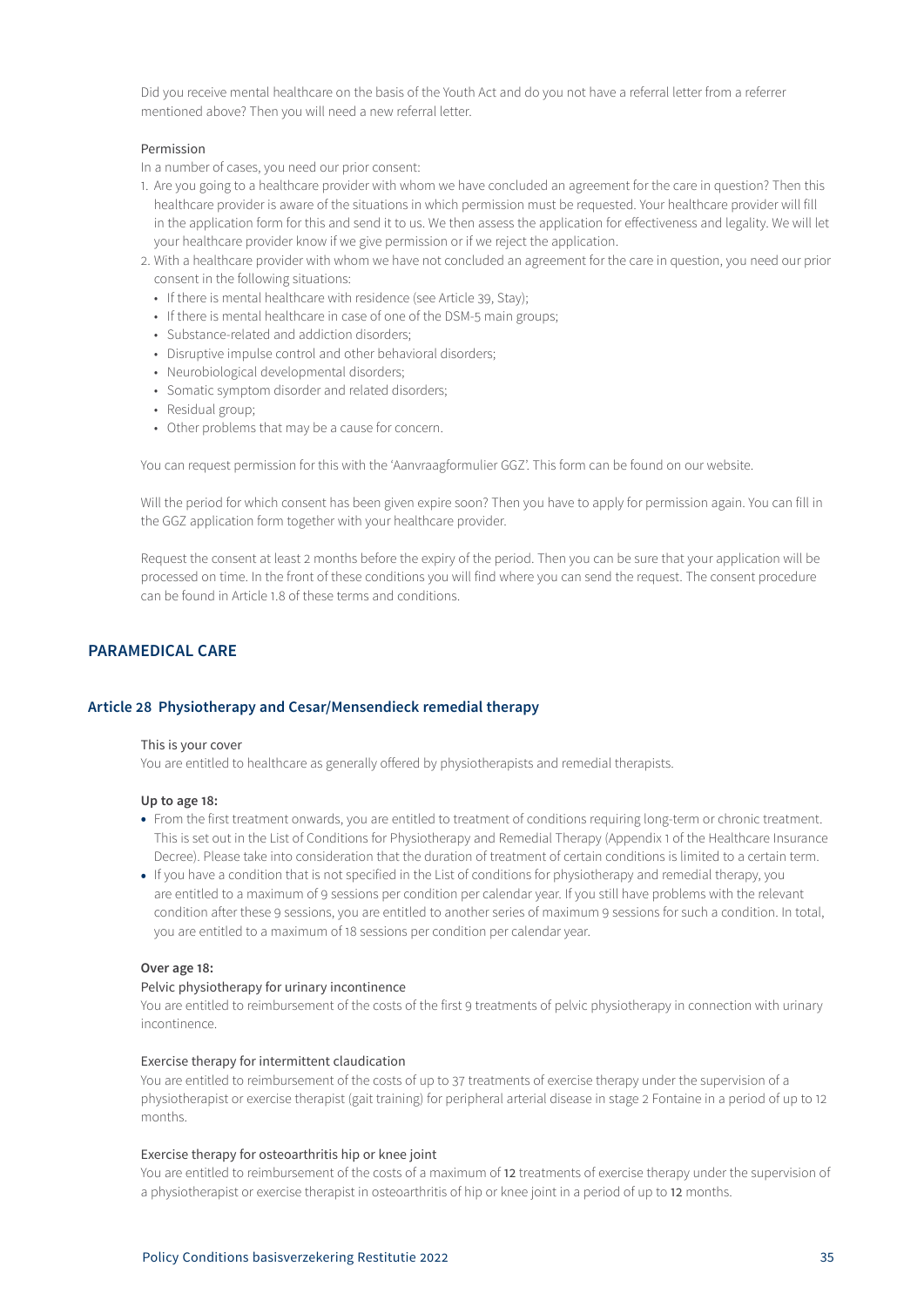Did you receive mental healthcare on the basis of the Youth Act and do you not have a referral letter from a referrer mentioned above? Then you will need a new referral letter.

Permission

In a number of cases, you need our prior consent:

1. Are you going to a healthcare provider with whom we have concluded an agreement for the care in question? Then this healthcare provider is aware of the situations in which permission must be requested. Your healthcare provider will fill in the application form for this and send it to us. We then assess the application for effectiveness and legality. We will let your healthcare provider know if we give permission or if we reject the application.
2. With a healthcare provider with whom we have not concluded an agreement for the care in question, you need our prior consent in the following situations:
   - If there is mental healthcare with residence (see Article 39, Stay);
   - If there is mental healthcare in case of one of the DSM-5 main groups;
   - Substance-related and addiction disorders;
   - Disruptive impulse control and other behavioral disorders;
   - Neurobiological developmental disorders;
   - Somatic symptom disorder and related disorders;
   - Residual group;
   - Other problems that may be a cause for concern.

You can request permission for this with the 'Aanvraagformulier GGZ'. This form can be found on our website.

Will the period for which consent has been given expire soon? Then you have to apply for permission again. You can fill in the GGZ application form together with your healthcare provider.

Request the consent at least 2 months before the expiry of the period. Then you can be sure that your application will be processed on time. In the front of these conditions you will find where you can send the request. The consent procedure can be found in Article 1.8 of these terms and conditions.

## PARAMEDICAL CARE

### Article 28 Physiotherapy and Cesar/Mensendieck remedial therapy

This is your cover

You are entitled to healthcare as generally offered by physiotherapists and remedial therapists.

**Up to age 18:**

- From the first treatment onwards, you are entitled to treatment of conditions requiring long-term or chronic treatment. This is set out in the List of Conditions for Physiotherapy and Remedial Therapy (Appendix 1 of the Healthcare Insurance Decree). Please take into consideration that the duration of treatment of certain conditions is limited to a certain term.
- If you have a condition that is not specified in the List of conditions for physiotherapy and remedial therapy, you are entitled to a maximum of 9 sessions per condition per calendar year. If you still have problems with the relevant condition after these 9 sessions, you are entitled to another series of maximum 9 sessions for such a condition. In total, you are entitled to a maximum of 18 sessions per condition per calendar year.

**Over age 18:**

Pelvic physiotherapy for urinary incontinence

You are entitled to reimbursement of the costs of the first 9 treatments of pelvic physiotherapy in connection with urinary incontinence.

Exercise therapy for intermittent claudication

You are entitled to reimbursement of the costs of up to 37 treatments of exercise therapy under the supervision of a physiotherapist or exercise therapist (gait training) for peripheral arterial disease in stage 2 Fontaine in a period of up to 12 months.

Exercise therapy for osteoarthritis hip or knee joint

You are entitled to reimbursement of the costs of a maximum of 12 treatments of exercise therapy under the supervision of a physiotherapist or exercise therapist in osteoarthritis of hip or knee joint in a period of up to 12 months.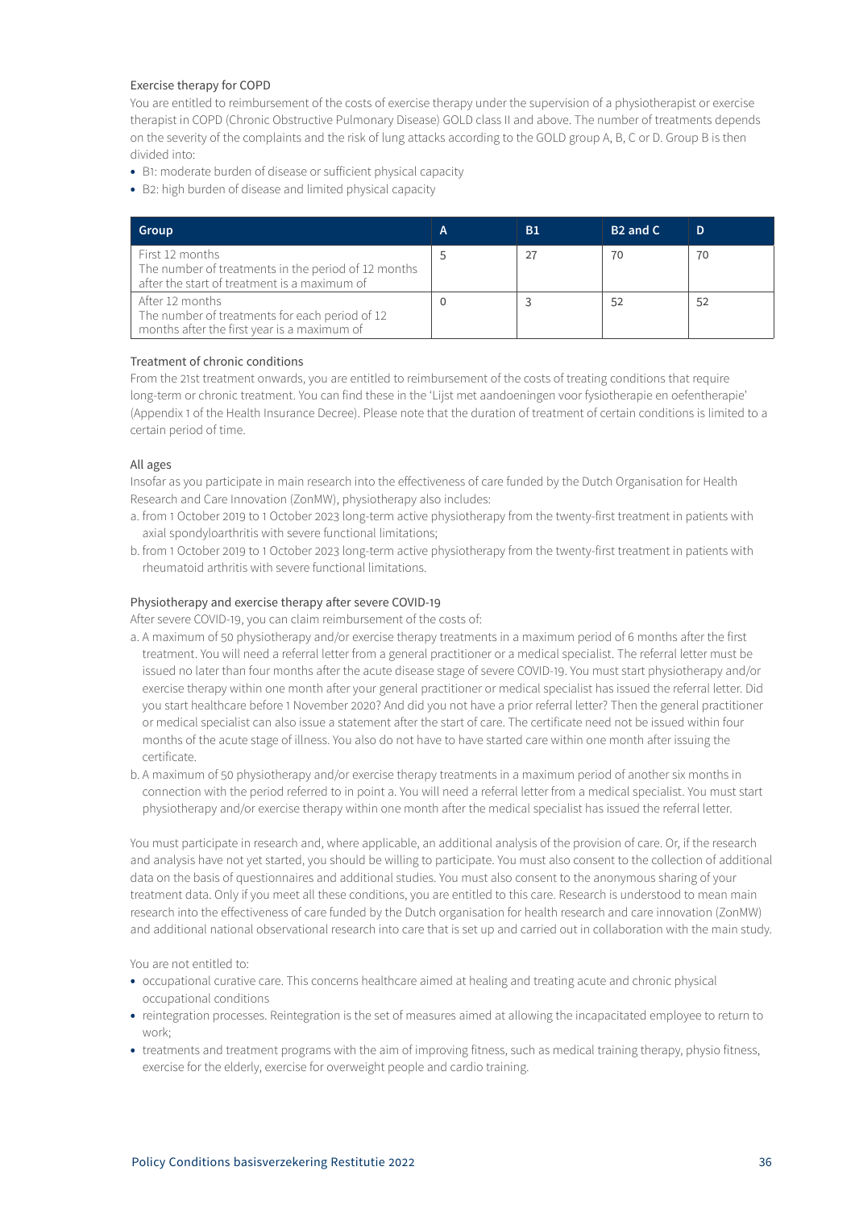### Exercise therapy for COPD

You are entitled to reimbursement of the costs of exercise therapy under the supervision of a physiotherapist or exercise therapist in COPD (Chronic Obstructive Pulmonary Disease) GOLD class II and above. The number of treatments depends on the severity of the complaints and the risk of lung attacks according to the GOLD group A, B, C or D. Group B is then divided into:

- B1: moderate burden of disease or sufficient physical capacity
- B2: high burden of disease and limited physical capacity

| Group | A | B1 | B2 and C | D |
|---|---|---|---|---|
| First 12 months<br>The number of treatments in the period of 12 months after the start of treatment is a maximum of | 5 | 27 | 70 | 70 |
| After 12 months<br>The number of treatments for each period of 12 months after the first year is a maximum of | 0 | 3 | 52 | 52 |

### Treatment of chronic conditions

From the 21st treatment onwards, you are entitled to reimbursement of the costs of treating conditions that require long-term or chronic treatment. You can find these in the 'Lijst met aandoeningen voor fysiotherapie en oefentherapie' (Appendix 1 of the Health Insurance Decree). Please note that the duration of treatment of certain conditions is limited to a certain period of time.

### All ages

Insofar as you participate in main research into the effectiveness of care funded by the Dutch Organisation for Health Research and Care Innovation (ZonMW), physiotherapy also includes:

a. from 1 October 2019 to 1 October 2023 long-term active physiotherapy from the twenty-first treatment in patients with axial spondyloarthritis with severe functional limitations;
b. from 1 October 2019 to 1 October 2023 long-term active physiotherapy from the twenty-first treatment in patients with rheumatoid arthritis with severe functional limitations.

### Physiotherapy and exercise therapy after severe COVID-19

After severe COVID-19, you can claim reimbursement of the costs of:

a. A maximum of 50 physiotherapy and/or exercise therapy treatments in a maximum period of 6 months after the first treatment. You will need a referral letter from a general practitioner or a medical specialist. The referral letter must be issued no later than four months after the acute disease stage of severe COVID-19. You must start physiotherapy and/or exercise therapy within one month after your general practitioner or medical specialist has issued the referral letter. Did you start healthcare before 1 November 2020? And did you not have a prior referral letter? Then the general practitioner or medical specialist can also issue a statement after the start of care. The certificate need not be issued within four months of the acute stage of illness. You also do not have to have started care within one month after issuing the certificate.
b. A maximum of 50 physiotherapy and/or exercise therapy treatments in a maximum period of another six months in connection with the period referred to in point a. You will need a referral letter from a medical specialist. You must start physiotherapy and/or exercise therapy within one month after the medical specialist has issued the referral letter.

You must participate in research and, where applicable, an additional analysis of the provision of care. Or, if the research and analysis have not yet started, you should be willing to participate. You must also consent to the collection of additional data on the basis of questionnaires and additional studies. You must also consent to the anonymous sharing of your treatment data. Only if you meet all these conditions, you are entitled to this care. Research is understood to mean main research into the effectiveness of care funded by the Dutch organisation for health research and care innovation (ZonMW) and additional national observational research into care that is set up and carried out in collaboration with the main study.

You are not entitled to:

- occupational curative care. This concerns healthcare aimed at healing and treating acute and chronic physical occupational conditions
- reintegration processes. Reintegration is the set of measures aimed at allowing the incapacitated employee to return to work;
- treatments and treatment programs with the aim of improving fitness, such as medical training therapy, physio fitness, exercise for the elderly, exercise for overweight people and cardio training.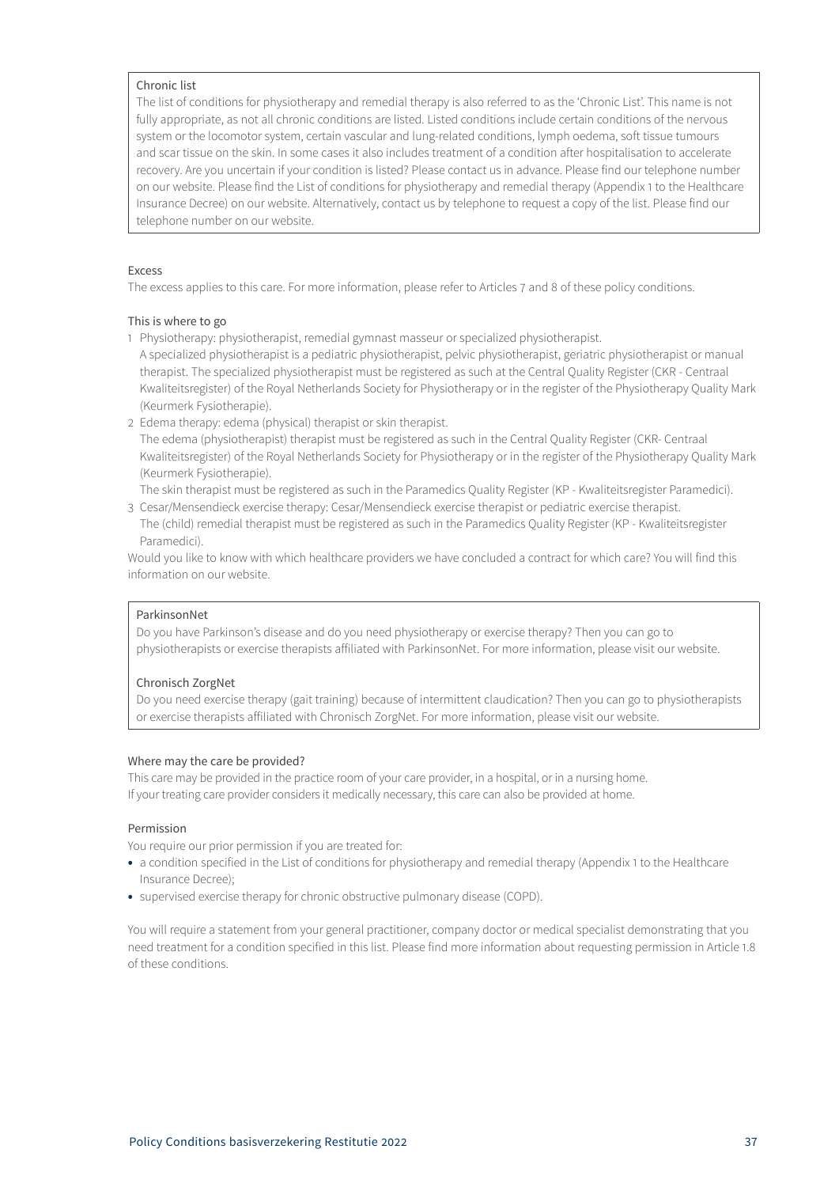### Chronic list

The list of conditions for physiotherapy and remedial therapy is also referred to as the 'Chronic List'. This name is not fully appropriate, as not all chronic conditions are listed. Listed conditions include certain conditions of the nervous system or the locomotor system, certain vascular and lung-related conditions, lymph oedema, soft tissue tumours and scar tissue on the skin. In some cases it also includes treatment of a condition after hospitalisation to accelerate recovery. Are you uncertain if your condition is listed? Please contact us in advance. Please find our telephone number on our website. Please find the List of conditions for physiotherapy and remedial therapy (Appendix 1 to the Healthcare Insurance Decree) on our website. Alternatively, contact us by telephone to request a copy of the list. Please find our telephone number on our website.

### Excess

The excess applies to this care. For more information, please refer to Articles 7 and 8 of these policy conditions.

### This is where to go

1. Physiotherapy: physiotherapist, remedial gymnast masseur or specialized physiotherapist.
   A specialized physiotherapist is a pediatric physiotherapist, pelvic physiotherapist, geriatric physiotherapist or manual therapist. The specialized physiotherapist must be registered as such at the Central Quality Register (CKR - Centraal Kwaliteitsregister) of the Royal Netherlands Society for Physiotherapy or in the register of the Physiotherapy Quality Mark (Keurmerk Fysiotherapie).
2. Edema therapy: edema (physical) therapist or skin therapist.
   The edema (physiotherapist) therapist must be registered as such in the Central Quality Register (CKR- Centraal Kwaliteitsregister) of the Royal Netherlands Society for Physiotherapy or in the register of the Physiotherapy Quality Mark (Keurmerk Fysiotherapie).
   The skin therapist must be registered as such in the Paramedics Quality Register (KP - Kwaliteitsregister Paramedici).
3. Cesar/Mensendieck exercise therapy: Cesar/Mensendieck exercise therapist or pediatric exercise therapist.
   The (child) remedial therapist must be registered as such in the Paramedics Quality Register (KP - Kwaliteitsregister Paramedici).

Would you like to know with which healthcare providers we have concluded a contract for which care? You will find this information on our website.

### ParkinsonNet

Do you have Parkinson's disease and do you need physiotherapy or exercise therapy? Then you can go to physiotherapists or exercise therapists affiliated with ParkinsonNet. For more information, please visit our website.

### Chronisch ZorgNet

Do you need exercise therapy (gait training) because of intermittent claudication? Then you can go to physiotherapists or exercise therapists affiliated with Chronisch ZorgNet. For more information, please visit our website.

### Where may the care be provided?

This care may be provided in the practice room of your care provider, in a hospital, or in a nursing home.
If your treating care provider considers it medically necessary, this care can also be provided at home.

### Permission

You require our prior permission if you are treated for:

- a condition specified in the List of conditions for physiotherapy and remedial therapy (Appendix 1 to the Healthcare Insurance Decree);
- supervised exercise therapy for chronic obstructive pulmonary disease (COPD).

You will require a statement from your general practitioner, company doctor or medical specialist demonstrating that you need treatment for a condition specified in this list. Please find more information about requesting permission in Article 1.8 of these conditions.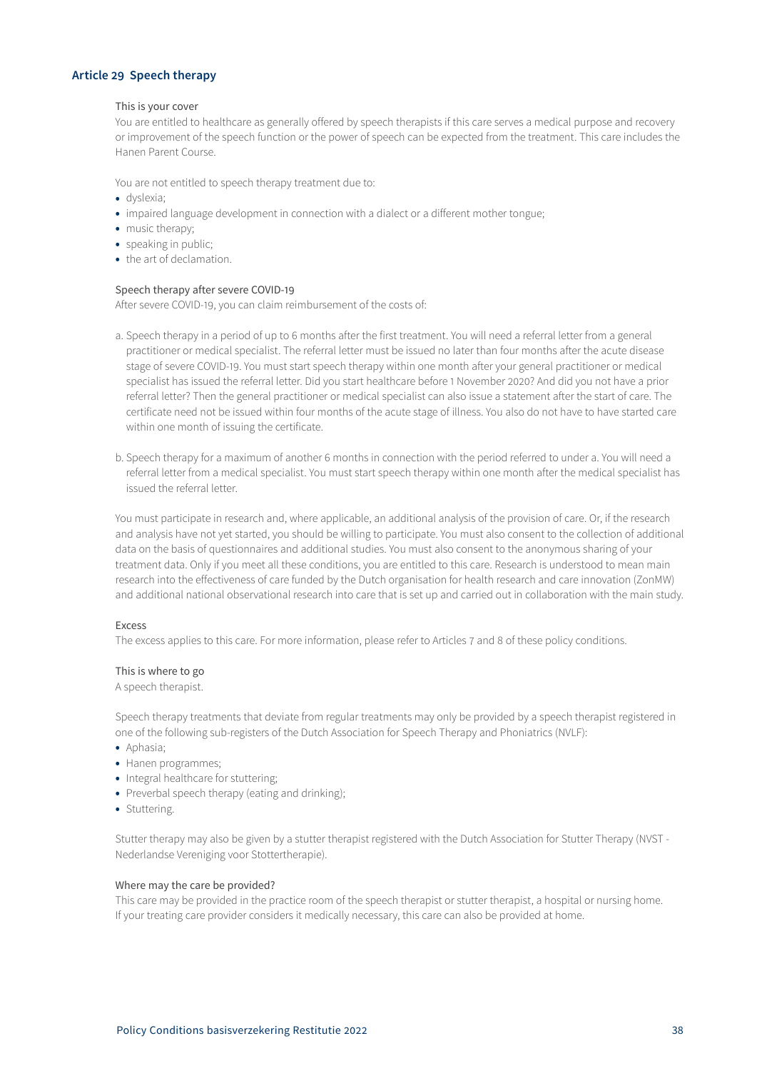## Article 29 Speech therapy

### This is your cover

You are entitled to healthcare as generally offered by speech therapists if this care serves a medical purpose and recovery or improvement of the speech function or the power of speech can be expected from the treatment. This care includes the Hanen Parent Course.

You are not entitled to speech therapy treatment due to:

- dyslexia;
- impaired language development in connection with a dialect or a different mother tongue;
- music therapy;
- speaking in public;
- the art of declamation.

### Speech therapy after severe COVID-19

After severe COVID-19, you can claim reimbursement of the costs of:

a. Speech therapy in a period of up to 6 months after the first treatment. You will need a referral letter from a general practitioner or medical specialist. The referral letter must be issued no later than four months after the acute disease stage of severe COVID-19. You must start speech therapy within one month after your general practitioner or medical specialist has issued the referral letter. Did you start healthcare before 1 November 2020? And did you not have a prior referral letter? Then the general practitioner or medical specialist can also issue a statement after the start of care. The certificate need not be issued within four months of the acute stage of illness. You also do not have to have started care within one month of issuing the certificate.

b. Speech therapy for a maximum of another 6 months in connection with the period referred to under a. You will need a referral letter from a medical specialist. You must start speech therapy within one month after the medical specialist has issued the referral letter.

You must participate in research and, where applicable, an additional analysis of the provision of care. Or, if the research and analysis have not yet started, you should be willing to participate. You must also consent to the collection of additional data on the basis of questionnaires and additional studies. You must also consent to the anonymous sharing of your treatment data. Only if you meet all these conditions, you are entitled to this care. Research is understood to mean main research into the effectiveness of care funded by the Dutch organisation for health research and care innovation (ZonMW) and additional national observational research into care that is set up and carried out in collaboration with the main study.

### Excess

The excess applies to this care. For more information, please refer to Articles 7 and 8 of these policy conditions.

### This is where to go

A speech therapist.

Speech therapy treatments that deviate from regular treatments may only be provided by a speech therapist registered in one of the following sub-registers of the Dutch Association for Speech Therapy and Phoniatrics (NVLF):

- Aphasia;
- Hanen programmes;
- Integral healthcare for stuttering;
- Preverbal speech therapy (eating and drinking);
- Stuttering.

Stutter therapy may also be given by a stutter therapist registered with the Dutch Association for Stutter Therapy (NVST - Nederlandse Vereniging voor Stottertherapie).

### Where may the care be provided?

This care may be provided in the practice room of the speech therapist or stutter therapist, a hospital or nursing home. If your treating care provider considers it medically necessary, this care can also be provided at home.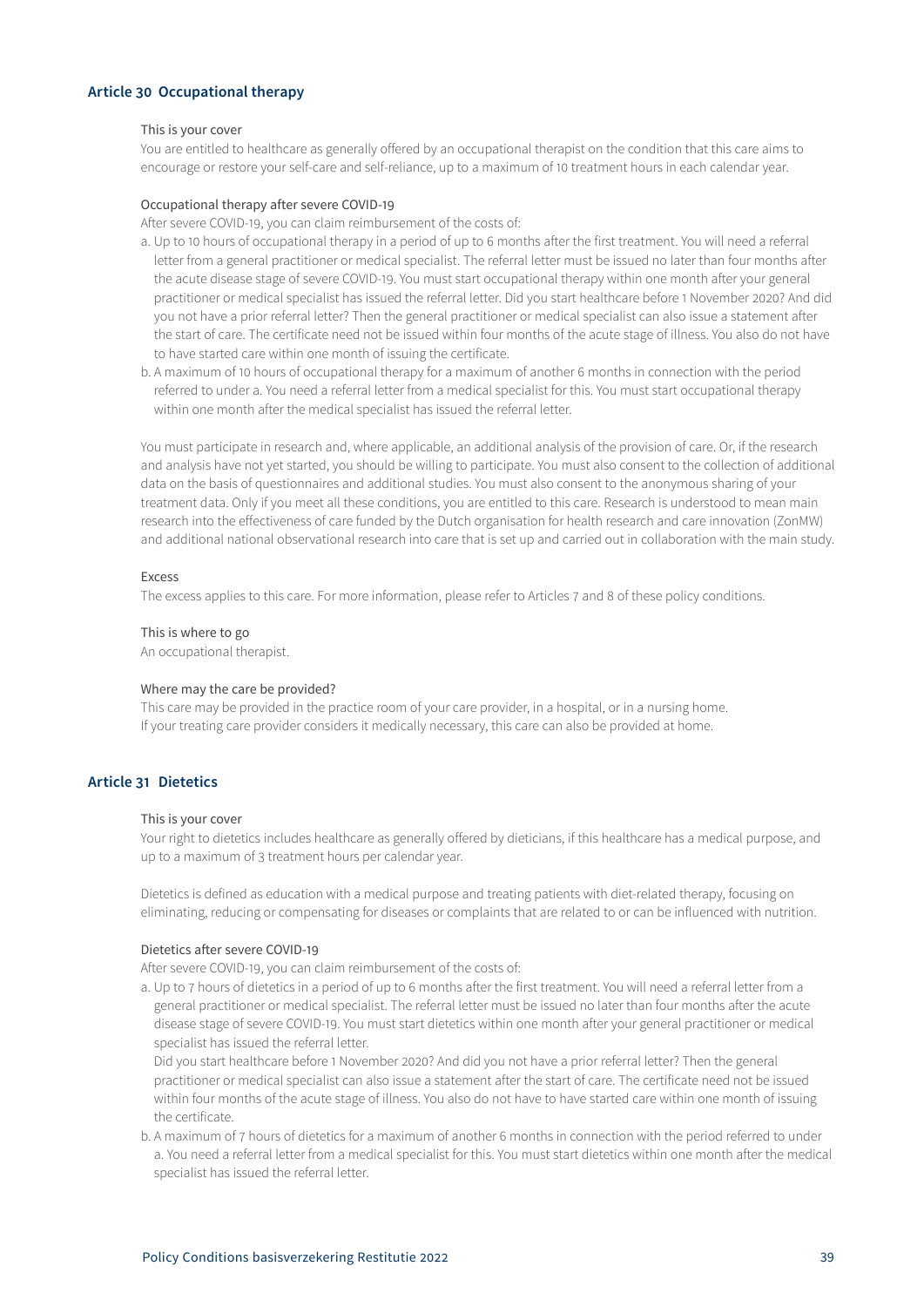## Article 30 Occupational therapy

### This is your cover

You are entitled to healthcare as generally offered by an occupational therapist on the condition that this care aims to encourage or restore your self-care and self-reliance, up to a maximum of 10 treatment hours in each calendar year.

### Occupational therapy after severe COVID-19

After severe COVID-19, you can claim reimbursement of the costs of:

a. Up to 10 hours of occupational therapy in a period of up to 6 months after the first treatment. You will need a referral letter from a general practitioner or medical specialist. The referral letter must be issued no later than four months after the acute disease stage of severe COVID-19. You must start occupational therapy within one month after your general practitioner or medical specialist has issued the referral letter. Did you start healthcare before 1 November 2020? And did you not have a prior referral letter? Then the general practitioner or medical specialist can also issue a statement after the start of care. The certificate need not be issued within four months of the acute stage of illness. You also do not have to have started care within one month of issuing the certificate.

b. A maximum of 10 hours of occupational therapy for a maximum of another 6 months in connection with the period referred to under a. You need a referral letter from a medical specialist for this. You must start occupational therapy within one month after the medical specialist has issued the referral letter.

You must participate in research and, where applicable, an additional analysis of the provision of care. Or, if the research and analysis have not yet started, you should be willing to participate. You must also consent to the collection of additional data on the basis of questionnaires and additional studies. You must also consent to the anonymous sharing of your treatment data. Only if you meet all these conditions, you are entitled to this care. Research is understood to mean main research into the effectiveness of care funded by the Dutch organisation for health research and care innovation (ZonMW) and additional national observational research into care that is set up and carried out in collaboration with the main study.

### Excess

The excess applies to this care. For more information, please refer to Articles 7 and 8 of these policy conditions.

### This is where to go

An occupational therapist.

### Where may the care be provided?

This care may be provided in the practice room of your care provider, in a hospital, or in a nursing home. If your treating care provider considers it medically necessary, this care can also be provided at home.

## Article 31 Dietetics

### This is your cover

Your right to dietetics includes healthcare as generally offered by dieticians, if this healthcare has a medical purpose, and up to a maximum of 3 treatment hours per calendar year.

Dietetics is defined as education with a medical purpose and treating patients with diet-related therapy, focusing on eliminating, reducing or compensating for diseases or complaints that are related to or can be influenced with nutrition.

### Dietetics after severe COVID-19

After severe COVID-19, you can claim reimbursement of the costs of:

a. Up to 7 hours of dietetics in a period of up to 6 months after the first treatment. You will need a referral letter from a general practitioner or medical specialist. The referral letter must be issued no later than four months after the acute disease stage of severe COVID-19. You must start dietetics within one month after your general practitioner or medical specialist has issued the referral letter.

   Did you start healthcare before 1 November 2020? And did you not have a prior referral letter? Then the general practitioner or medical specialist can also issue a statement after the start of care. The certificate need not be issued within four months of the acute stage of illness. You also do not have to have started care within one month of issuing the certificate.

b. A maximum of 7 hours of dietetics for a maximum of another 6 months in connection with the period referred to under a. You need a referral letter from a medical specialist for this. You must start dietetics within one month after the medical specialist has issued the referral letter.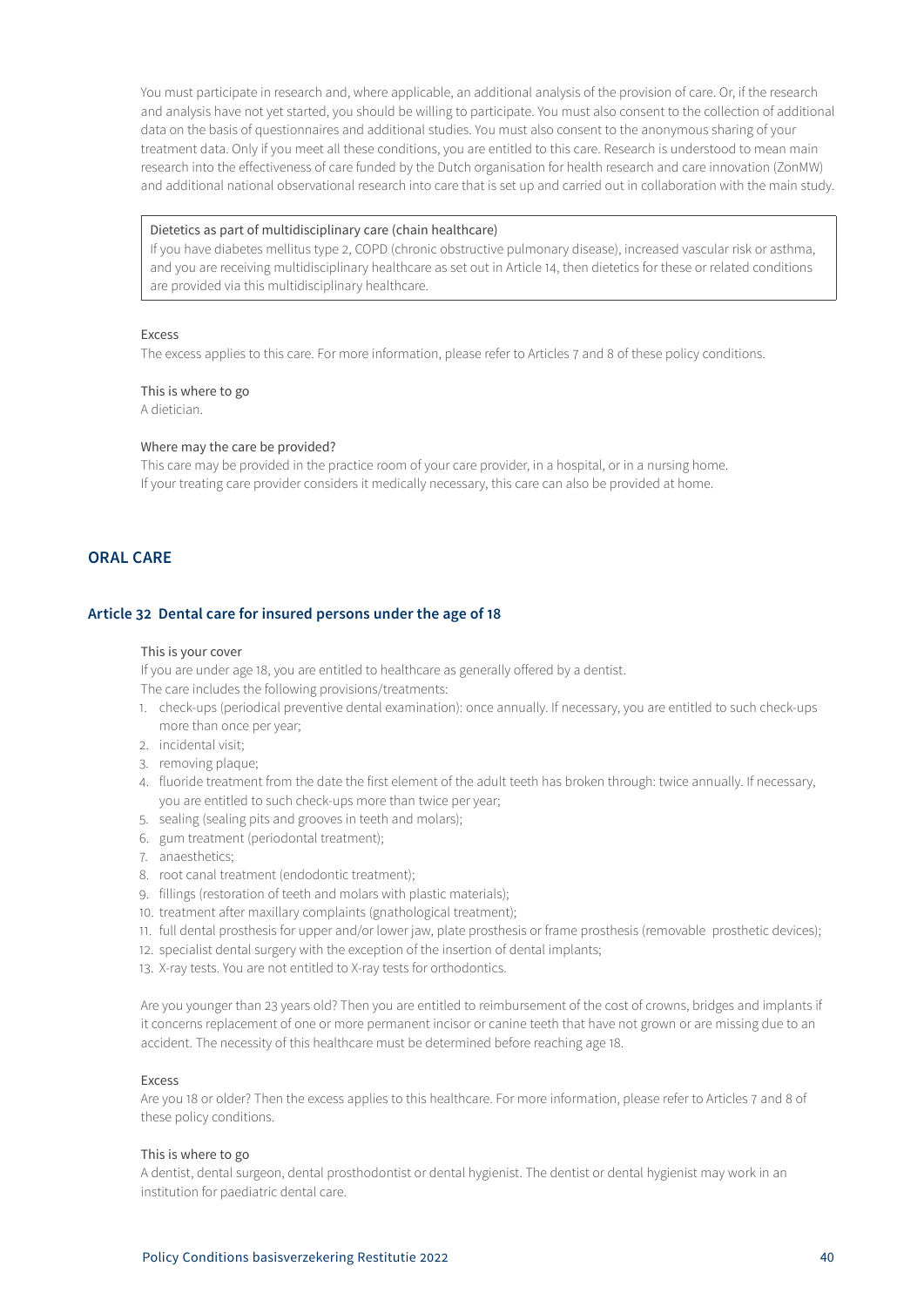You must participate in research and, where applicable, an additional analysis of the provision of care. Or, if the research and analysis have not yet started, you should be willing to participate. You must also consent to the collection of additional data on the basis of questionnaires and additional studies. You must also consent to the anonymous sharing of your treatment data. Only if you meet all these conditions, you are entitled to this care. Research is understood to mean main research into the effectiveness of care funded by the Dutch organisation for health research and care innovation (ZonMW) and additional national observational research into care that is set up and carried out in collaboration with the main study.

> Dietetics as part of multidisciplinary care (chain healthcare)
> If you have diabetes mellitus type 2, COPD (chronic obstructive pulmonary disease), increased vascular risk or asthma, and you are receiving multidisciplinary healthcare as set out in Article 14, then dietetics for these or related conditions are provided via this multidisciplinary healthcare.

Excess
The excess applies to this care. For more information, please refer to Articles 7 and 8 of these policy conditions.

This is where to go
A dietician.

Where may the care be provided?
This care may be provided in the practice room of your care provider, in a hospital, or in a nursing home. If your treating care provider considers it medically necessary, this care can also be provided at home.

## ORAL CARE

### Article 32 Dental care for insured persons under the age of 18

This is your cover
If you are under age 18, you are entitled to healthcare as generally offered by a dentist.
The care includes the following provisions/treatments:

1. check-ups (periodical preventive dental examination): once annually. If necessary, you are entitled to such check-ups more than once per year;
2. incidental visit;
3. removing plaque;
4. fluoride treatment from the date the first element of the adult teeth has broken through: twice annually. If necessary, you are entitled to such check-ups more than twice per year;
5. sealing (sealing pits and grooves in teeth and molars);
6. gum treatment (periodontal treatment);
7. anaesthetics;
8. root canal treatment (endodontic treatment);
9. fillings (restoration of teeth and molars with plastic materials);
10. treatment after maxillary complaints (gnathological treatment);
11. full dental prosthesis for upper and/or lower jaw, plate prosthesis or frame prosthesis (removable prosthetic devices);
12. specialist dental surgery with the exception of the insertion of dental implants;
13. X-ray tests. You are not entitled to X-ray tests for orthodontics.

Are you younger than 23 years old? Then you are entitled to reimbursement of the cost of crowns, bridges and implants if it concerns replacement of one or more permanent incisor or canine teeth that have not grown or are missing due to an accident. The necessity of this healthcare must be determined before reaching age 18.

Excess
Are you 18 or older? Then the excess applies to this healthcare. For more information, please refer to Articles 7 and 8 of these policy conditions.

This is where to go
A dentist, dental surgeon, dental prosthodontist or dental hygienist. The dentist or dental hygienist may work in an institution for paediatric dental care.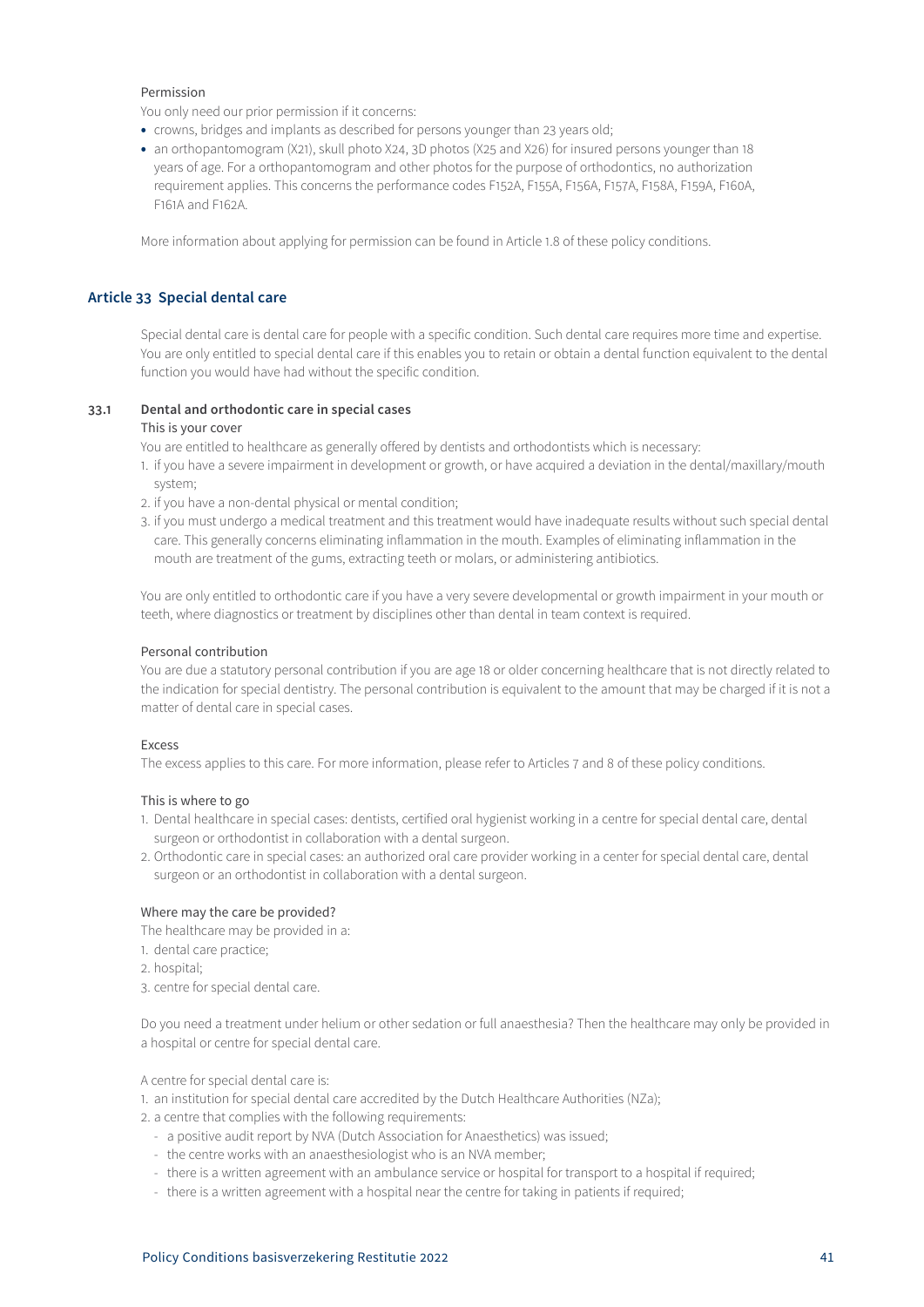Permission

You only need our prior permission if it concerns:

- crowns, bridges and implants as described for persons younger than 23 years old;
- an orthopantomogram (X21), skull photo X24, 3D photos (X25 and X26) for insured persons younger than 18 years of age. For a orthopantomogram and other photos for the purpose of orthodontics, no authorization requirement applies. This concerns the performance codes F152A, F155A, F156A, F157A, F158A, F159A, F160A, F161A and F162A.

More information about applying for permission can be found in Article 1.8 of these policy conditions.

## Article 33 Special dental care

Special dental care is dental care for people with a specific condition. Such dental care requires more time and expertise. You are only entitled to special dental care if this enables you to retain or obtain a dental function equivalent to the dental function you would have had without the specific condition.

### 33.1 Dental and orthodontic care in special cases

This is your cover

You are entitled to healthcare as generally offered by dentists and orthodontists which is necessary:

1. if you have a severe impairment in development or growth, or have acquired a deviation in the dental/maxillary/mouth system;
2. if you have a non-dental physical or mental condition;
3. if you must undergo a medical treatment and this treatment would have inadequate results without such special dental care. This generally concerns eliminating inflammation in the mouth. Examples of eliminating inflammation in the mouth are treatment of the gums, extracting teeth or molars, or administering antibiotics.

You are only entitled to orthodontic care if you have a very severe developmental or growth impairment in your mouth or teeth, where diagnostics or treatment by disciplines other than dental in team context is required.

Personal contribution

You are due a statutory personal contribution if you are age 18 or older concerning healthcare that is not directly related to the indication for special dentistry. The personal contribution is equivalent to the amount that may be charged if it is not a matter of dental care in special cases.

Excess

The excess applies to this care. For more information, please refer to Articles 7 and 8 of these policy conditions.

This is where to go

1. Dental healthcare in special cases: dentists, certified oral hygienist working in a centre for special dental care, dental surgeon or orthodontist in collaboration with a dental surgeon.
2. Orthodontic care in special cases: an authorized oral care provider working in a center for special dental care, dental surgeon or an orthodontist in collaboration with a dental surgeon.

Where may the care be provided?

The healthcare may be provided in a:

1. dental care practice;
2. hospital;
3. centre for special dental care.

Do you need a treatment under helium or other sedation or full anaesthesia? Then the healthcare may only be provided in a hospital or centre for special dental care.

A centre for special dental care is:

1. an institution for special dental care accredited by the Dutch Healthcare Authorities (NZa);
2. a centre that complies with the following requirements:
   - a positive audit report by NVA (Dutch Association for Anaesthetics) was issued;
   - the centre works with an anaesthesiologist who is an NVA member;
   - there is a written agreement with an ambulance service or hospital for transport to a hospital if required;
   - there is a written agreement with a hospital near the centre for taking in patients if required;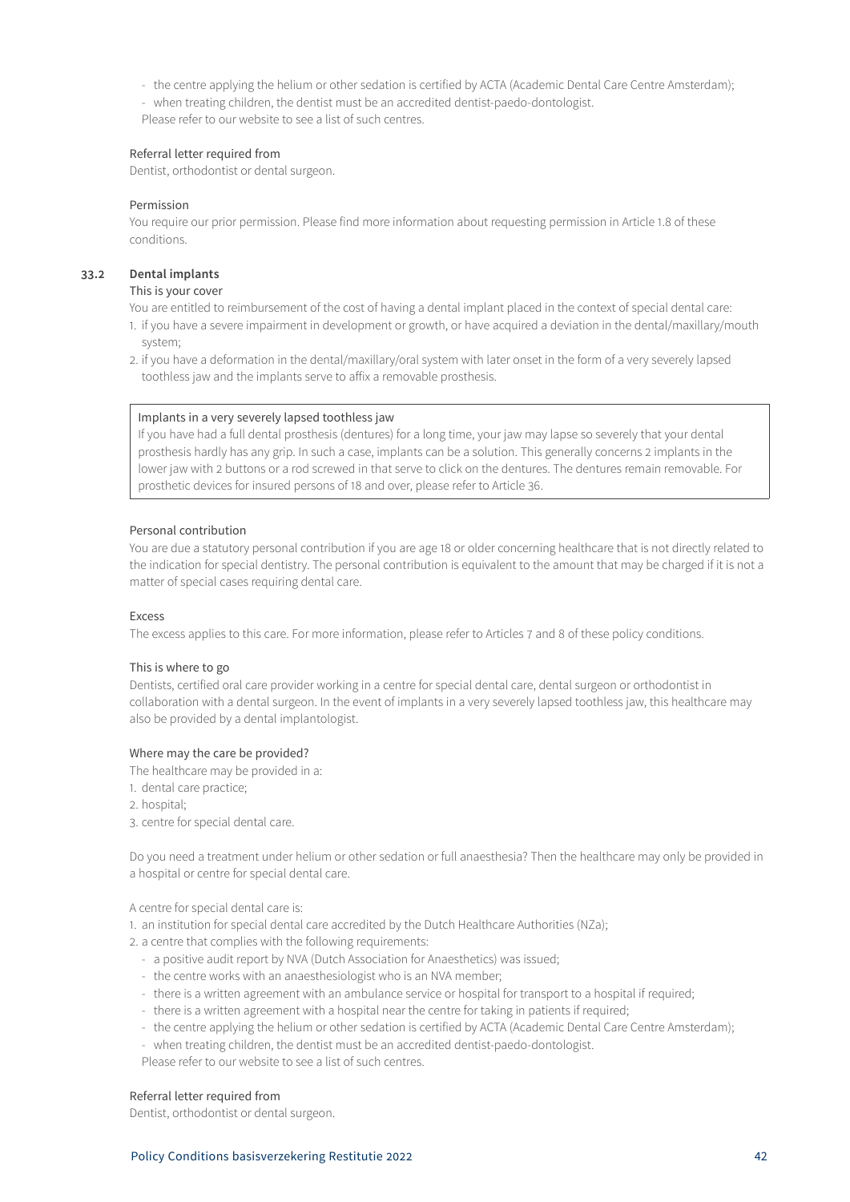- the centre applying the helium or other sedation is certified by ACTA (Academic Dental Care Centre Amsterdam);
- when treating children, the dentist must be an accredited dentist-paedo-dontologist.

Please refer to our website to see a list of such centres.

Referral letter required from

Dentist, orthodontist or dental surgeon.

Permission

You require our prior permission. Please find more information about requesting permission in Article 1.8 of these conditions.

### 33.2 Dental implants

This is your cover

You are entitled to reimbursement of the cost of having a dental implant placed in the context of special dental care:

1. if you have a severe impairment in development or growth, or have acquired a deviation in the dental/maxillary/mouth system;
2. if you have a deformation in the dental/maxillary/oral system with later onset in the form of a very severely lapsed toothless jaw and the implants serve to affix a removable prosthesis.

> Implants in a very severely lapsed toothless jaw
>
> If you have had a full dental prosthesis (dentures) for a long time, your jaw may lapse so severely that your dental prosthesis hardly has any grip. In such a case, implants can be a solution. This generally concerns 2 implants in the lower jaw with 2 buttons or a rod screwed in that serve to click on the dentures. The dentures remain removable. For prosthetic devices for insured persons of 18 and over, please refer to Article 36.

Personal contribution

You are due a statutory personal contribution if you are age 18 or older concerning healthcare that is not directly related to the indication for special dentistry. The personal contribution is equivalent to the amount that may be charged if it is not a matter of special cases requiring dental care.

Excess

The excess applies to this care. For more information, please refer to Articles 7 and 8 of these policy conditions.

This is where to go

Dentists, certified oral care provider working in a centre for special dental care, dental surgeon or orthodontist in collaboration with a dental surgeon. In the event of implants in a very severely lapsed toothless jaw, this healthcare may also be provided by a dental implantologist.

Where may the care be provided?

The healthcare may be provided in a:

1. dental care practice;
2. hospital;
3. centre for special dental care.

Do you need a treatment under helium or other sedation or full anaesthesia? Then the healthcare may only be provided in a hospital or centre for special dental care.

A centre for special dental care is:

1. an institution for special dental care accredited by the Dutch Healthcare Authorities (NZa);
2. a centre that complies with the following requirements:
   - a positive audit report by NVA (Dutch Association for Anaesthetics) was issued;
   - the centre works with an anaesthesiologist who is an NVA member;
   - there is a written agreement with an ambulance service or hospital for transport to a hospital if required;
   - there is a written agreement with a hospital near the centre for taking in patients if required;
   - the centre applying the helium or other sedation is certified by ACTA (Academic Dental Care Centre Amsterdam);
   - when treating children, the dentist must be an accredited dentist-paedo-dontologist.

   Please refer to our website to see a list of such centres.

Referral letter required from

Dentist, orthodontist or dental surgeon.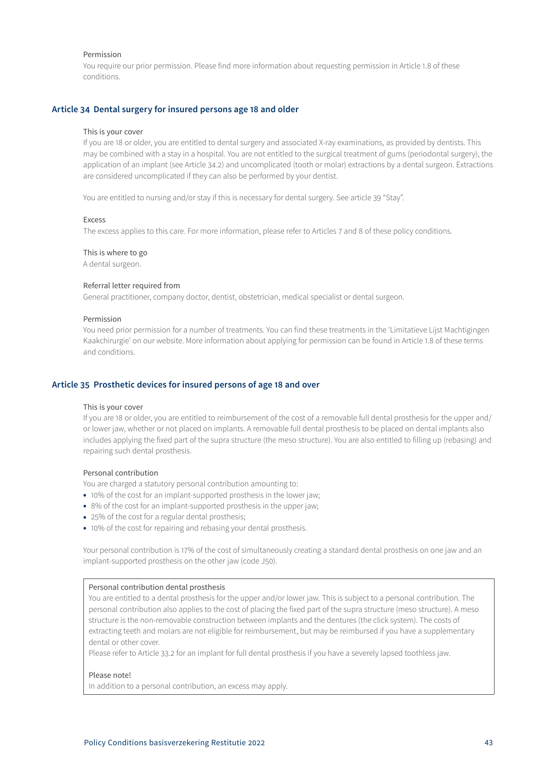Permission

You require our prior permission. Please find more information about requesting permission in Article 1.8 of these conditions.

## Article 34 Dental surgery for insured persons age 18 and older

This is your cover

If you are 18 or older, you are entitled to dental surgery and associated X-ray examinations, as provided by dentists. This may be combined with a stay in a hospital. You are not entitled to the surgical treatment of gums (periodontal surgery), the application of an implant (see Article 34.2) and uncomplicated (tooth or molar) extractions by a dental surgeon. Extractions are considered uncomplicated if they can also be performed by your dentist.

You are entitled to nursing and/or stay if this is necessary for dental surgery. See article 39 "Stay".

Excess

The excess applies to this care. For more information, please refer to Articles 7 and 8 of these policy conditions.

This is where to go

A dental surgeon.

Referral letter required from

General practitioner, company doctor, dentist, obstetrician, medical specialist or dental surgeon.

Permission

You need prior permission for a number of treatments. You can find these treatments in the 'Limitatieve Lijst Machtigingen Kaakchirurgie' on our website. More information about applying for permission can be found in Article 1.8 of these terms and conditions.

## Article 35 Prosthetic devices for insured persons of age 18 and over

This is your cover

If you are 18 or older, you are entitled to reimbursement of the cost of a removable full dental prosthesis for the upper and/or lower jaw, whether or not placed on implants. A removable full dental prosthesis to be placed on dental implants also includes applying the fixed part of the supra structure (the meso structure). You are also entitled to filling up (rebasing) and repairing such dental prosthesis.

Personal contribution

You are charged a statutory personal contribution amounting to:

- 10% of the cost for an implant-supported prosthesis in the lower jaw;
- 8% of the cost for an implant-supported prosthesis in the upper jaw;
- 25% of the cost for a regular dental prosthesis;
- 10% of the cost for repairing and rebasing your dental prosthesis.

Your personal contribution is 17% of the cost of simultaneously creating a standard dental prosthesis on one jaw and an implant-supported prosthesis on the other jaw (code J50).

> Personal contribution dental prosthesis
>
> You are entitled to a dental prosthesis for the upper and/or lower jaw. This is subject to a personal contribution. The personal contribution also applies to the cost of placing the fixed part of the supra structure (meso structure). A meso structure is the non-removable construction between implants and the dentures (the click system). The costs of extracting teeth and molars are not eligible for reimbursement, but may be reimbursed if you have a supplementary dental or other cover.
>
> Please refer to Article 33.2 for an implant for full dental prosthesis if you have a severely lapsed toothless jaw.
>
> Please note!
>
> In addition to a personal contribution, an excess may apply.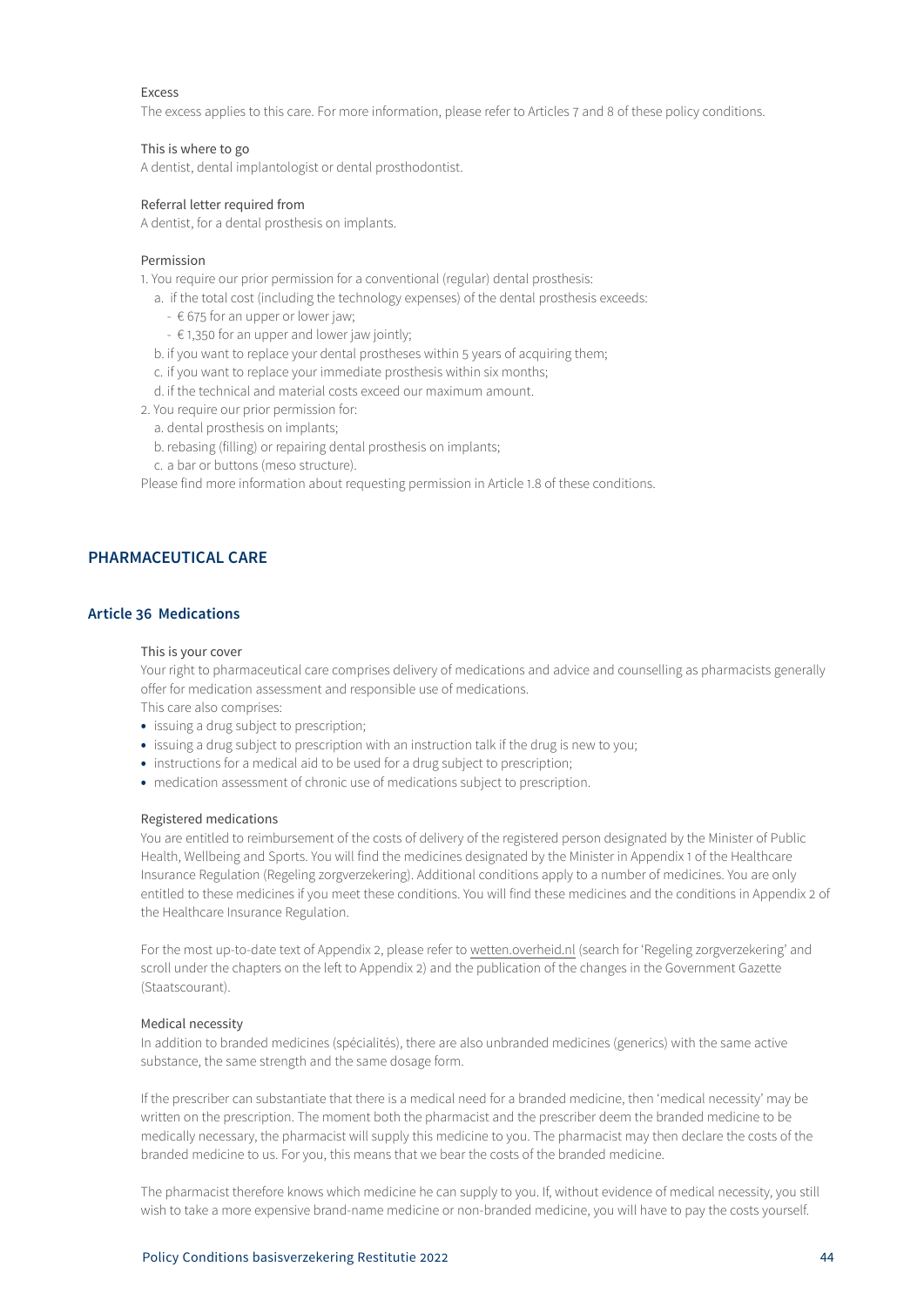Excess

The excess applies to this care. For more information, please refer to Articles 7 and 8 of these policy conditions.

This is where to go

A dentist, dental implantologist or dental prosthodontist.

Referral letter required from

A dentist, for a dental prosthesis on implants.

Permission

1. You require our prior permission for a conventional (regular) dental prosthesis:
   a. if the total cost (including the technology expenses) of the dental prosthesis exceeds:
      - € 675 for an upper or lower jaw;
      - € 1,350 for an upper and lower jaw jointly;
   b. if you want to replace your dental prostheses within 5 years of acquiring them;
   c. if you want to replace your immediate prosthesis within six months;
   d. if the technical and material costs exceed our maximum amount.
2. You require our prior permission for:
   a. dental prosthesis on implants;
   b. rebasing (filling) or repairing dental prosthesis on implants;
   c. a bar or buttons (meso structure).

Please find more information about requesting permission in Article 1.8 of these conditions.

## PHARMACEUTICAL CARE

### Article 36 Medications

This is your cover

Your right to pharmaceutical care comprises delivery of medications and advice and counselling as pharmacists generally offer for medication assessment and responsible use of medications.

This care also comprises:

- issuing a drug subject to prescription;
- issuing a drug subject to prescription with an instruction talk if the drug is new to you;
- instructions for a medical aid to be used for a drug subject to prescription;
- medication assessment of chronic use of medications subject to prescription.

Registered medications

You are entitled to reimbursement of the costs of delivery of the registered person designated by the Minister of Public Health, Wellbeing and Sports. You will find the medicines designated by the Minister in Appendix 1 of the Healthcare Insurance Regulation (Regeling zorgverzekering). Additional conditions apply to a number of medicines. You are only entitled to these medicines if you meet these conditions. You will find these medicines and the conditions in Appendix 2 of the Healthcare Insurance Regulation.

For the most up-to-date text of Appendix 2, please refer to wetten.overheid.nl (search for 'Regeling zorgverzekering' and scroll under the chapters on the left to Appendix 2) and the publication of the changes in the Government Gazette (Staatscourant).

Medical necessity

In addition to branded medicines (spécialités), there are also unbranded medicines (generics) with the same active substance, the same strength and the same dosage form.

If the prescriber can substantiate that there is a medical need for a branded medicine, then 'medical necessity' may be written on the prescription. The moment both the pharmacist and the prescriber deem the branded medicine to be medically necessary, the pharmacist will supply this medicine to you. The pharmacist may then declare the costs of the branded medicine to us. For you, this means that we bear the costs of the branded medicine.

The pharmacist therefore knows which medicine he can supply to you. If, without evidence of medical necessity, you still wish to take a more expensive brand-name medicine or non-branded medicine, you will have to pay the costs yourself.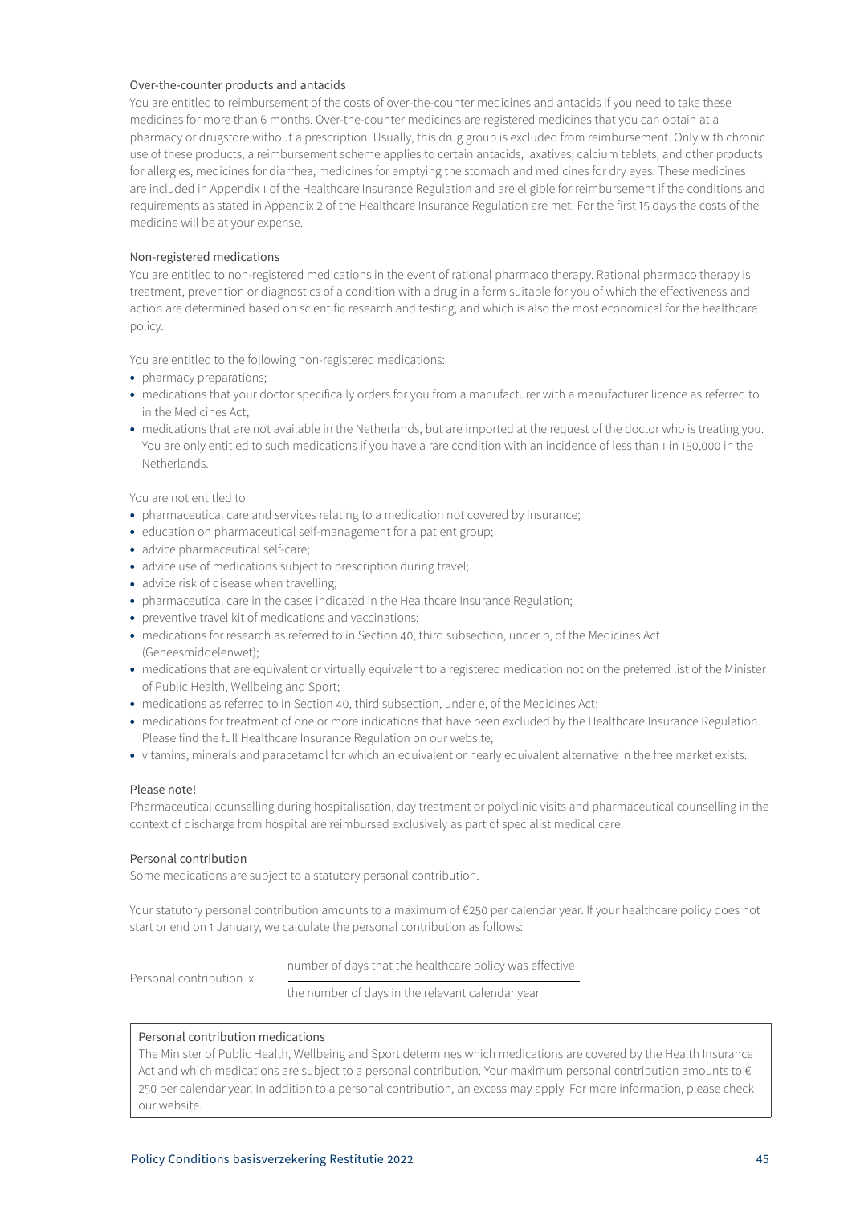### Over-the-counter products and antacids

You are entitled to reimbursement of the costs of over-the-counter medicines and antacids if you need to take these medicines for more than 6 months. Over-the-counter medicines are registered medicines that you can obtain at a pharmacy or drugstore without a prescription. Usually, this drug group is excluded from reimbursement. Only with chronic use of these products, a reimbursement scheme applies to certain antacids, laxatives, calcium tablets, and other products for allergies, medicines for diarrhea, medicines for emptying the stomach and medicines for dry eyes. These medicines are included in Appendix 1 of the Healthcare Insurance Regulation and are eligible for reimbursement if the conditions and requirements as stated in Appendix 2 of the Healthcare Insurance Regulation are met. For the first 15 days the costs of the medicine will be at your expense.

### Non-registered medications

You are entitled to non-registered medications in the event of rational pharmaco therapy. Rational pharmaco therapy is treatment, prevention or diagnostics of a condition with a drug in a form suitable for you of which the effectiveness and action are determined based on scientific research and testing, and which is also the most economical for the healthcare policy.

You are entitled to the following non-registered medications:

- pharmacy preparations;
- medications that your doctor specifically orders for you from a manufacturer with a manufacturer licence as referred to in the Medicines Act;
- medications that are not available in the Netherlands, but are imported at the request of the doctor who is treating you. You are only entitled to such medications if you have a rare condition with an incidence of less than 1 in 150,000 in the Netherlands.

You are not entitled to:

- pharmaceutical care and services relating to a medication not covered by insurance;
- education on pharmaceutical self-management for a patient group;
- advice pharmaceutical self-care;
- advice use of medications subject to prescription during travel;
- advice risk of disease when travelling;
- pharmaceutical care in the cases indicated in the Healthcare Insurance Regulation;
- preventive travel kit of medications and vaccinations;
- medications for research as referred to in Section 40, third subsection, under b, of the Medicines Act (Geneesmiddelenwet);
- medications that are equivalent or virtually equivalent to a registered medication not on the preferred list of the Minister of Public Health, Wellbeing and Sport;
- medications as referred to in Section 40, third subsection, under e, of the Medicines Act;
- medications for treatment of one or more indications that have been excluded by the Healthcare Insurance Regulation. Please find the full Healthcare Insurance Regulation on our website;
- vitamins, minerals and paracetamol for which an equivalent or nearly equivalent alternative in the free market exists.

### Please note!

Pharmaceutical counselling during hospitalisation, day treatment or polyclinic visits and pharmaceutical counselling in the context of discharge from hospital are reimbursed exclusively as part of specialist medical care.

### Personal contribution

Some medications are subject to a statutory personal contribution.

Your statutory personal contribution amounts to a maximum of €250 per calendar year. If your healthcare policy does not start or end on 1 January, we calculate the personal contribution as follows:

$$\text{Personal contribution} \times \frac{\text{number of days that the healthcare policy was effective}}{\text{the number of days in the relevant calendar year}}$$

> **Personal contribution medications**
>
> The Minister of Public Health, Wellbeing and Sport determines which medications are covered by the Health Insurance Act and which medications are subject to a personal contribution. Your maximum personal contribution amounts to € 250 per calendar year. In addition to a personal contribution, an excess may apply. For more information, please check our website.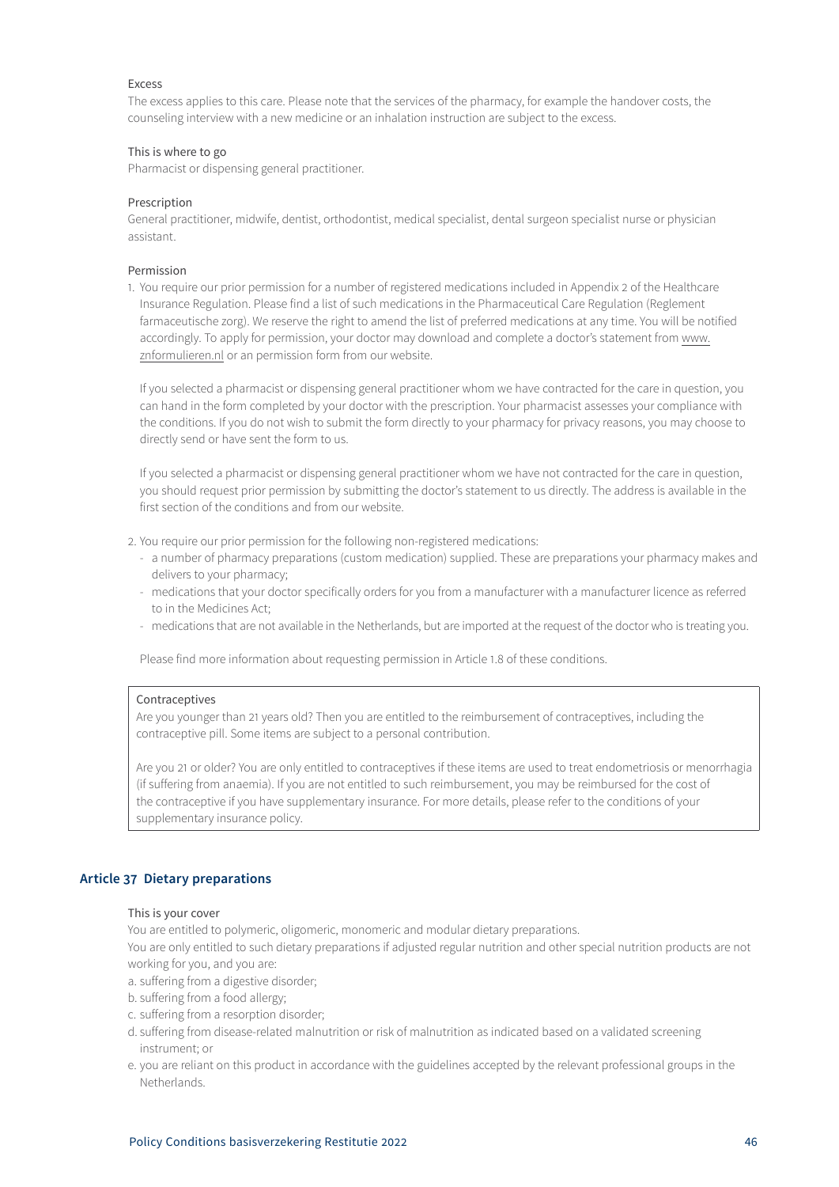Excess

The excess applies to this care. Please note that the services of the pharmacy, for example the handover costs, the counseling interview with a new medicine or an inhalation instruction are subject to the excess.

This is where to go

Pharmacist or dispensing general practitioner.

Prescription

General practitioner, midwife, dentist, orthodontist, medical specialist, dental surgeon specialist nurse or physician assistant.

Permission

1. You require our prior permission for a number of registered medications included in Appendix 2 of the Healthcare Insurance Regulation. Please find a list of such medications in the Pharmaceutical Care Regulation (Reglement farmaceutische zorg). We reserve the right to amend the list of preferred medications at any time. You will be notified accordingly. To apply for permission, your doctor may download and complete a doctor's statement from www.znformulieren.nl or an permission form from our website.

   If you selected a pharmacist or dispensing general practitioner whom we have contracted for the care in question, you can hand in the form completed by your doctor with the prescription. Your pharmacist assesses your compliance with the conditions. If you do not wish to submit the form directly to your pharmacy for privacy reasons, you may choose to directly send or have sent the form to us.

   If you selected a pharmacist or dispensing general practitioner whom we have not contracted for the care in question, you should request prior permission by submitting the doctor's statement to us directly. The address is available in the first section of the conditions and from our website.

2. You require our prior permission for the following non-registered medications:
   - a number of pharmacy preparations (custom medication) supplied. These are preparations your pharmacy makes and delivers to your pharmacy;
   - medications that your doctor specifically orders for you from a manufacturer with a manufacturer licence as referred to in the Medicines Act;
   - medications that are not available in the Netherlands, but are imported at the request of the doctor who is treating you.

   Please find more information about requesting permission in Article 1.8 of these conditions.

> Contraceptives
>
> Are you younger than 21 years old? Then you are entitled to the reimbursement of contraceptives, including the contraceptive pill. Some items are subject to a personal contribution.
>
> Are you 21 or older? You are only entitled to contraceptives if these items are used to treat endometriosis or menorrhagia (if suffering from anaemia). If you are not entitled to such reimbursement, you may be reimbursed for the cost of the contraceptive if you have supplementary insurance. For more details, please refer to the conditions of your supplementary insurance policy.

## Article 37 Dietary preparations

This is your cover

You are entitled to polymeric, oligomeric, monomeric and modular dietary preparations.

You are only entitled to such dietary preparations if adjusted regular nutrition and other special nutrition products are not working for you, and you are:

a. suffering from a digestive disorder;
b. suffering from a food allergy;
c. suffering from a resorption disorder;
d. suffering from disease-related malnutrition or risk of malnutrition as indicated based on a validated screening instrument; or
e. you are reliant on this product in accordance with the guidelines accepted by the relevant professional groups in the Netherlands.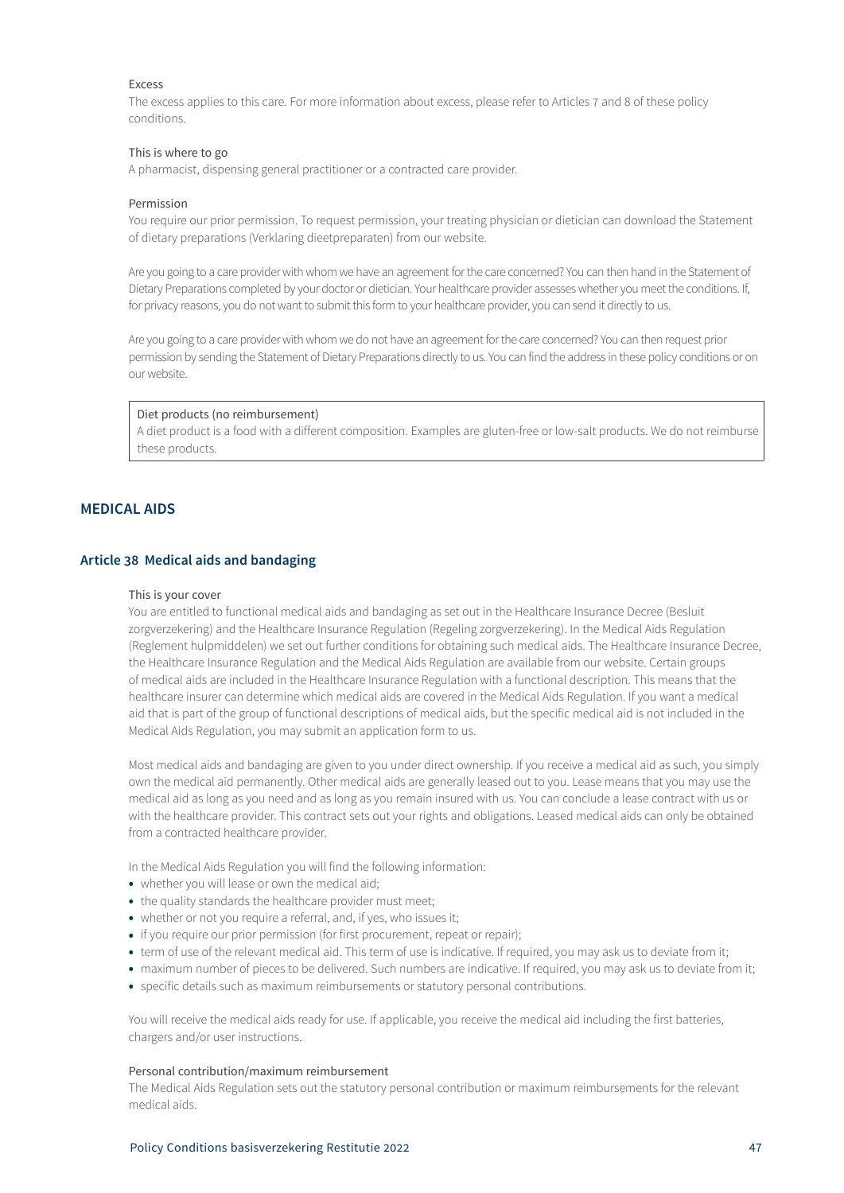Excess

The excess applies to this care. For more information about excess, please refer to Articles 7 and 8 of these policy conditions.

This is where to go

A pharmacist, dispensing general practitioner or a contracted care provider.

Permission

You require our prior permission. To request permission, your treating physician or dietician can download the Statement of dietary preparations (Verklaring dieetpreparaten) from our website.

Are you going to a care provider with whom we have an agreement for the care concerned? You can then hand in the Statement of Dietary Preparations completed by your doctor or dietician. Your healthcare provider assesses whether you meet the conditions. If, for privacy reasons, you do not want to submit this form to your healthcare provider, you can send it directly to us.

Are you going to a care provider with whom we do not have an agreement for the care concerned? You can then request prior permission by sending the Statement of Dietary Preparations directly to us. You can find the address in these policy conditions or on our website.

| Diet products (no reimbursement)<br>A diet product is a food with a different composition. Examples are gluten-free or low-salt products. We do not reimburse these products. |
|---|

## MEDICAL AIDS

### Article 38 Medical aids and bandaging

This is your cover

You are entitled to functional medical aids and bandaging as set out in the Healthcare Insurance Decree (Besluit zorgverzekering) and the Healthcare Insurance Regulation (Regeling zorgverzekering). In the Medical Aids Regulation (Reglement hulpmiddelen) we set out further conditions for obtaining such medical aids. The Healthcare Insurance Decree, the Healthcare Insurance Regulation and the Medical Aids Regulation are available from our website. Certain groups of medical aids are included in the Healthcare Insurance Regulation with a functional description. This means that the healthcare insurer can determine which medical aids are covered in the Medical Aids Regulation. If you want a medical aid that is part of the group of functional descriptions of medical aids, but the specific medical aid is not included in the Medical Aids Regulation, you may submit an application form to us.

Most medical aids and bandaging are given to you under direct ownership. If you receive a medical aid as such, you simply own the medical aid permanently. Other medical aids are generally leased out to you. Lease means that you may use the medical aid as long as you need and as long as you remain insured with us. You can conclude a lease contract with us or with the healthcare provider. This contract sets out your rights and obligations. Leased medical aids can only be obtained from a contracted healthcare provider.

In the Medical Aids Regulation you will find the following information:

- whether you will lease or own the medical aid;
- the quality standards the healthcare provider must meet;
- whether or not you require a referral, and, if yes, who issues it;
- if you require our prior permission (for first procurement, repeat or repair);
- term of use of the relevant medical aid. This term of use is indicative. If required, you may ask us to deviate from it;
- maximum number of pieces to be delivered. Such numbers are indicative. If required, you may ask us to deviate from it;
- specific details such as maximum reimbursements or statutory personal contributions.

You will receive the medical aids ready for use. If applicable, you receive the medical aid including the first batteries, chargers and/or user instructions.

Personal contribution/maximum reimbursement

The Medical Aids Regulation sets out the statutory personal contribution or maximum reimbursements for the relevant medical aids.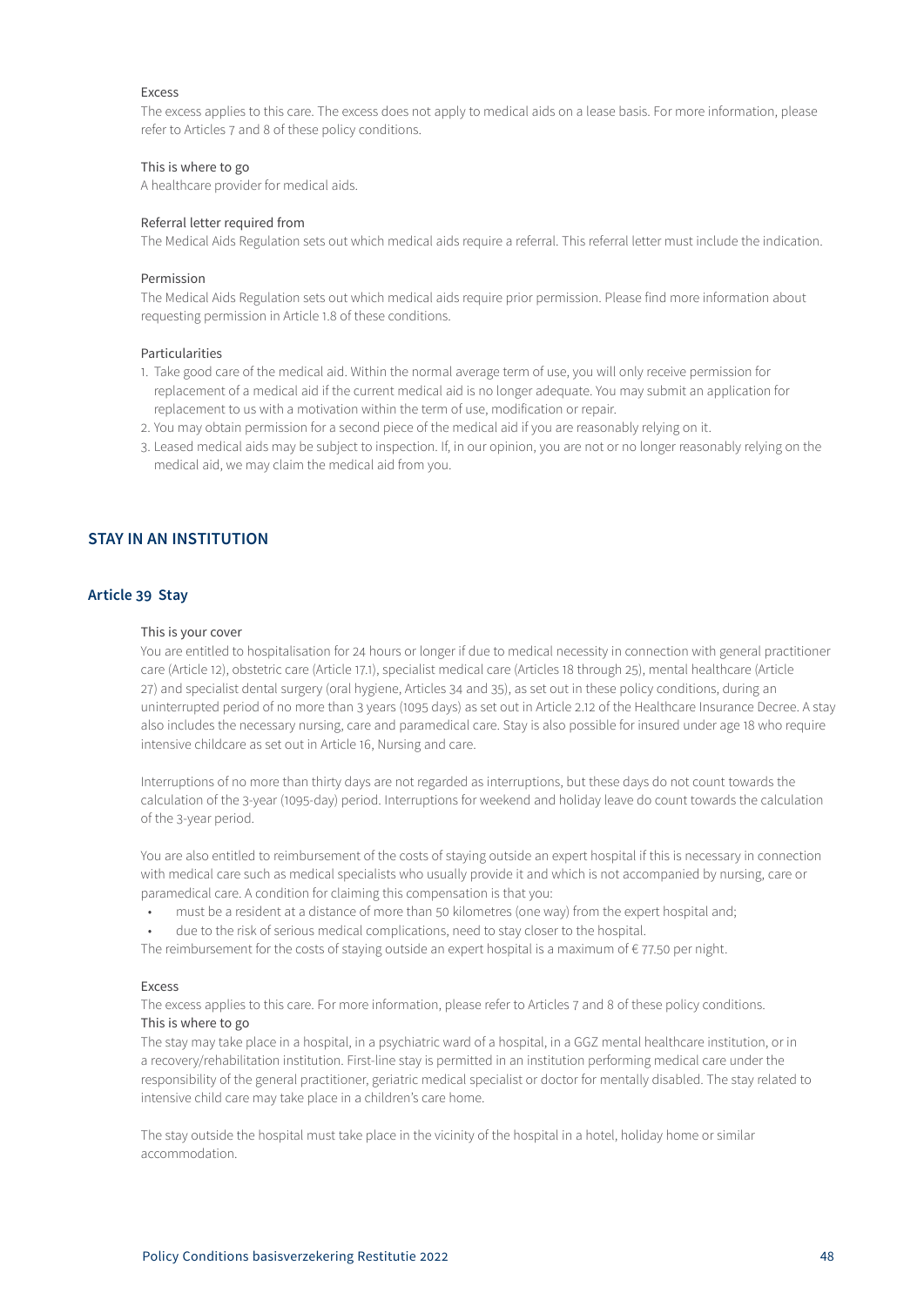Excess

The excess applies to this care. The excess does not apply to medical aids on a lease basis. For more information, please refer to Articles 7 and 8 of these policy conditions.

This is where to go

A healthcare provider for medical aids.

Referral letter required from

The Medical Aids Regulation sets out which medical aids require a referral. This referral letter must include the indication.

Permission

The Medical Aids Regulation sets out which medical aids require prior permission. Please find more information about requesting permission in Article 1.8 of these conditions.

Particularities

1. Take good care of the medical aid. Within the normal average term of use, you will only receive permission for replacement of a medical aid if the current medical aid is no longer adequate. You may submit an application for replacement to us with a motivation within the term of use, modification or repair.
2. You may obtain permission for a second piece of the medical aid if you are reasonably relying on it.
3. Leased medical aids may be subject to inspection. If, in our opinion, you are not or no longer reasonably relying on the medical aid, we may claim the medical aid from you.

## STAY IN AN INSTITUTION

### Article 39 Stay

This is your cover

You are entitled to hospitalisation for 24 hours or longer if due to medical necessity in connection with general practitioner care (Article 12), obstetric care (Article 17.1), specialist medical care (Articles 18 through 25), mental healthcare (Article 27) and specialist dental surgery (oral hygiene, Articles 34 and 35), as set out in these policy conditions, during an uninterrupted period of no more than 3 years (1095 days) as set out in Article 2.12 of the Healthcare Insurance Decree. A stay also includes the necessary nursing, care and paramedical care. Stay is also possible for insured under age 18 who require intensive childcare as set out in Article 16, Nursing and care.

Interruptions of no more than thirty days are not regarded as interruptions, but these days do not count towards the calculation of the 3-year (1095-day) period. Interruptions for weekend and holiday leave do count towards the calculation of the 3-year period.

You are also entitled to reimbursement of the costs of staying outside an expert hospital if this is necessary in connection with medical care such as medical specialists who usually provide it and which is not accompanied by nursing, care or paramedical care. A condition for claiming this compensation is that you:

- must be a resident at a distance of more than 50 kilometres (one way) from the expert hospital and;
- due to the risk of serious medical complications, need to stay closer to the hospital.

The reimbursement for the costs of staying outside an expert hospital is a maximum of € 77.50 per night.

Excess

The excess applies to this care. For more information, please refer to Articles 7 and 8 of these policy conditions.

This is where to go

The stay may take place in a hospital, in a psychiatric ward of a hospital, in a GGZ mental healthcare institution, or in a recovery/rehabilitation institution. First-line stay is permitted in an institution performing medical care under the responsibility of the general practitioner, geriatric medical specialist or doctor for mentally disabled. The stay related to intensive child care may take place in a children's care home.

The stay outside the hospital must take place in the vicinity of the hospital in a hotel, holiday home or similar accommodation.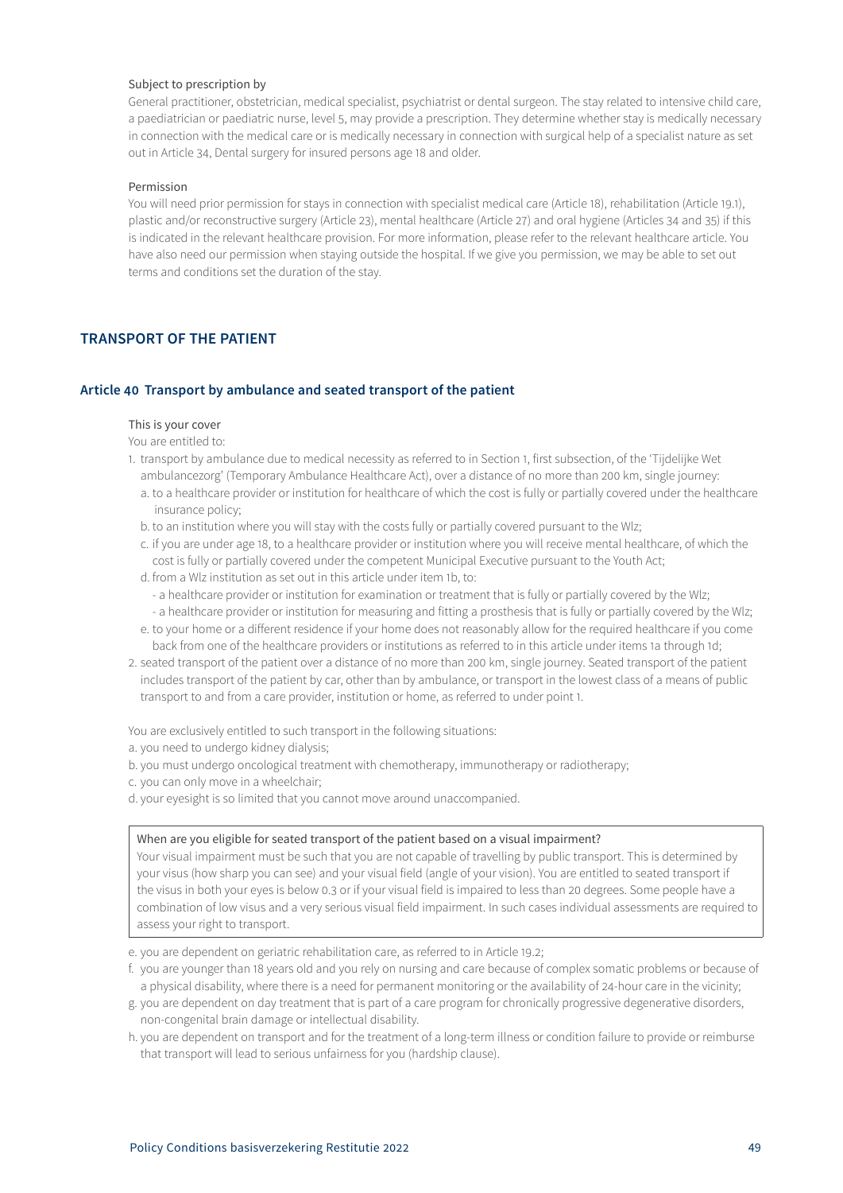Subject to prescription by

General practitioner, obstetrician, medical specialist, psychiatrist or dental surgeon. The stay related to intensive child care, a paediatrician or paediatric nurse, level 5, may provide a prescription. They determine whether stay is medically necessary in connection with the medical care or is medically necessary in connection with surgical help of a specialist nature as set out in Article 34, Dental surgery for insured persons age 18 and older.

Permission

You will need prior permission for stays in connection with specialist medical care (Article 18), rehabilitation (Article 19.1), plastic and/or reconstructive surgery (Article 23), mental healthcare (Article 27) and oral hygiene (Articles 34 and 35) if this is indicated in the relevant healthcare provision. For more information, please refer to the relevant healthcare article. You have also need our permission when staying outside the hospital. If we give you permission, we may be able to set out terms and conditions set the duration of the stay.

## TRANSPORT OF THE PATIENT

### Article 40 Transport by ambulance and seated transport of the patient

This is your cover

You are entitled to:

1. transport by ambulance due to medical necessity as referred to in Section 1, first subsection, of the 'Tijdelijke Wet ambulancezorg' (Temporary Ambulance Healthcare Act), over a distance of no more than 200 km, single journey:
   a. to a healthcare provider or institution for healthcare of which the cost is fully or partially covered under the healthcare insurance policy;
   b. to an institution where you will stay with the costs fully or partially covered pursuant to the Wlz;
   c. if you are under age 18, to a healthcare provider or institution where you will receive mental healthcare, of which the cost is fully or partially covered under the competent Municipal Executive pursuant to the Youth Act;
   d. from a Wlz institution as set out in this article under item 1b, to:
      - a healthcare provider or institution for examination or treatment that is fully or partially covered by the Wlz;
      - a healthcare provider or institution for measuring and fitting a prosthesis that is fully or partially covered by the Wlz;
   e. to your home or a different residence if your home does not reasonably allow for the required healthcare if you come back from one of the healthcare providers or institutions as referred to in this article under items 1a through 1d;
2. seated transport of the patient over a distance of no more than 200 km, single journey. Seated transport of the patient includes transport of the patient by car, other than by ambulance, or transport in the lowest class of a means of public transport to and from a care provider, institution or home, as referred to under point 1.

You are exclusively entitled to such transport in the following situations:

a. you need to undergo kidney dialysis;
b. you must undergo oncological treatment with chemotherapy, immunotherapy or radiotherapy;
c. you can only move in a wheelchair;
d. your eyesight is so limited that you cannot move around unaccompanied.

> When are you eligible for seated transport of the patient based on a visual impairment?
> Your visual impairment must be such that you are not capable of travelling by public transport. This is determined by your visus (how sharp you can see) and your visual field (angle of your vision). You are entitled to seated transport if the visus in both your eyes is below 0.3 or if your visual field is impaired to less than 20 degrees. Some people have a combination of low visus and a very serious visual field impairment. In such cases individual assessments are required to assess your right to transport.

e. you are dependent on geriatric rehabilitation care, as referred to in Article 19.2;
f. you are younger than 18 years old and you rely on nursing and care because of complex somatic problems or because of a physical disability, where there is a need for permanent monitoring or the availability of 24-hour care in the vicinity;
g. you are dependent on day treatment that is part of a care program for chronically progressive degenerative disorders, non-congenital brain damage or intellectual disability.
h. you are dependent on transport and for the treatment of a long-term illness or condition failure to provide or reimburse that transport will lead to serious unfairness for you (hardship clause).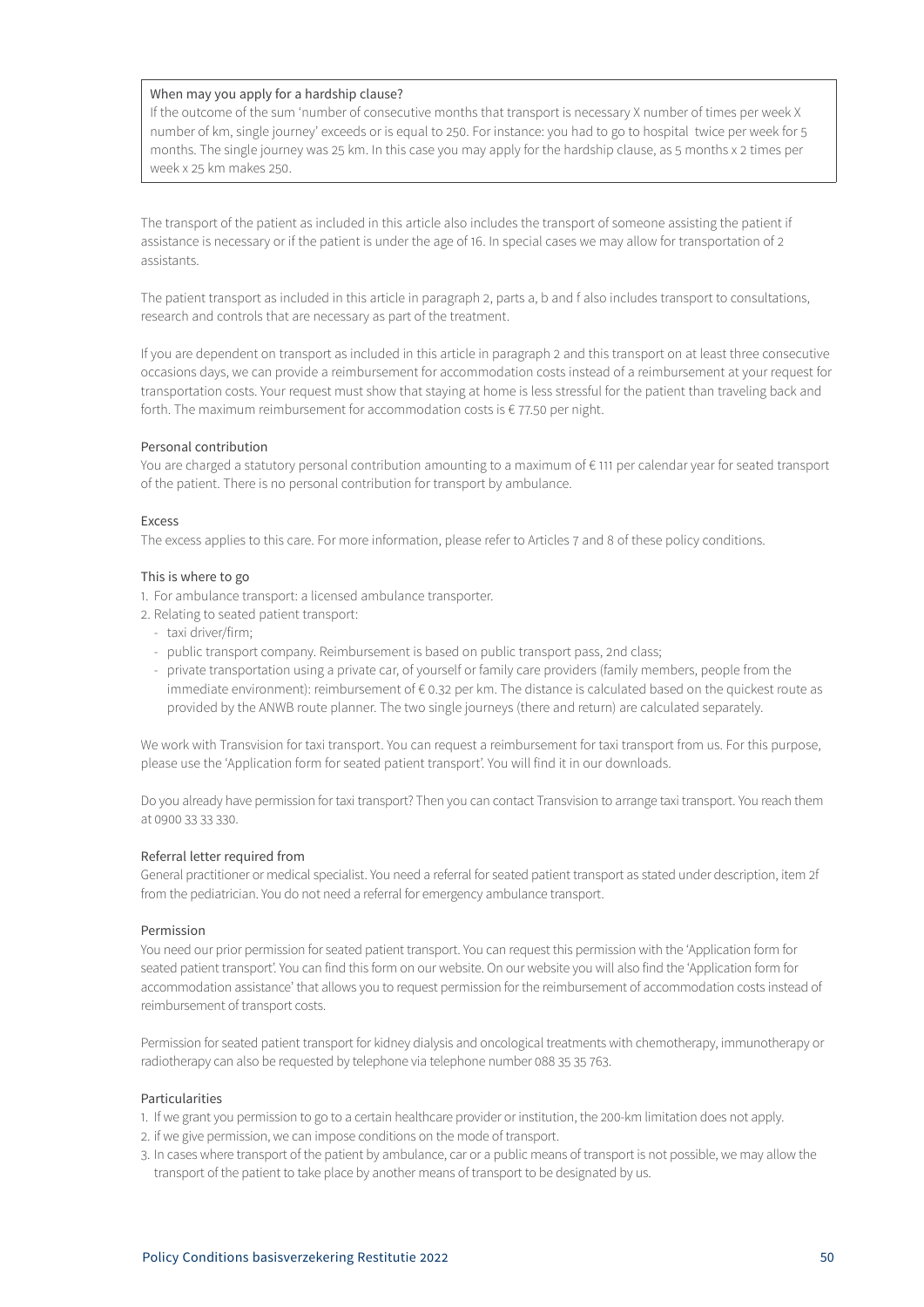> When may you apply for a hardship clause?
> If the outcome of the sum 'number of consecutive months that transport is necessary X number of times per week X number of km, single journey' exceeds or is equal to 250. For instance: you had to go to hospital twice per week for 5 months. The single journey was 25 km. In this case you may apply for the hardship clause, as 5 months x 2 times per week x 25 km makes 250.

The transport of the patient as included in this article also includes the transport of someone assisting the patient if assistance is necessary or if the patient is under the age of 16. In special cases we may allow for transportation of 2 assistants.

The patient transport as included in this article in paragraph 2, parts a, b and f also includes transport to consultations, research and controls that are necessary as part of the treatment.

If you are dependent on transport as included in this article in paragraph 2 and this transport on at least three consecutive occasions days, we can provide a reimbursement for accommodation costs instead of a reimbursement at your request for transportation costs. Your request must show that staying at home is less stressful for the patient than traveling back and forth. The maximum reimbursement for accommodation costs is € 77.50 per night.

#### Personal contribution

You are charged a statutory personal contribution amounting to a maximum of € 111 per calendar year for seated transport of the patient. There is no personal contribution for transport by ambulance.

#### Excess

The excess applies to this care. For more information, please refer to Articles 7 and 8 of these policy conditions.

#### This is where to go

1. For ambulance transport: a licensed ambulance transporter.
2. Relating to seated patient transport:
   - taxi driver/firm;
   - public transport company. Reimbursement is based on public transport pass, 2nd class;
   - private transportation using a private car, of yourself or family care providers (family members, people from the immediate environment): reimbursement of € 0.32 per km. The distance is calculated based on the quickest route as provided by the ANWB route planner. The two single journeys (there and return) are calculated separately.

We work with Transvision for taxi transport. You can request a reimbursement for taxi transport from us. For this purpose, please use the 'Application form for seated patient transport'. You will find it in our downloads.

Do you already have permission for taxi transport? Then you can contact Transvision to arrange taxi transport. You reach them at 0900 33 33 330.

#### Referral letter required from

General practitioner or medical specialist. You need a referral for seated patient transport as stated under description, item 2f from the pediatrician. You do not need a referral for emergency ambulance transport.

#### Permission

You need our prior permission for seated patient transport. You can request this permission with the 'Application form for seated patient transport'. You can find this form on our website. On our website you will also find the 'Application form for accommodation assistance' that allows you to request permission for the reimbursement of accommodation costs instead of reimbursement of transport costs.

Permission for seated patient transport for kidney dialysis and oncological treatments with chemotherapy, immunotherapy or radiotherapy can also be requested by telephone via telephone number 088 35 35 763.

#### Particularities

1. If we grant you permission to go to a certain healthcare provider or institution, the 200-km limitation does not apply.
2. if we give permission, we can impose conditions on the mode of transport.
3. In cases where transport of the patient by ambulance, car or a public means of transport is not possible, we may allow the transport of the patient to take place by another means of transport to be designated by us.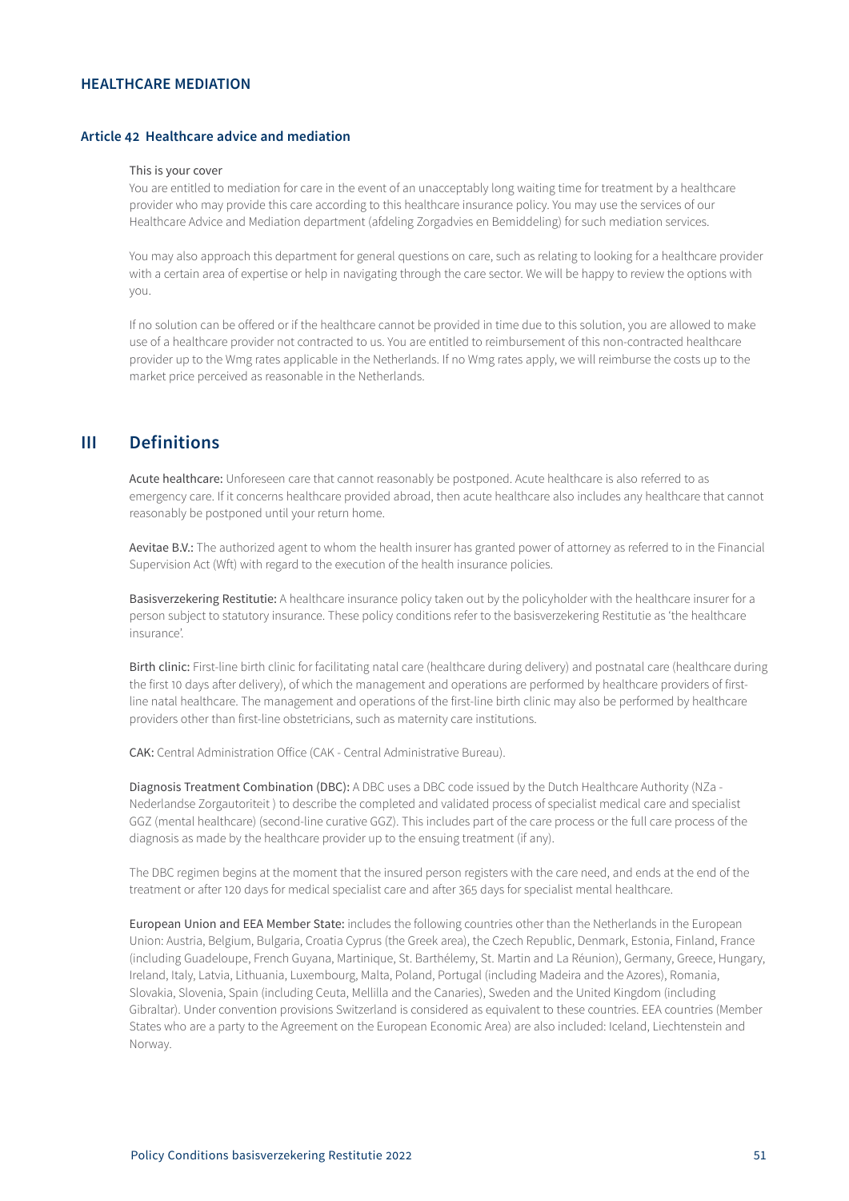## HEALTHCARE MEDIATION

### Article 42 Healthcare advice and mediation

This is your cover

You are entitled to mediation for care in the event of an unacceptably long waiting time for treatment by a healthcare provider who may provide this care according to this healthcare insurance policy. You may use the services of our Healthcare Advice and Mediation department (afdeling Zorgadvies en Bemiddeling) for such mediation services.

You may also approach this department for general questions on care, such as relating to looking for a healthcare provider with a certain area of expertise or help in navigating through the care sector. We will be happy to review the options with you.

If no solution can be offered or if the healthcare cannot be provided in time due to this solution, you are allowed to make use of a healthcare provider not contracted to us. You are entitled to reimbursement of this non-contracted healthcare provider up to the Wmg rates applicable in the Netherlands. If no Wmg rates apply, we will reimburse the costs up to the market price perceived as reasonable in the Netherlands.

# III Definitions

Acute healthcare: Unforeseen care that cannot reasonably be postponed. Acute healthcare is also referred to as emergency care. If it concerns healthcare provided abroad, then acute healthcare also includes any healthcare that cannot reasonably be postponed until your return home.

Aevitae B.V.: The authorized agent to whom the health insurer has granted power of attorney as referred to in the Financial Supervision Act (Wft) with regard to the execution of the health insurance policies.

Basisverzekering Restitutie: A healthcare insurance policy taken out by the policyholder with the healthcare insurer for a person subject to statutory insurance. These policy conditions refer to the basisverzekering Restitutie as 'the healthcare insurance'.

Birth clinic: First-line birth clinic for facilitating natal care (healthcare during delivery) and postnatal care (healthcare during the first 10 days after delivery), of which the management and operations are performed by healthcare providers of first-line natal healthcare. The management and operations of the first-line birth clinic may also be performed by healthcare providers other than first-line obstetricians, such as maternity care institutions.

CAK: Central Administration Office (CAK - Central Administrative Bureau).

Diagnosis Treatment Combination (DBC): A DBC uses a DBC code issued by the Dutch Healthcare Authority (NZa - Nederlandse Zorgautoriteit ) to describe the completed and validated process of specialist medical care and specialist GGZ (mental healthcare) (second-line curative GGZ). This includes part of the care process or the full care process of the diagnosis as made by the healthcare provider up to the ensuing treatment (if any).

The DBC regimen begins at the moment that the insured person registers with the care need, and ends at the end of the treatment or after 120 days for medical specialist care and after 365 days for specialist mental healthcare.

European Union and EEA Member State: includes the following countries other than the Netherlands in the European Union: Austria, Belgium, Bulgaria, Croatia Cyprus (the Greek area), the Czech Republic, Denmark, Estonia, Finland, France (including Guadeloupe, French Guyana, Martinique, St. Barthélemy, St. Martin and La Réunion), Germany, Greece, Hungary, Ireland, Italy, Latvia, Lithuania, Luxembourg, Malta, Poland, Portugal (including Madeira and the Azores), Romania, Slovakia, Slovenia, Spain (including Ceuta, Mellilla and the Canaries), Sweden and the United Kingdom (including Gibraltar). Under convention provisions Switzerland is considered as equivalent to these countries. EEA countries (Member States who are a party to the Agreement on the European Economic Area) are also included: Iceland, Liechtenstein and Norway.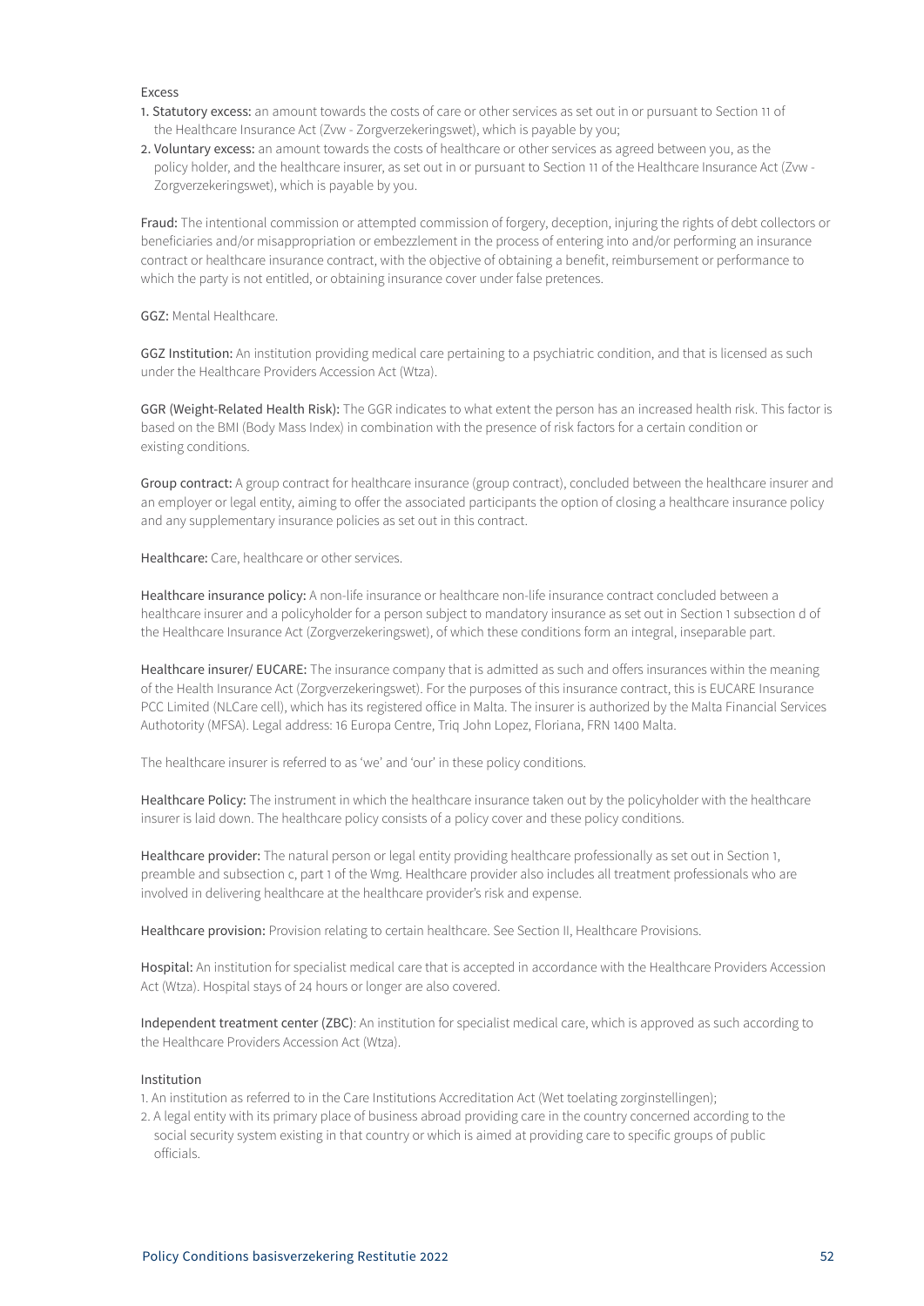Excess

1. **Statutory excess:** an amount towards the costs of care or other services as set out in or pursuant to Section 11 of the Healthcare Insurance Act (Zvw - Zorgverzekeringswet), which is payable by you;
2. **Voluntary excess:** an amount towards the costs of healthcare or other services as agreed between you, as the policy holder, and the healthcare insurer, as set out in or pursuant to Section 11 of the Healthcare Insurance Act (Zvw - Zorgverzekeringswet), which is payable by you.

**Fraud:** The intentional commission or attempted commission of forgery, deception, injuring the rights of debt collectors or beneficiaries and/or misappropriation or embezzlement in the process of entering into and/or performing an insurance contract or healthcare insurance contract, with the objective of obtaining a benefit, reimbursement or performance to which the party is not entitled, or obtaining insurance cover under false pretences.

**GGZ:** Mental Healthcare.

**GGZ Institution:** An institution providing medical care pertaining to a psychiatric condition, and that is licensed as such under the Healthcare Providers Accession Act (Wtza).

**GGR (Weight-Related Health Risk):** The GGR indicates to what extent the person has an increased health risk. This factor is based on the BMI (Body Mass Index) in combination with the presence of risk factors for a certain condition or existing conditions.

**Group contract:** A group contract for healthcare insurance (group contract), concluded between the healthcare insurer and an employer or legal entity, aiming to offer the associated participants the option of closing a healthcare insurance policy and any supplementary insurance policies as set out in this contract.

**Healthcare:** Care, healthcare or other services.

**Healthcare insurance policy:** A non-life insurance or healthcare non-life insurance contract concluded between a healthcare insurer and a policyholder for a person subject to mandatory insurance as set out in Section 1 subsection d of the Healthcare Insurance Act (Zorgverzekeringswet), of which these conditions form an integral, inseparable part.

**Healthcare insurer/ EUCARE:** The insurance company that is admitted as such and offers insurances within the meaning of the Health Insurance Act (Zorgverzekeringswet). For the purposes of this insurance contract, this is EUCARE Insurance PCC Limited (NLCare cell), which has its registered office in Malta. The insurer is authorized by the Malta Financial Services Authotority (MFSA). Legal address: 16 Europa Centre, Triq John Lopez, Floriana, FRN 1400 Malta.

The healthcare insurer is referred to as 'we' and 'our' in these policy conditions.

**Healthcare Policy:** The instrument in which the healthcare insurance taken out by the policyholder with the healthcare insurer is laid down. The healthcare policy consists of a policy cover and these policy conditions.

**Healthcare provider:** The natural person or legal entity providing healthcare professionally as set out in Section 1, preamble and subsection c, part 1 of the Wmg. Healthcare provider also includes all treatment professionals who are involved in delivering healthcare at the healthcare provider's risk and expense.

**Healthcare provision:** Provision relating to certain healthcare. See Section II, Healthcare Provisions.

**Hospital:** An institution for specialist medical care that is accepted in accordance with the Healthcare Providers Accession Act (Wtza). Hospital stays of 24 hours or longer are also covered.

**Independent treatment center (ZBC)**: An institution for specialist medical care, which is approved as such according to the Healthcare Providers Accession Act (Wtza).

Institution

1. An institution as referred to in the Care Institutions Accreditation Act (Wet toelating zorginstellingen);
2. A legal entity with its primary place of business abroad providing care in the country concerned according to the social security system existing in that country or which is aimed at providing care to specific groups of public officials.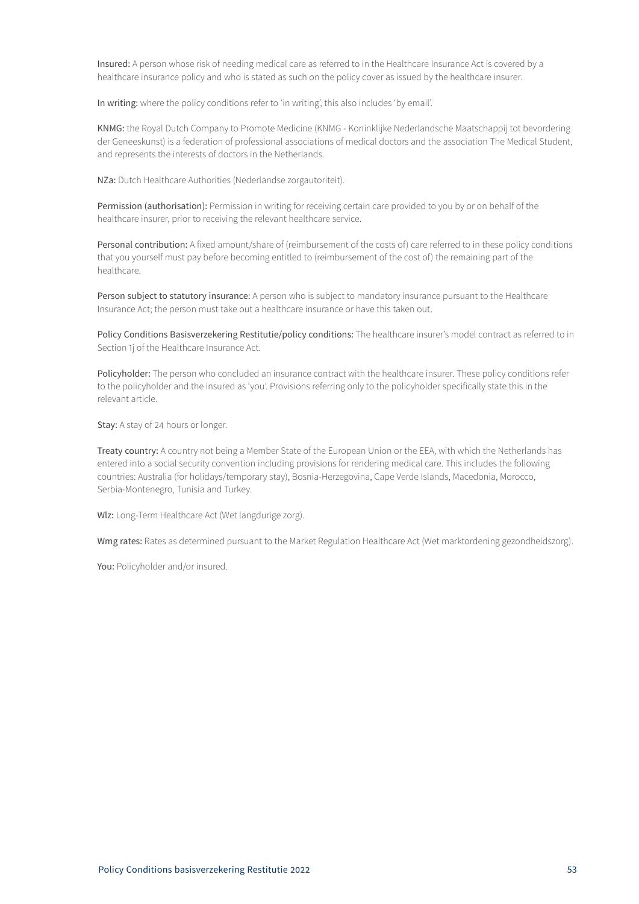**Insured:** A person whose risk of needing medical care as referred to in the Healthcare Insurance Act is covered by a healthcare insurance policy and who is stated as such on the policy cover as issued by the healthcare insurer.

**In writing:** where the policy conditions refer to 'in writing', this also includes 'by email'.

**KNMG:** the Royal Dutch Company to Promote Medicine (KNMG - Koninklijke Nederlandsche Maatschappij tot bevordering der Geneeskunst) is a federation of professional associations of medical doctors and the association The Medical Student, and represents the interests of doctors in the Netherlands.

**NZa:** Dutch Healthcare Authorities (Nederlandse zorgautoriteit).

**Permission (authorisation):** Permission in writing for receiving certain care provided to you by or on behalf of the healthcare insurer, prior to receiving the relevant healthcare service.

**Personal contribution:** A fixed amount/share of (reimbursement of the costs of) care referred to in these policy conditions that you yourself must pay before becoming entitled to (reimbursement of the cost of) the remaining part of the healthcare.

**Person subject to statutory insurance:** A person who is subject to mandatory insurance pursuant to the Healthcare Insurance Act; the person must take out a healthcare insurance or have this taken out.

**Policy Conditions Basisverzekering Restitutie/policy conditions:** The healthcare insurer's model contract as referred to in Section 1j of the Healthcare Insurance Act.

**Policyholder:** The person who concluded an insurance contract with the healthcare insurer. These policy conditions refer to the policyholder and the insured as 'you'. Provisions referring only to the policyholder specifically state this in the relevant article.

**Stay:** A stay of 24 hours or longer.

**Treaty country:** A country not being a Member State of the European Union or the EEA, with which the Netherlands has entered into a social security convention including provisions for rendering medical care. This includes the following countries: Australia (for holidays/temporary stay), Bosnia-Herzegovina, Cape Verde Islands, Macedonia, Morocco, Serbia-Montenegro, Tunisia and Turkey.

**Wlz:** Long-Term Healthcare Act (Wet langdurige zorg).

**Wmg rates:** Rates as determined pursuant to the Market Regulation Healthcare Act (Wet marktordening gezondheidszorg).

**You:** Policyholder and/or insured.